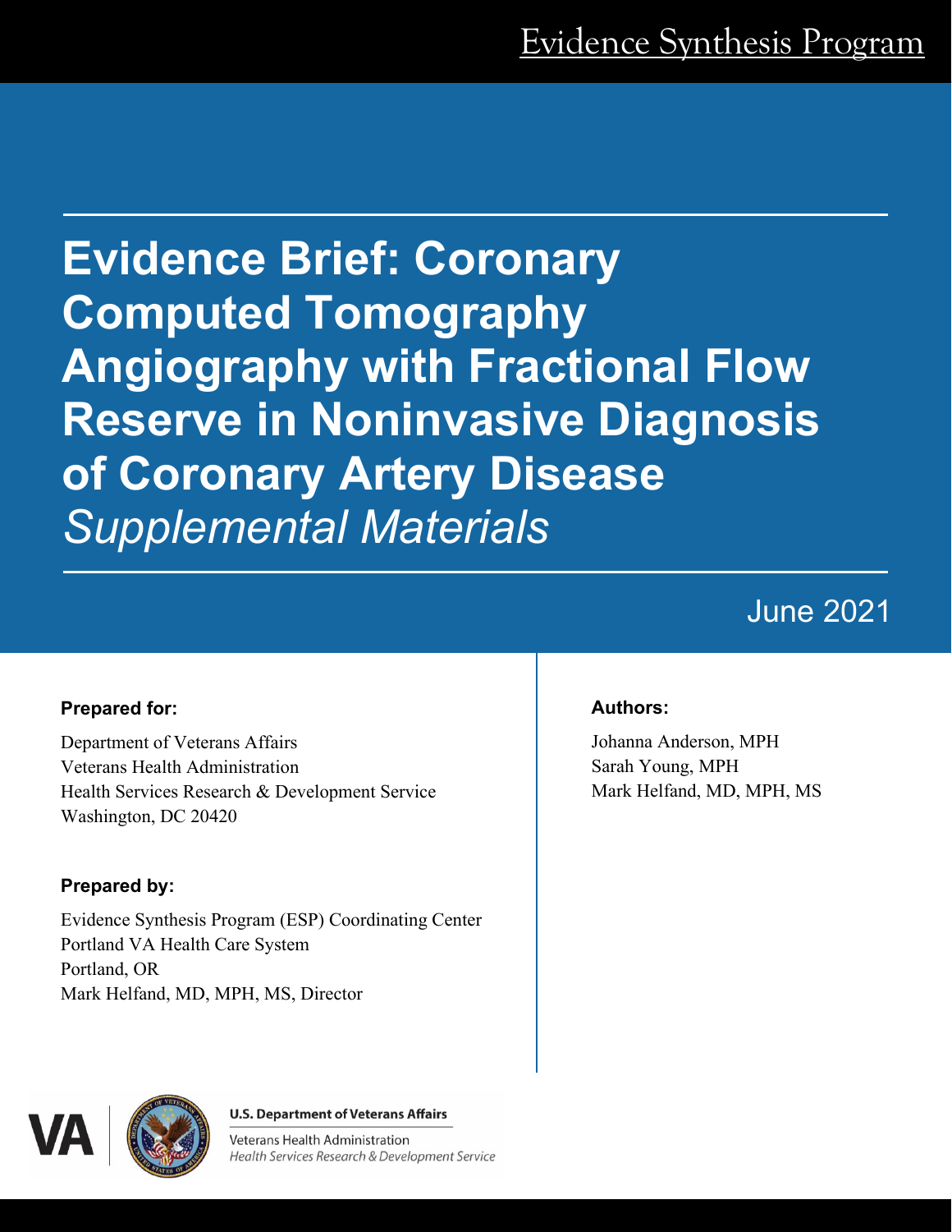Evidence Synthesis Program

# Evidence Brief: Coronary Computed Tomography Angiography with Fractional Flow Reserve in Noninvasive Diagnosis of Coronary Artery Disease

*Supplemental Materials*

June 2021

**Prepared for:**

Department of Veterans Affairs
Veterans Health Administration
Health Services Research & Development Service
Washington, DC 20420

**Prepared by:**

Evidence Synthesis Program (ESP) Coordinating Center
Portland VA Health Care System
Portland, OR
Mark Helfand, MD, MPH, MS, Director

**Authors:**

Johanna Anderson, MPH
Sarah Young, MPH
Mark Helfand, MD, MPH, MS

U.S. Department of Veterans Affairs
Veterans Health Administration
*Health Services Research & Development Service*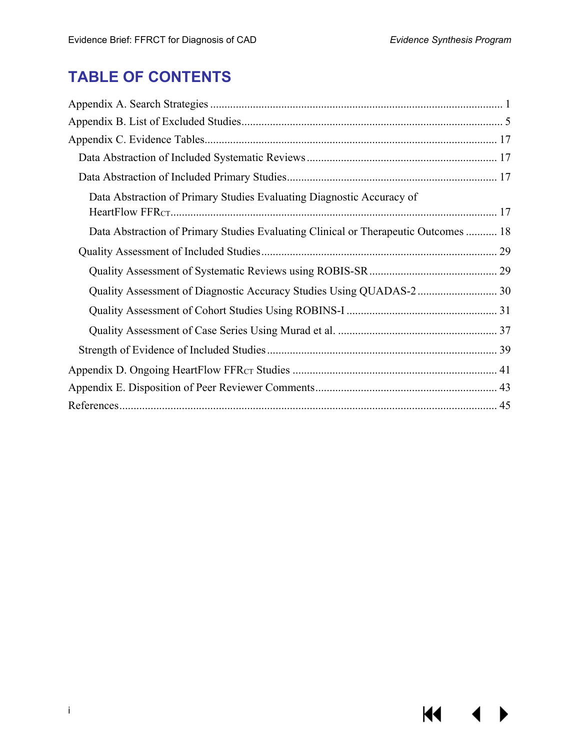# TABLE OF CONTENTS

Appendix A. Search Strategies ... 1

Appendix B. List of Excluded Studies ... 5

Appendix C. Evidence Tables ... 17

- Data Abstraction of Included Systematic Reviews ... 17
- Data Abstraction of Included Primary Studies ... 17
  - Data Abstraction of Primary Studies Evaluating Diagnostic Accuracy of HeartFlow $FFR_{CT}$ ... 17
  - Data Abstraction of Primary Studies Evaluating Clinical or Therapeutic Outcomes ... 18
- Quality Assessment of Included Studies ... 29
  - Quality Assessment of Systematic Reviews using ROBIS-SR ... 29
  - Quality Assessment of Diagnostic Accuracy Studies Using QUADAS-2 ... 30
  - Quality Assessment of Cohort Studies Using ROBINS-I ... 31
  - Quality Assessment of Case Series Using Murad et al. ... 37
- Strength of Evidence of Included Studies ... 39

Appendix D. Ongoing HeartFlow $FFR_{CT}$ Studies ... 41

Appendix E. Disposition of Peer Reviewer Comments ... 43

References ... 45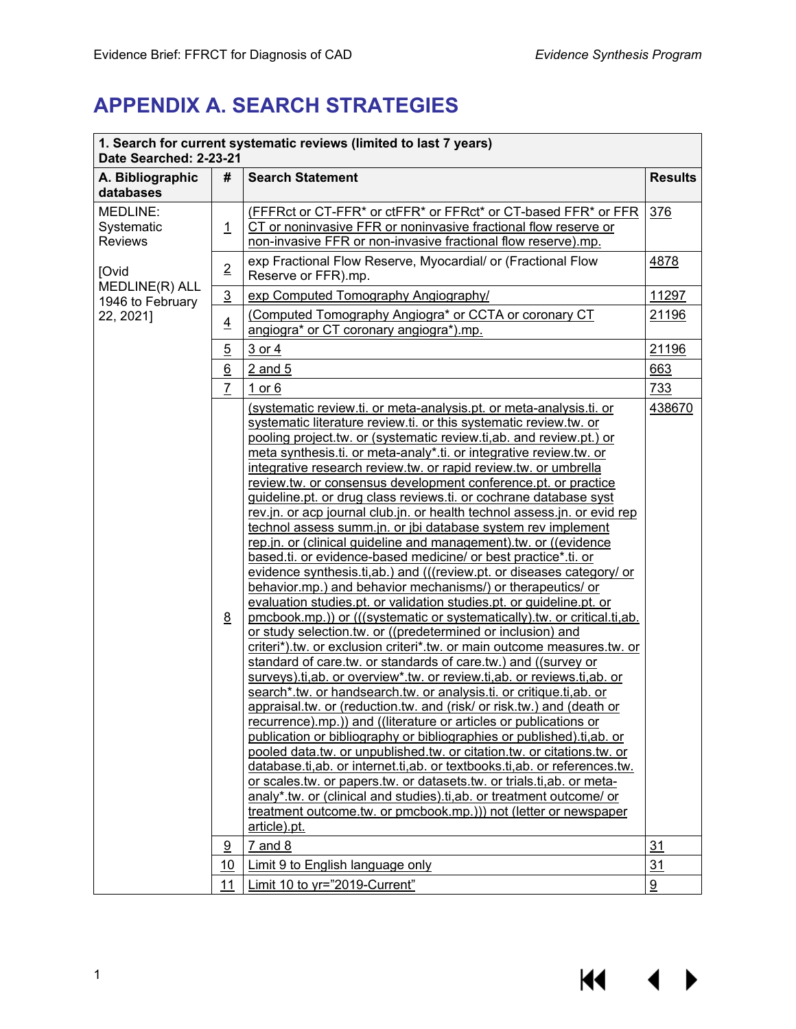# APPENDIX A. SEARCH STRATEGIES

| 1. Search for current systematic reviews (limited to last 7 years)<br>Date Searched: 2-23-21 | | | |
|---|---|---|---|
| **A. Bibliographic databases** | **#** | **Search Statement** | **Results** |
| MEDLINE: Systematic Reviews<br><br>[Ovid MEDLINE(R) ALL 1946 to February 22, 2021] | 1 | (FFFRct or CT-FFR* or ctFFR* or FFRct* or CT-based FFR* or FFR CT or noninvasive FFR or noninvasive fractional flow reserve or non-invasive FFR or non-invasive fractional flow reserve).mp. | 376 |
| | 2 | exp Fractional Flow Reserve, Myocardial/ or (Fractional Flow Reserve or FFR).mp. | 4878 |
| | 3 | exp Computed Tomography Angiography/ | 11297 |
| | 4 | (Computed Tomography Angiogra* or CCTA or coronary CT angiogra* or CT coronary angiogra*).mp. | 21196 |
| | 5 | 3 or 4 | 21196 |
| | 6 | 2 and 5 | 663 |
| | 7 | 1 or 6 | 733 |
| | 8 | (systematic review.ti. or meta-analysis.pt. or meta-analysis.ti. or systematic literature review.ti. or this systematic review.tw. or pooling project.tw. or (systematic review.ti,ab. and review.pt.) or meta synthesis.ti. or meta-analy*.ti. or integrative review.tw. or integrative research review.tw. or rapid review.tw. or umbrella review.tw. or consensus development conference.pt. or practice guideline.pt. or drug class reviews.ti. or cochrane database syst rev.jn. or acp journal club.jn. or health technol assess.jn. or evid rep technol assess summ.jn. or jbi database system rev implement rep.jn. or (clinical guideline and management).tw. or ((evidence based.ti. or evidence-based medicine/ or best practice*.ti. or evidence synthesis.ti,ab.) and (((review.pt. or diseases category/ or behavior.mp.) and behavior mechanisms/) or therapeutics/ or evaluation studies.pt. or validation studies.pt. or guideline.pt. or pmcbook.mp.)) or (((systematic or systematically).tw. or critical.ti,ab. or study selection.tw. or ((predetermined or inclusion) and criteri*).tw. or exclusion criteri*.tw. or main outcome measures.tw. or standard of care.tw. or standards of care.tw.) and ((survey or surveys).ti,ab. or overview*.tw. or review.ti,ab. or reviews.ti,ab. or search*.tw. or handsearch.tw. or analysis.ti. or critique.ti,ab. or appraisal.tw. or (reduction.tw. and (risk/ or risk.tw.) and (death or recurrence).mp.)) and ((literature or articles or publications or publication or bibliography or bibliographies or published).ti,ab. or pooled data.tw. or unpublished.tw. or citation.tw. or citations.tw. or database.ti,ab. or internet.ti,ab. or textbooks.ti,ab. or references.tw. or scales.tw. or papers.tw. or datasets.tw. or trials.ti,ab. or meta-analy*.tw. or (clinical and studies).ti,ab. or treatment outcome/ or treatment outcome.tw. or pmcbook.mp.))) not (letter or newspaper article).pt. | 438670 |
| | 9 | 7 and 8 | 31 |
| | 10 | Limit 9 to English language only | 31 |
| | 11 | Limit 10 to yr="2019-Current" | 9 |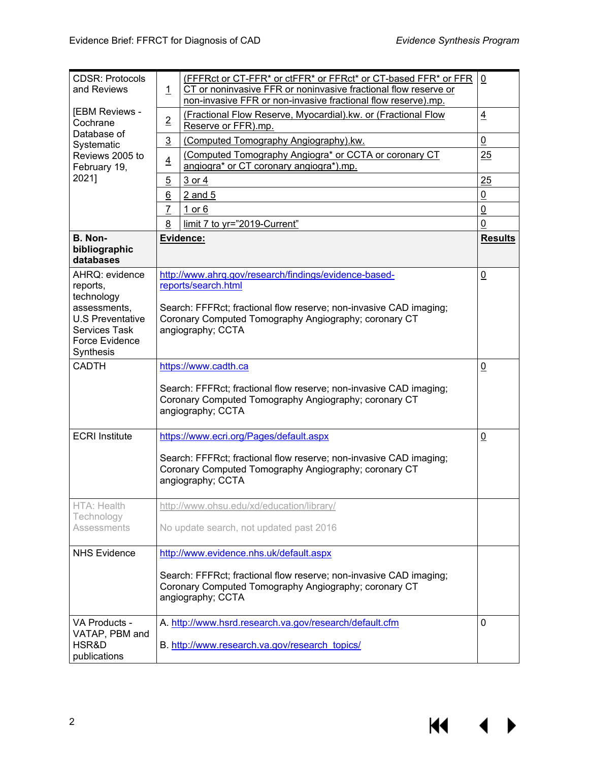| CDSR: Protocols and Reviews<br><br>[EBM Reviews - Cochrane Database of Systematic Reviews 2005 to February 19, 2021] | 1 | (FFFRct or CT-FFR* or ctFFR* or FFRct* or CT-based FFR* or FFR CT or noninvasive FFR or noninvasive fractional flow reserve or non-invasive FFR or non-invasive fractional flow reserve).mp. | 0 |
|---|---|---|---|
| | 2 | (Fractional Flow Reserve, Myocardial).kw. or (Fractional Flow Reserve or FFR).mp. | 4 |
| | 3 | (Computed Tomography Angiography).kw. | 0 |
| | 4 | (Computed Tomography Angiogra* or CCTA or coronary CT angiogra* or CT coronary angiogra*).mp. | 25 |
| | 5 | 3 or 4 | 25 |
| | 6 | 2 and 5 | 0 |
| | 7 | 1 or 6 | 0 |
| | 8 | limit 7 to yr="2019-Current" | 0 |
| **B. Non-bibliographic databases** | **Evidence:** | | **Results** |
| AHRQ: evidence reports, technology assessments, U.S Preventative Services Task Force Evidence Synthesis | http://www.ahrq.gov/research/findings/evidence-based-reports/search.html<br><br>Search: FFFRct; fractional flow reserve; non-invasive CAD imaging; Coronary Computed Tomography Angiography; coronary CT angiography; CCTA | | 0 |
| CADTH | https://www.cadth.ca<br><br>Search: FFFRct; fractional flow reserve; non-invasive CAD imaging; Coronary Computed Tomography Angiography; coronary CT angiography; CCTA | | 0 |
| ECRI Institute | https://www.ecri.org/Pages/default.aspx<br><br>Search: FFFRct; fractional flow reserve; non-invasive CAD imaging; Coronary Computed Tomography Angiography; coronary CT angiography; CCTA | | 0 |
| HTA: Health Technology Assessments | http://www.ohsu.edu/xd/education/library/<br><br>No update search, not updated past 2016 | | |
| NHS Evidence | http://www.evidence.nhs.uk/default.aspx<br><br>Search: FFFRct; fractional flow reserve; non-invasive CAD imaging; Coronary Computed Tomography Angiography; coronary CT angiography; CCTA | | |
| VA Products - VATAP, PBM and HSR&D publications | A. http://www.hsrd.research.va.gov/research/default.cfm<br><br>B. http://www.research.va.gov/research_topics/ | | 0 |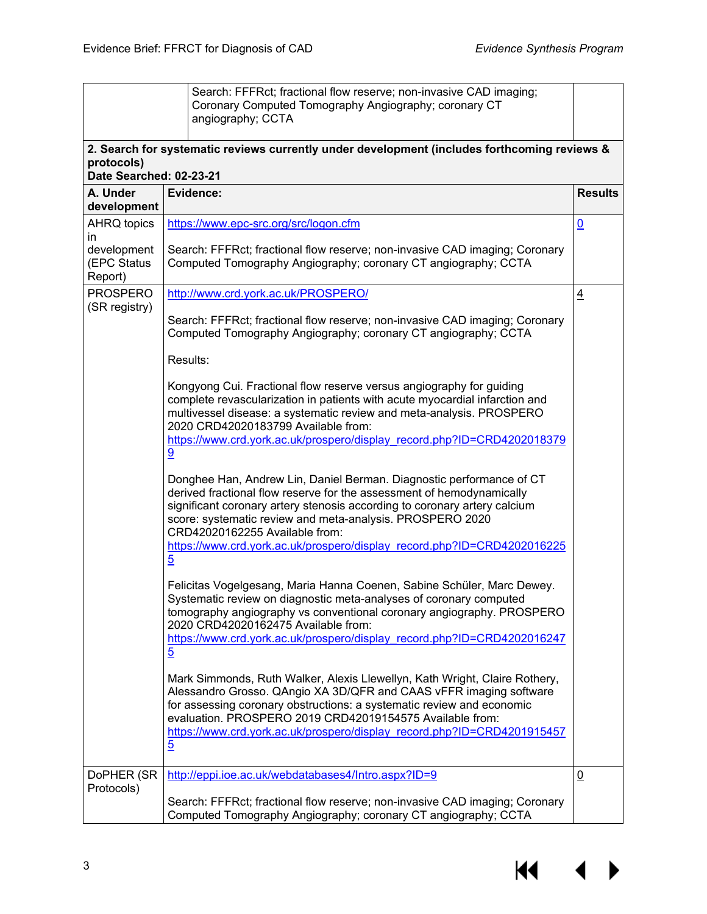| | Search: FFFRct; fractional flow reserve; non-invasive CAD imaging; Coronary Computed Tomography Angiography; coronary CT angiography; CCTA | |
|---|---|---|
| **2. Search for systematic reviews currently under development (includes forthcoming reviews & protocols)**<br>**Date Searched: 02-23-21** | | |
| **A. Under development** | **Evidence:** | **Results** |
| AHRQ topics in development (EPC Status Report) | https://www.epc-src.org/src/logon.cfm<br><br>Search: FFFRct; fractional flow reserve; non-invasive CAD imaging; Coronary Computed Tomography Angiography; coronary CT angiography; CCTA | 0 |
| PROSPERO (SR registry) | http://www.crd.york.ac.uk/PROSPERO/<br><br>Search: FFFRct; fractional flow reserve; non-invasive CAD imaging; Coronary Computed Tomography Angiography; coronary CT angiography; CCTA<br><br>Results:<br><br>Kongyong Cui. Fractional flow reserve versus angiography for guiding complete revascularization in patients with acute myocardial infarction and multivessel disease: a systematic review and meta-analysis. PROSPERO 2020 CRD42020183799 Available from: https://www.crd.york.ac.uk/prospero/display_record.php?ID=CRD42020183799<br><br>Donghee Han, Andrew Lin, Daniel Berman. Diagnostic performance of CT derived fractional flow reserve for the assessment of hemodynamically significant coronary artery stenosis according to coronary artery calcium score: systematic review and meta-analysis. PROSPERO 2020 CRD42020162255 Available from: https://www.crd.york.ac.uk/prospero/display_record.php?ID=CRD42020162255<br><br>Felicitas Vogelgesang, Maria Hanna Coenen, Sabine Schüler, Marc Dewey. Systematic review on diagnostic meta-analyses of coronary computed tomography angiography vs conventional coronary angiography. PROSPERO 2020 CRD42020162475 Available from: https://www.crd.york.ac.uk/prospero/display_record.php?ID=CRD42020162475<br><br>Mark Simmonds, Ruth Walker, Alexis Llewellyn, Kath Wright, Claire Rothery, Alessandro Grosso. QAngio XA 3D/QFR and CAAS vFFR imaging software for assessing coronary obstructions: a systematic review and economic evaluation. PROSPERO 2019 CRD42019154575 Available from: https://www.crd.york.ac.uk/prospero/display_record.php?ID=CRD42019154575 | 4 |
| DoPHER (SR Protocols) | http://eppi.ioe.ac.uk/webdatabases4/Intro.aspx?ID=9<br><br>Search: FFFRct; fractional flow reserve; non-invasive CAD imaging; Coronary Computed Tomography Angiography; coronary CT angiography; CCTA | 0 |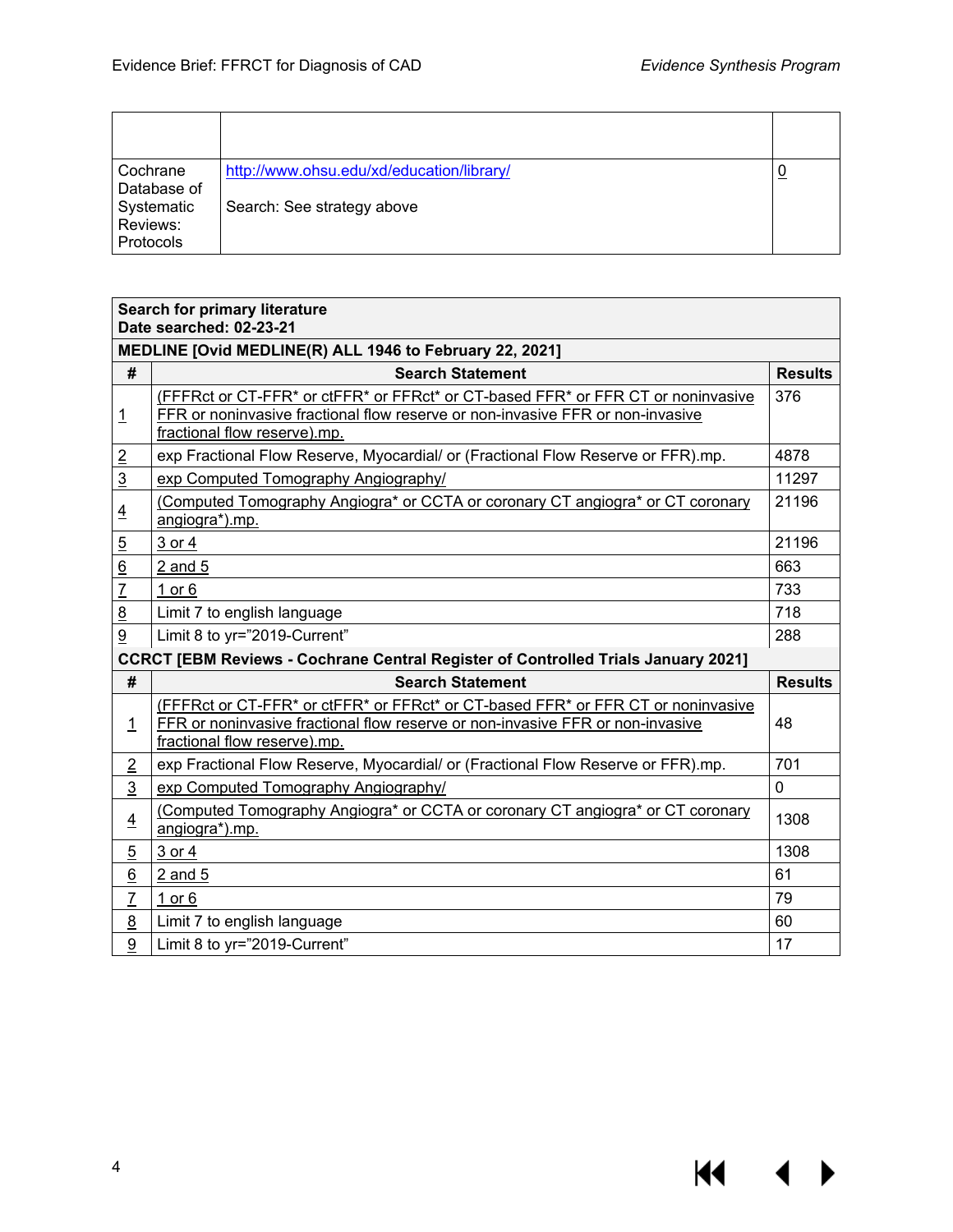| | | |
|---|---|---|
| Cochrane Database of Systematic Reviews: Protocols | http://www.ohsu.edu/xd/education/library/<br><br>Search: See strategy above | 0 |

| **Search for primary literature**<br>**Date searched: 02-23-21** | | |
|---|---|---|
| **MEDLINE [Ovid MEDLINE(R) ALL 1946 to February 22, 2021]** | | |
| **#** | **Search Statement** | **Results** |
| 1 | (FFFRct or CT-FFR* or ctFFR* or FFRct* or CT-based FFR* or FFR CT or noninvasive FFR or noninvasive fractional flow reserve or non-invasive FFR or non-invasive fractional flow reserve).mp. | 376 |
| 2 | exp Fractional Flow Reserve, Myocardial/ or (Fractional Flow Reserve or FFR).mp. | 4878 |
| 3 | exp Computed Tomography Angiography/ | 11297 |
| 4 | (Computed Tomography Angiogra* or CCTA or coronary CT angiogra* or CT coronary angiogra*).mp. | 21196 |
| 5 | 3 or 4 | 21196 |
| 6 | 2 and 5 | 663 |
| 7 | 1 or 6 | 733 |
| 8 | Limit 7 to english language | 718 |
| 9 | Limit 8 to yr="2019-Current" | 288 |
| **CCRCT [EBM Reviews - Cochrane Central Register of Controlled Trials January 2021]** | | |
| **#** | **Search Statement** | **Results** |
| 1 | (FFFRct or CT-FFR* or ctFFR* or FFRct* or CT-based FFR* or FFR CT or noninvasive FFR or noninvasive fractional flow reserve or non-invasive FFR or non-invasive fractional flow reserve).mp. | 48 |
| 2 | exp Fractional Flow Reserve, Myocardial/ or (Fractional Flow Reserve or FFR).mp. | 701 |
| 3 | exp Computed Tomography Angiography/ | 0 |
| 4 | (Computed Tomography Angiogra* or CCTA or coronary CT angiogra* or CT coronary angiogra*).mp. | 1308 |
| 5 | 3 or 4 | 1308 |
| 6 | 2 and 5 | 61 |
| 7 | 1 or 6 | 79 |
| 8 | Limit 7 to english language | 60 |
| 9 | Limit 8 to yr="2019-Current" | 17 |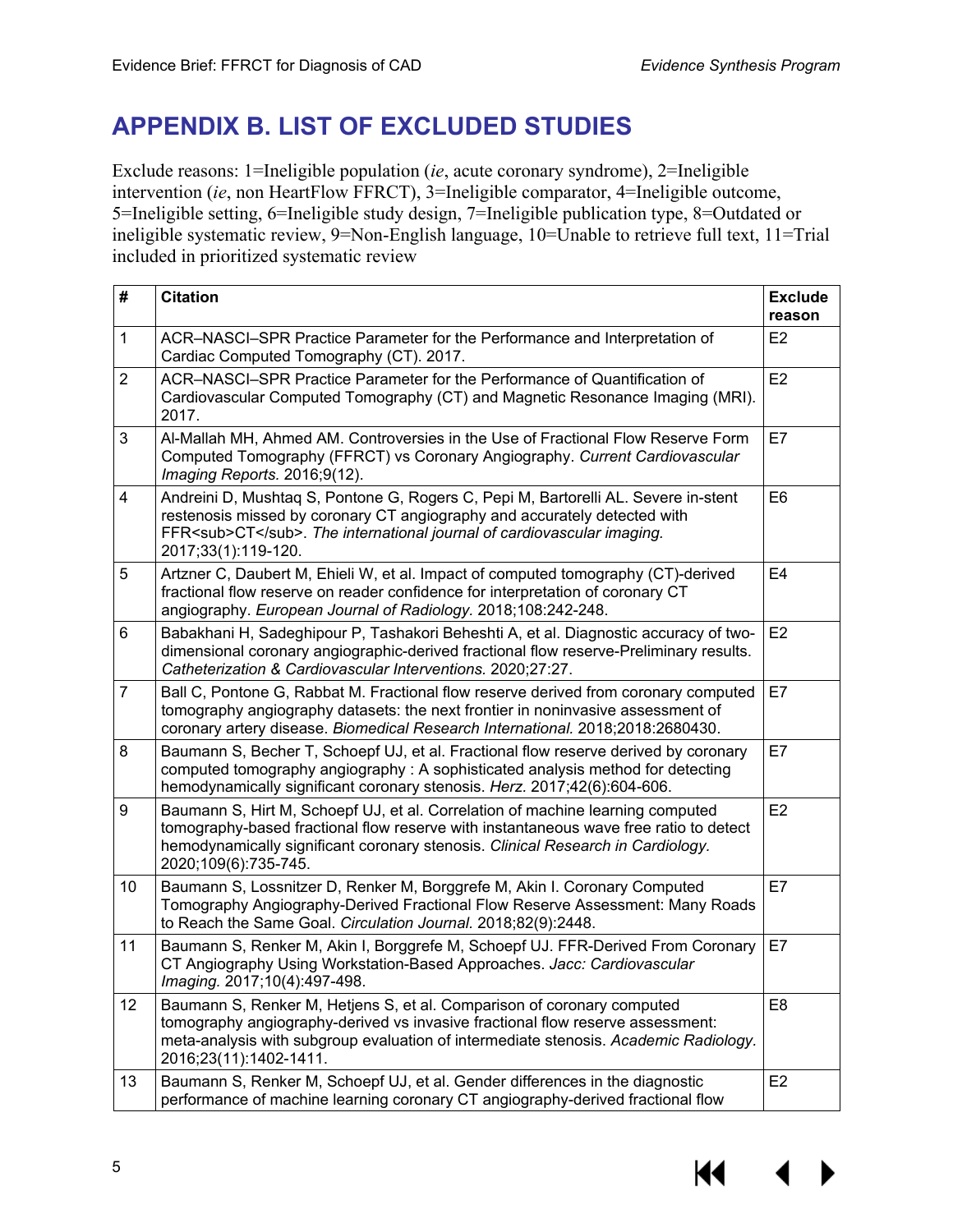# APPENDIX B. LIST OF EXCLUDED STUDIES

Exclude reasons: 1=Ineligible population (*ie*, acute coronary syndrome), 2=Ineligible intervention (*ie*, non HeartFlow FFRCT), 3=Ineligible comparator, 4=Ineligible outcome, 5=Ineligible setting, 6=Ineligible study design, 7=Ineligible publication type, 8=Outdated or ineligible systematic review, 9=Non-English language, 10=Unable to retrieve full text, 11=Trial included in prioritized systematic review

| # | Citation | Exclude reason |
|---|---|---|
| 1 | ACR–NASCI–SPR Practice Parameter for the Performance and Interpretation of Cardiac Computed Tomography (CT). 2017. | E2 |
| 2 | ACR–NASCI–SPR Practice Parameter for the Performance of Quantification of Cardiovascular Computed Tomography (CT) and Magnetic Resonance Imaging (MRI). 2017. | E2 |
| 3 | Al-Mallah MH, Ahmed AM. Controversies in the Use of Fractional Flow Reserve Form Computed Tomography (FFRCT) vs Coronary Angiography. *Current Cardiovascular Imaging Reports.* 2016;9(12). | E7 |
| 4 | Andreini D, Mushtaq S, Pontone G, Rogers C, Pepi M, Bartorelli AL. Severe in-stent restenosis missed by coronary CT angiography and accurately detected with FFR<sub>CT</sub>. *The international journal of cardiovascular imaging.* 2017;33(1):119-120. | E6 |
| 5 | Artzner C, Daubert M, Ehieli W, et al. Impact of computed tomography (CT)-derived fractional flow reserve on reader confidence for interpretation of coronary CT angiography. *European Journal of Radiology.* 2018;108:242-248. | E4 |
| 6 | Babakhani H, Sadeghipour P, Tashakori Beheshti A, et al. Diagnostic accuracy of two-dimensional coronary angiographic-derived fractional flow reserve-Preliminary results. *Catheterization & Cardiovascular Interventions.* 2020;27:27. | E2 |
| 7 | Ball C, Pontone G, Rabbat M. Fractional flow reserve derived from coronary computed tomography angiography datasets: the next frontier in noninvasive assessment of coronary artery disease. *Biomedical Research International.* 2018;2018:2680430. | E7 |
| 8 | Baumann S, Becher T, Schoepf UJ, et al. Fractional flow reserve derived by coronary computed tomography angiography : A sophisticated analysis method for detecting hemodynamically significant coronary stenosis. *Herz.* 2017;42(6):604-606. | E7 |
| 9 | Baumann S, Hirt M, Schoepf UJ, et al. Correlation of machine learning computed tomography-based fractional flow reserve with instantaneous wave free ratio to detect hemodynamically significant coronary stenosis. *Clinical Research in Cardiology.* 2020;109(6):735-745. | E2 |
| 10 | Baumann S, Lossnitzer D, Renker M, Borggrefe M, Akin I. Coronary Computed Tomography Angiography-Derived Fractional Flow Reserve Assessment: Many Roads to Reach the Same Goal. *Circulation Journal.* 2018;82(9):2448. | E7 |
| 11 | Baumann S, Renker M, Akin I, Borggrefe M, Schoepf UJ. FFR-Derived From Coronary CT Angiography Using Workstation-Based Approaches. *Jacc: Cardiovascular Imaging.* 2017;10(4):497-498. | E7 |
| 12 | Baumann S, Renker M, Hetjens S, et al. Comparison of coronary computed tomography angiography-derived vs invasive fractional flow reserve assessment: meta-analysis with subgroup evaluation of intermediate stenosis. *Academic Radiology.* 2016;23(11):1402-1411. | E8 |
| 13 | Baumann S, Renker M, Schoepf UJ, et al. Gender differences in the diagnostic performance of machine learning coronary CT angiography-derived fractional flow | E2 |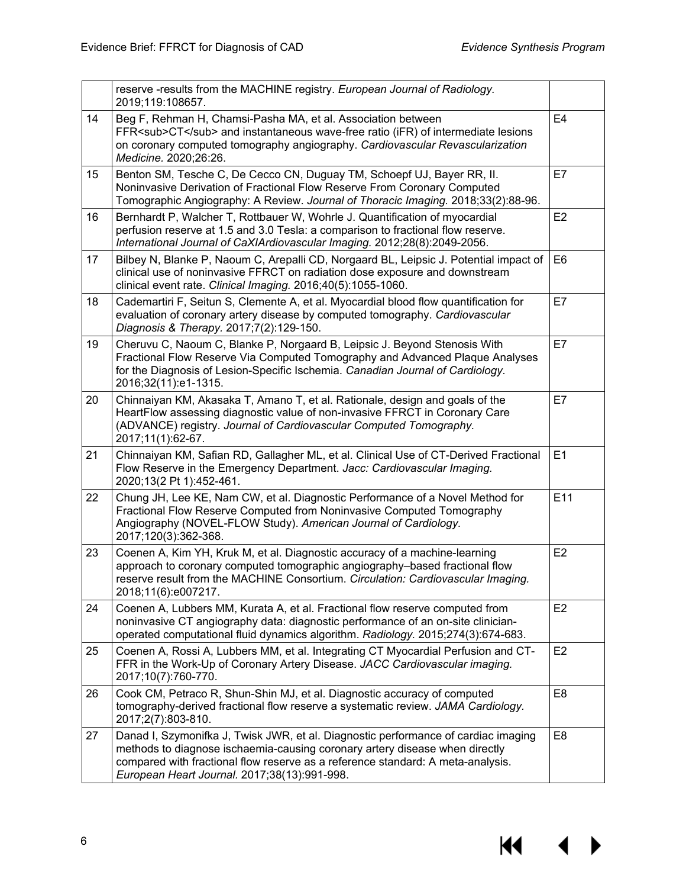| | | |
|---|---|---|
| | reserve -results from the MACHINE registry. *European Journal of Radiology.* 2019;119:108657. | |
| 14 | Beg F, Rehman H, Chamsi-Pasha MA, et al. Association between FFR<sub>CT</sub> and instantaneous wave-free ratio (iFR) of intermediate lesions on coronary computed tomography angiography. *Cardiovascular Revascularization Medicine.* 2020;26:26. | E4 |
| 15 | Benton SM, Tesche C, De Cecco CN, Duguay TM, Schoepf UJ, Bayer RR, II. Noninvasive Derivation of Fractional Flow Reserve From Coronary Computed Tomographic Angiography: A Review. *Journal of Thoracic Imaging.* 2018;33(2):88-96. | E7 |
| 16 | Bernhardt P, Walcher T, Rottbauer W, Wohrle J. Quantification of myocardial perfusion reserve at 1.5 and 3.0 Tesla: a comparison to fractional flow reserve. *International Journal of CaXIArdiovascular Imaging.* 2012;28(8):2049-2056. | E2 |
| 17 | Bilbey N, Blanke P, Naoum C, Arepalli CD, Norgaard BL, Leipsic J. Potential impact of clinical use of noninvasive FFRCT on radiation dose exposure and downstream clinical event rate. *Clinical Imaging.* 2016;40(5):1055-1060. | E6 |
| 18 | Cademartiri F, Seitun S, Clemente A, et al. Myocardial blood flow quantification for evaluation of coronary artery disease by computed tomography. *Cardiovascular Diagnosis & Therapy.* 2017;7(2):129-150. | E7 |
| 19 | Cheruvu C, Naoum C, Blanke P, Norgaard B, Leipsic J. Beyond Stenosis With Fractional Flow Reserve Via Computed Tomography and Advanced Plaque Analyses for the Diagnosis of Lesion-Specific Ischemia. *Canadian Journal of Cardiology.* 2016;32(11):e1-1315. | E7 |
| 20 | Chinnaiyan KM, Akasaka T, Amano T, et al. Rationale, design and goals of the HeartFlow assessing diagnostic value of non-invasive FFRCT in Coronary Care (ADVANCE) registry. *Journal of Cardiovascular Computed Tomography.* 2017;11(1):62-67. | E7 |
| 21 | Chinnaiyan KM, Safian RD, Gallagher ML, et al. Clinical Use of CT-Derived Fractional Flow Reserve in the Emergency Department. *Jacc: Cardiovascular Imaging.* 2020;13(2 Pt 1):452-461. | E1 |
| 22 | Chung JH, Lee KE, Nam CW, et al. Diagnostic Performance of a Novel Method for Fractional Flow Reserve Computed from Noninvasive Computed Tomography Angiography (NOVEL-FLOW Study). *American Journal of Cardiology.* 2017;120(3):362-368. | E11 |
| 23 | Coenen A, Kim YH, Kruk M, et al. Diagnostic accuracy of a machine-learning approach to coronary computed tomographic angiography–based fractional flow reserve result from the MACHINE Consortium. *Circulation: Cardiovascular Imaging.* 2018;11(6):e007217. | E2 |
| 24 | Coenen A, Lubbers MM, Kurata A, et al. Fractional flow reserve computed from noninvasive CT angiography data: diagnostic performance of an on-site clinician-operated computational fluid dynamics algorithm. *Radiology.* 2015;274(3):674-683. | E2 |
| 25 | Coenen A, Rossi A, Lubbers MM, et al. Integrating CT Myocardial Perfusion and CT-FFR in the Work-Up of Coronary Artery Disease. *JACC Cardiovascular imaging.* 2017;10(7):760-770. | E2 |
| 26 | Cook CM, Petraco R, Shun-Shin MJ, et al. Diagnostic accuracy of computed tomography-derived fractional flow reserve a systematic review. *JAMA Cardiology.* 2017;2(7):803-810. | E8 |
| 27 | Danad I, Szymonifka J, Twisk JWR, et al. Diagnostic performance of cardiac imaging methods to diagnose ischaemia-causing coronary artery disease when directly compared with fractional flow reserve as a reference standard: A meta-analysis. *European Heart Journal.* 2017;38(13):991-998. | E8 |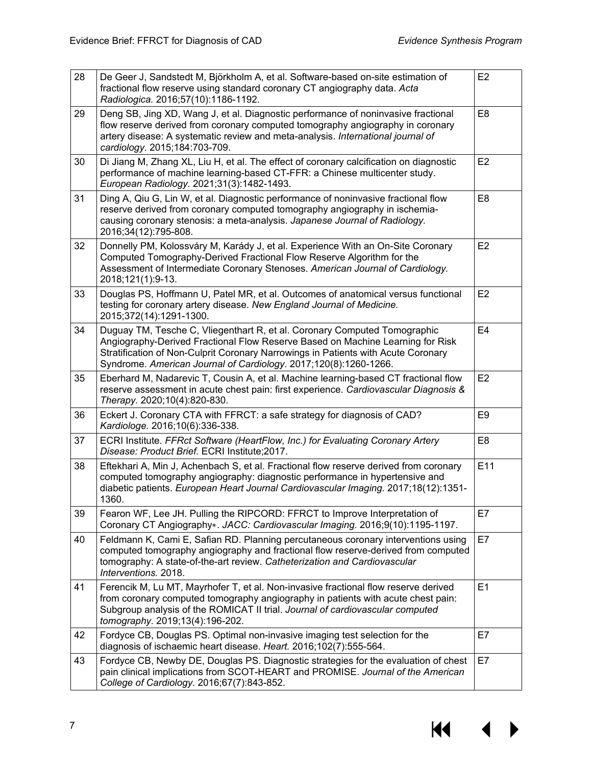| | | |
|---|---|---|
| 28 | De Geer J, Sandstedt M, Björkholm A, et al. Software-based on-site estimation of fractional flow reserve using standard coronary CT angiography data. *Acta Radiologica.* 2016;57(10):1186-1192. | E2 |
| 29 | Deng SB, Jing XD, Wang J, et al. Diagnostic performance of noninvasive fractional flow reserve derived from coronary computed tomography angiography in coronary artery disease: A systematic review and meta-analysis. *International journal of cardiology.* 2015;184:703-709. | E8 |
| 30 | Di Jiang M, Zhang XL, Liu H, et al. The effect of coronary calcification on diagnostic performance of machine learning-based CT-FFR: a Chinese multicenter study. *European Radiology.* 2021;31(3):1482-1493. | E2 |
| 31 | Ding A, Qiu G, Lin W, et al. Diagnostic performance of noninvasive fractional flow reserve derived from coronary computed tomography angiography in ischemia-causing coronary stenosis: a meta-analysis. *Japanese Journal of Radiology.* 2016;34(12):795-808. | E8 |
| 32 | Donnelly PM, Kolossváry M, Karády J, et al. Experience With an On-Site Coronary Computed Tomography-Derived Fractional Flow Reserve Algorithm for the Assessment of Intermediate Coronary Stenoses. *American Journal of Cardiology.* 2018;121(1):9-13. | E2 |
| 33 | Douglas PS, Hoffmann U, Patel MR, et al. Outcomes of anatomical versus functional testing for coronary artery disease. *New England Journal of Medicine.* 2015;372(14):1291-1300. | E2 |
| 34 | Duguay TM, Tesche C, Vliegenthart R, et al. Coronary Computed Tomographic Angiography-Derived Fractional Flow Reserve Based on Machine Learning for Risk Stratification of Non-Culprit Coronary Narrowings in Patients with Acute Coronary Syndrome. *American Journal of Cardiology.* 2017;120(8):1260-1266. | E4 |
| 35 | Eberhard M, Nadarevic T, Cousin A, et al. Machine learning-based CT fractional flow reserve assessment in acute chest pain: first experience. *Cardiovascular Diagnosis & Therapy.* 2020;10(4):820-830. | E2 |
| 36 | Eckert J. Coronary CTA with FFRCT: a safe strategy for diagnosis of CAD? *Kardiologe.* 2016;10(6):336-338. | E9 |
| 37 | ECRI Institute. *FFRct Software (HeartFlow, Inc.) for Evaluating Coronary Artery Disease: Product Brief.* ECRI Institute;2017. | E8 |
| 38 | Eftekhari A, Min J, Achenbach S, et al. Fractional flow reserve derived from coronary computed tomography angiography: diagnostic performance in hypertensive and diabetic patients. *European Heart Journal Cardiovascular Imaging.* 2017;18(12):1351-1360. | E11 |
| 39 | Fearon WF, Lee JH. Pulling the RIPCORD: FFRCT to Improve Interpretation of Coronary CT Angiography∗. *JACC: Cardiovascular Imaging.* 2016;9(10):1195-1197. | E7 |
| 40 | Feldmann K, Cami E, Safian RD. Planning percutaneous coronary interventions using computed tomography angiography and fractional flow reserve-derived from computed tomography: A state-of-the-art review. *Catheterization and Cardiovascular Interventions.* 2018. | E7 |
| 41 | Ferencik M, Lu MT, Mayrhofer T, et al. Non-invasive fractional flow reserve derived from coronary computed tomography angiography in patients with acute chest pain: Subgroup analysis of the ROMICAT II trial. *Journal of cardiovascular computed tomography.* 2019;13(4):196-202. | E1 |
| 42 | Fordyce CB, Douglas PS. Optimal non-invasive imaging test selection for the diagnosis of ischaemic heart disease. *Heart.* 2016;102(7):555-564. | E7 |
| 43 | Fordyce CB, Newby DE, Douglas PS. Diagnostic strategies for the evaluation of chest pain clinical implications from SCOT-HEART and PROMISE. *Journal of the American College of Cardiology.* 2016;67(7):843-852. | E7 |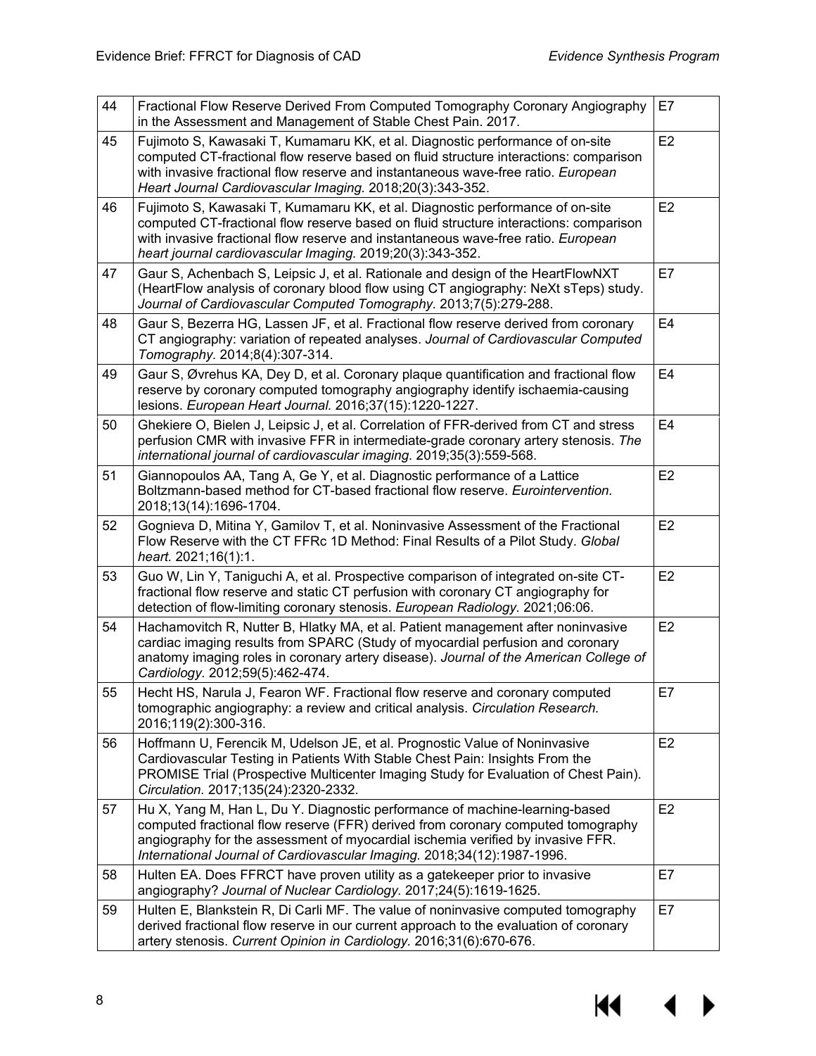| | | |
|---|---|---|
| 44 | Fractional Flow Reserve Derived From Computed Tomography Coronary Angiography in the Assessment and Management of Stable Chest Pain. 2017. | E7 |
| 45 | Fujimoto S, Kawasaki T, Kumamaru KK, et al. Diagnostic performance of on-site computed CT-fractional flow reserve based on fluid structure interactions: comparison with invasive fractional flow reserve and instantaneous wave-free ratio. *European Heart Journal Cardiovascular Imaging.* 2018;20(3):343-352. | E2 |
| 46 | Fujimoto S, Kawasaki T, Kumamaru KK, et al. Diagnostic performance of on-site computed CT-fractional flow reserve based on fluid structure interactions: comparison with invasive fractional flow reserve and instantaneous wave-free ratio. *European heart journal cardiovascular Imaging.* 2019;20(3):343-352. | E2 |
| 47 | Gaur S, Achenbach S, Leipsic J, et al. Rationale and design of the HeartFlowNXT (HeartFlow analysis of coronary blood flow using CT angiography: NeXt sTeps) study. *Journal of Cardiovascular Computed Tomography.* 2013;7(5):279-288. | E7 |
| 48 | Gaur S, Bezerra HG, Lassen JF, et al. Fractional flow reserve derived from coronary CT angiography: variation of repeated analyses. *Journal of Cardiovascular Computed Tomography.* 2014;8(4):307-314. | E4 |
| 49 | Gaur S, Øvrehus KA, Dey D, et al. Coronary plaque quantification and fractional flow reserve by coronary computed tomography angiography identify ischaemia-causing lesions. *European Heart Journal.* 2016;37(15):1220-1227. | E4 |
| 50 | Ghekiere O, Bielen J, Leipsic J, et al. Correlation of FFR-derived from CT and stress perfusion CMR with invasive FFR in intermediate-grade coronary artery stenosis. *The international journal of cardiovascular imaging.* 2019;35(3):559-568. | E4 |
| 51 | Giannopoulos AA, Tang A, Ge Y, et al. Diagnostic performance of a Lattice Boltzmann-based method for CT-based fractional flow reserve. *Eurointervention.* 2018;13(14):1696-1704. | E2 |
| 52 | Gognieva D, Mitina Y, Gamilov T, et al. Noninvasive Assessment of the Fractional Flow Reserve with the CT FFRc 1D Method: Final Results of a Pilot Study. *Global heart.* 2021;16(1):1. | E2 |
| 53 | Guo W, Lin Y, Taniguchi A, et al. Prospective comparison of integrated on-site CT-fractional flow reserve and static CT perfusion with coronary CT angiography for detection of flow-limiting coronary stenosis. *European Radiology.* 2021;06:06. | E2 |
| 54 | Hachamovitch R, Nutter B, Hlatky MA, et al. Patient management after noninvasive cardiac imaging results from SPARC (Study of myocardial perfusion and coronary anatomy imaging roles in coronary artery disease). *Journal of the American College of Cardiology.* 2012;59(5):462-474. | E2 |
| 55 | Hecht HS, Narula J, Fearon WF. Fractional flow reserve and coronary computed tomographic angiography: a review and critical analysis. *Circulation Research.* 2016;119(2):300-316. | E7 |
| 56 | Hoffmann U, Ferencik M, Udelson JE, et al. Prognostic Value of Noninvasive Cardiovascular Testing in Patients With Stable Chest Pain: Insights From the PROMISE Trial (Prospective Multicenter Imaging Study for Evaluation of Chest Pain). *Circulation.* 2017;135(24):2320-2332. | E2 |
| 57 | Hu X, Yang M, Han L, Du Y. Diagnostic performance of machine-learning-based computed fractional flow reserve (FFR) derived from coronary computed tomography angiography for the assessment of myocardial ischemia verified by invasive FFR. *International Journal of Cardiovascular Imaging.* 2018;34(12):1987-1996. | E2 |
| 58 | Hulten EA. Does FFRCT have proven utility as a gatekeeper prior to invasive angiography? *Journal of Nuclear Cardiology.* 2017;24(5):1619-1625. | E7 |
| 59 | Hulten E, Blankstein R, Di Carli MF. The value of noninvasive computed tomography derived fractional flow reserve in our current approach to the evaluation of coronary artery stenosis. *Current Opinion in Cardiology.* 2016;31(6):670-676. | E7 |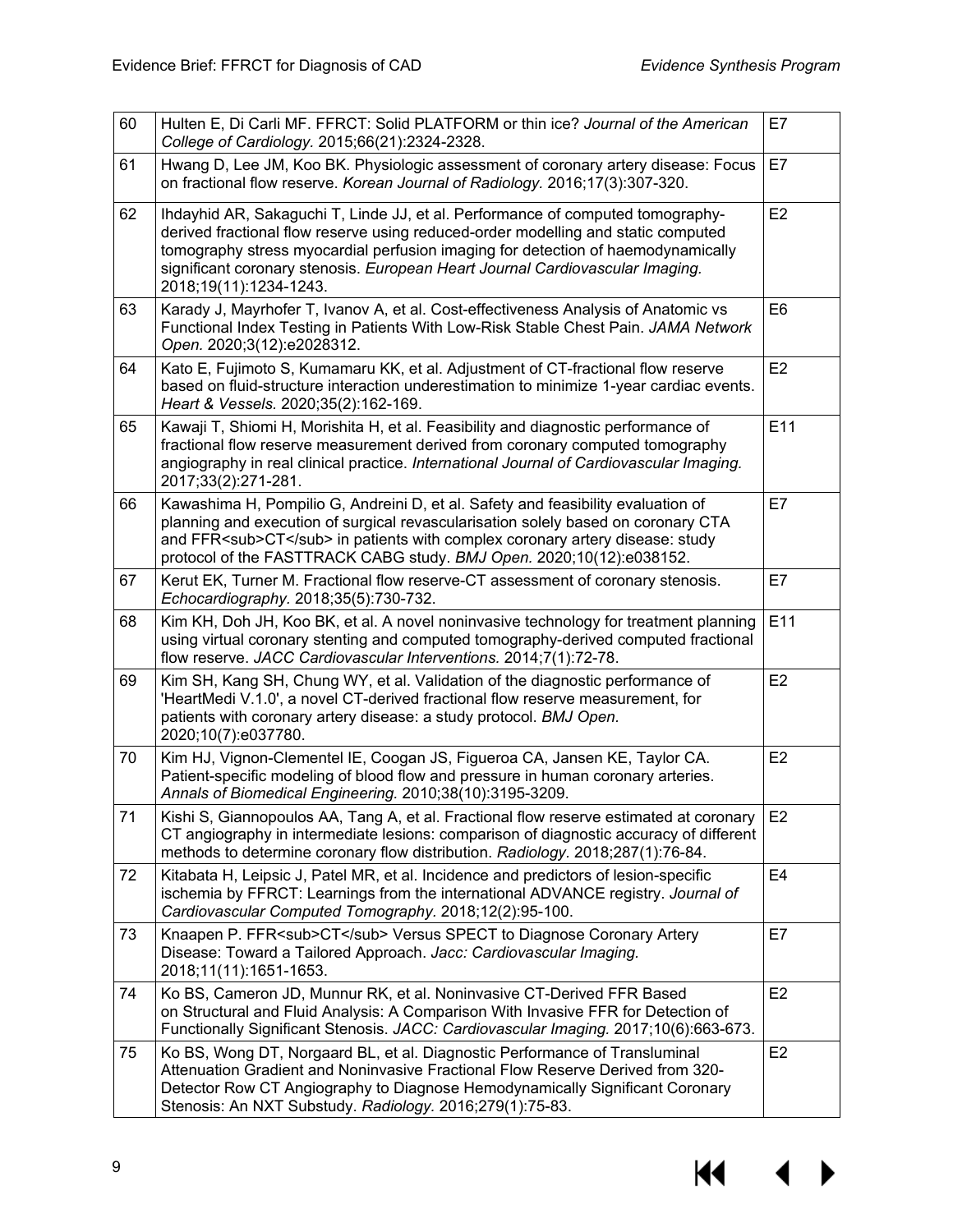| | | |
|---|---|---|
| 60 | Hulten E, Di Carli MF. FFRCT: Solid PLATFORM or thin ice? *Journal of the American College of Cardiology.* 2015;66(21):2324-2328. | E7 |
| 61 | Hwang D, Lee JM, Koo BK. Physiologic assessment of coronary artery disease: Focus on fractional flow reserve. *Korean Journal of Radiology.* 2016;17(3):307-320. | E7 |
| 62 | Ihdayhid AR, Sakaguchi T, Linde JJ, et al. Performance of computed tomography-derived fractional flow reserve using reduced-order modelling and static computed tomography stress myocardial perfusion imaging for detection of haemodynamically significant coronary stenosis. *European Heart Journal Cardiovascular Imaging.* 2018;19(11):1234-1243. | E2 |
| 63 | Karady J, Mayrhofer T, Ivanov A, et al. Cost-effectiveness Analysis of Anatomic vs Functional Index Testing in Patients With Low-Risk Stable Chest Pain. *JAMA Network Open.* 2020;3(12):e2028312. | E6 |
| 64 | Kato E, Fujimoto S, Kumamaru KK, et al. Adjustment of CT-fractional flow reserve based on fluid-structure interaction underestimation to minimize 1-year cardiac events. *Heart & Vessels.* 2020;35(2):162-169. | E2 |
| 65 | Kawaji T, Shiomi H, Morishita H, et al. Feasibility and diagnostic performance of fractional flow reserve measurement derived from coronary computed tomography angiography in real clinical practice. *International Journal of Cardiovascular Imaging.* 2017;33(2):271-281. | E11 |
| 66 | Kawashima H, Pompilio G, Andreini D, et al. Safety and feasibility evaluation of planning and execution of surgical revascularisation solely based on coronary CTA and $FFR_{CT}$ in patients with complex coronary artery disease: study protocol of the FASTTRACK CABG study. *BMJ Open.* 2020;10(12):e038152. | E7 |
| 67 | Kerut EK, Turner M. Fractional flow reserve-CT assessment of coronary stenosis. *Echocardiography.* 2018;35(5):730-732. | E7 |
| 68 | Kim KH, Doh JH, Koo BK, et al. A novel noninvasive technology for treatment planning using virtual coronary stenting and computed tomography-derived computed fractional flow reserve. *JACC Cardiovascular Interventions.* 2014;7(1):72-78. | E11 |
| 69 | Kim SH, Kang SH, Chung WY, et al. Validation of the diagnostic performance of 'HeartMedi V.1.0', a novel CT-derived fractional flow reserve measurement, for patients with coronary artery disease: a study protocol. *BMJ Open.* 2020;10(7):e037780. | E2 |
| 70 | Kim HJ, Vignon-Clementel IE, Coogan JS, Figueroa CA, Jansen KE, Taylor CA. Patient-specific modeling of blood flow and pressure in human coronary arteries. *Annals of Biomedical Engineering.* 2010;38(10):3195-3209. | E2 |
| 71 | Kishi S, Giannopoulos AA, Tang A, et al. Fractional flow reserve estimated at coronary CT angiography in intermediate lesions: comparison of diagnostic accuracy of different methods to determine coronary flow distribution. *Radiology.* 2018;287(1):76-84. | E2 |
| 72 | Kitabata H, Leipsic J, Patel MR, et al. Incidence and predictors of lesion-specific ischemia by FFRCT: Learnings from the international ADVANCE registry. *Journal of Cardiovascular Computed Tomography.* 2018;12(2):95-100. | E4 |
| 73 | Knaapen P. $FFR_{CT}$ Versus SPECT to Diagnose Coronary Artery Disease: Toward a Tailored Approach. *Jacc: Cardiovascular Imaging.* 2018;11(11):1651-1653. | E7 |
| 74 | Ko BS, Cameron JD, Munnur RK, et al. Noninvasive CT-Derived FFR Based on Structural and Fluid Analysis: A Comparison With Invasive FFR for Detection of Functionally Significant Stenosis. *JACC: Cardiovascular Imaging.* 2017;10(6):663-673. | E2 |
| 75 | Ko BS, Wong DT, Norgaard BL, et al. Diagnostic Performance of Transluminal Attenuation Gradient and Noninvasive Fractional Flow Reserve Derived from 320-Detector Row CT Angiography to Diagnose Hemodynamically Significant Coronary Stenosis: An NXT Substudy. *Radiology.* 2016;279(1):75-83. | E2 |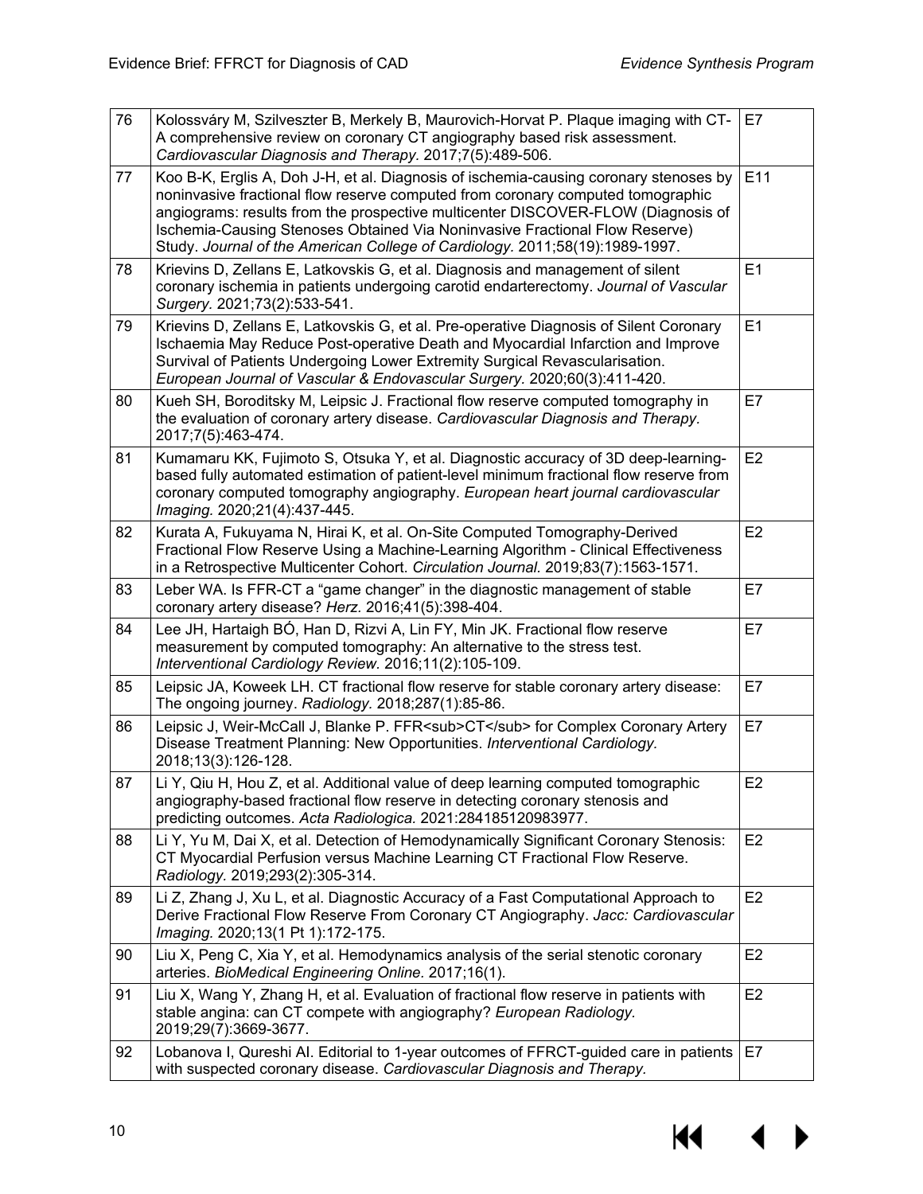| | | |
|---|---|---|
| 76 | Kolossváry M, Szilveszter B, Merkely B, Maurovich-Horvat P. Plaque imaging with CT- A comprehensive review on coronary CT angiography based risk assessment. *Cardiovascular Diagnosis and Therapy.* 2017;7(5):489-506. | E7 |
| 77 | Koo B-K, Erglis A, Doh J-H, et al. Diagnosis of ischemia-causing coronary stenoses by noninvasive fractional flow reserve computed from coronary computed tomographic angiograms: results from the prospective multicenter DISCOVER-FLOW (Diagnosis of Ischemia-Causing Stenoses Obtained Via Noninvasive Fractional Flow Reserve) Study. *Journal of the American College of Cardiology.* 2011;58(19):1989-1997. | E11 |
| 78 | Krievins D, Zellans E, Latkovskis G, et al. Diagnosis and management of silent coronary ischemia in patients undergoing carotid endarterectomy. *Journal of Vascular Surgery.* 2021;73(2):533-541. | E1 |
| 79 | Krievins D, Zellans E, Latkovskis G, et al. Pre-operative Diagnosis of Silent Coronary Ischaemia May Reduce Post-operative Death and Myocardial Infarction and Improve Survival of Patients Undergoing Lower Extremity Surgical Revascularisation. *European Journal of Vascular & Endovascular Surgery.* 2020;60(3):411-420. | E1 |
| 80 | Kueh SH, Boroditsky M, Leipsic J. Fractional flow reserve computed tomography in the evaluation of coronary artery disease. *Cardiovascular Diagnosis and Therapy.* 2017;7(5):463-474. | E7 |
| 81 | Kumamaru KK, Fujimoto S, Otsuka Y, et al. Diagnostic accuracy of 3D deep-learning-based fully automated estimation of patient-level minimum fractional flow reserve from coronary computed tomography angiography. *European heart journal cardiovascular Imaging.* 2020;21(4):437-445. | E2 |
| 82 | Kurata A, Fukuyama N, Hirai K, et al. On-Site Computed Tomography-Derived Fractional Flow Reserve Using a Machine-Learning Algorithm - Clinical Effectiveness in a Retrospective Multicenter Cohort. *Circulation Journal.* 2019;83(7):1563-1571. | E2 |
| 83 | Leber WA. Is FFR-CT a "game changer" in the diagnostic management of stable coronary artery disease? *Herz.* 2016;41(5):398-404. | E7 |
| 84 | Lee JH, Hartaigh BÓ, Han D, Rizvi A, Lin FY, Min JK. Fractional flow reserve measurement by computed tomography: An alternative to the stress test. *Interventional Cardiology Review.* 2016;11(2):105-109. | E7 |
| 85 | Leipsic JA, Koweek LH. CT fractional flow reserve for stable coronary artery disease: The ongoing journey. *Radiology.* 2018;287(1):85-86. | E7 |
| 86 | Leipsic J, Weir-McCall J, Blanke P. FFR&lt;sub&gt;CT&lt;/sub&gt; for Complex Coronary Artery Disease Treatment Planning: New Opportunities. *Interventional Cardiology.* 2018;13(3):126-128. | E7 |
| 87 | Li Y, Qiu H, Hou Z, et al. Additional value of deep learning computed tomographic angiography-based fractional flow reserve in detecting coronary stenosis and predicting outcomes. *Acta Radiologica.* 2021:284185120983977. | E2 |
| 88 | Li Y, Yu M, Dai X, et al. Detection of Hemodynamically Significant Coronary Stenosis: CT Myocardial Perfusion versus Machine Learning CT Fractional Flow Reserve. *Radiology.* 2019;293(2):305-314. | E2 |
| 89 | Li Z, Zhang J, Xu L, et al. Diagnostic Accuracy of a Fast Computational Approach to Derive Fractional Flow Reserve From Coronary CT Angiography. *Jacc: Cardiovascular Imaging.* 2020;13(1 Pt 1):172-175. | E2 |
| 90 | Liu X, Peng C, Xia Y, et al. Hemodynamics analysis of the serial stenotic coronary arteries. *BioMedical Engineering Online.* 2017;16(1). | E2 |
| 91 | Liu X, Wang Y, Zhang H, et al. Evaluation of fractional flow reserve in patients with stable angina: can CT compete with angiography? *European Radiology.* 2019;29(7):3669-3677. | E2 |
| 92 | Lobanova I, Qureshi AI. Editorial to 1-year outcomes of FFRCT-guided care in patients with suspected coronary disease. *Cardiovascular Diagnosis and Therapy.* | E7 |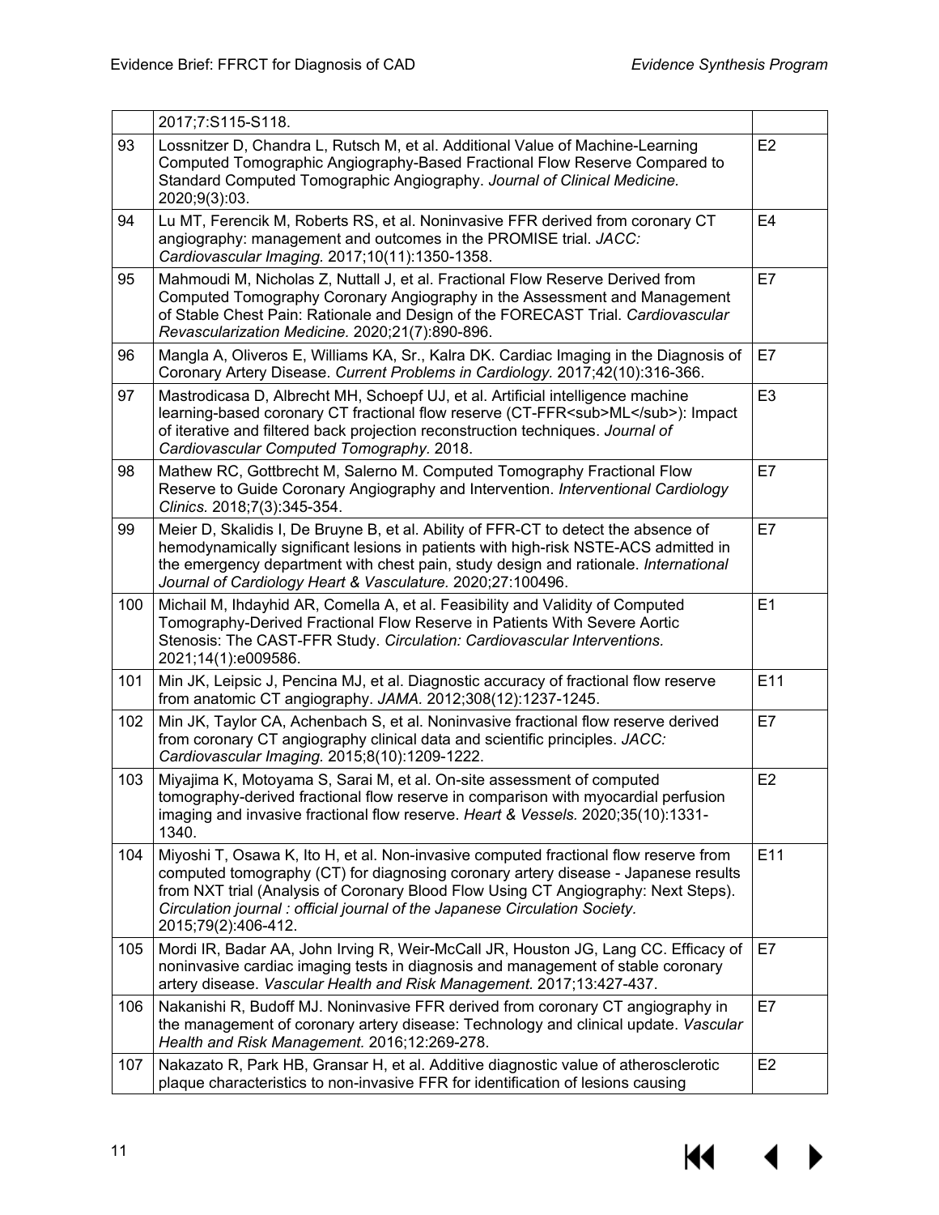|  |  |  |
|---|---|---|
|  | 2017;7:S115-S118. |  |
| 93 | Lossnitzer D, Chandra L, Rutsch M, et al. Additional Value of Machine-Learning Computed Tomographic Angiography-Based Fractional Flow Reserve Compared to Standard Computed Tomographic Angiography. *Journal of Clinical Medicine.* 2020;9(3):03. | E2 |
| 94 | Lu MT, Ferencik M, Roberts RS, et al. Noninvasive FFR derived from coronary CT angiography: management and outcomes in the PROMISE trial. *JACC: Cardiovascular Imaging.* 2017;10(11):1350-1358. | E4 |
| 95 | Mahmoudi M, Nicholas Z, Nuttall J, et al. Fractional Flow Reserve Derived from Computed Tomography Coronary Angiography in the Assessment and Management of Stable Chest Pain: Rationale and Design of the FORECAST Trial. *Cardiovascular Revascularization Medicine.* 2020;21(7):890-896. | E7 |
| 96 | Mangla A, Oliveros E, Williams KA, Sr., Kalra DK. Cardiac Imaging in the Diagnosis of Coronary Artery Disease. *Current Problems in Cardiology.* 2017;42(10):316-366. | E7 |
| 97 | Mastrodicasa D, Albrecht MH, Schoepf UJ, et al. Artificial intelligence machine learning-based coronary CT fractional flow reserve (CT-FFR<sub>ML</sub>): Impact of iterative and filtered back projection reconstruction techniques. *Journal of Cardiovascular Computed Tomography.* 2018. | E3 |
| 98 | Mathew RC, Gottbrecht M, Salerno M. Computed Tomography Fractional Flow Reserve to Guide Coronary Angiography and Intervention. *Interventional Cardiology Clinics.* 2018;7(3):345-354. | E7 |
| 99 | Meier D, Skalidis I, De Bruyne B, et al. Ability of FFR-CT to detect the absence of hemodynamically significant lesions in patients with high-risk NSTE-ACS admitted in the emergency department with chest pain, study design and rationale. *International Journal of Cardiology Heart & Vasculature.* 2020;27:100496. | E7 |
| 100 | Michail M, Ihdayhid AR, Comella A, et al. Feasibility and Validity of Computed Tomography-Derived Fractional Flow Reserve in Patients With Severe Aortic Stenosis: The CAST-FFR Study. *Circulation: Cardiovascular Interventions.* 2021;14(1):e009586. | E1 |
| 101 | Min JK, Leipsic J, Pencina MJ, et al. Diagnostic accuracy of fractional flow reserve from anatomic CT angiography. *JAMA.* 2012;308(12):1237-1245. | E11 |
| 102 | Min JK, Taylor CA, Achenbach S, et al. Noninvasive fractional flow reserve derived from coronary CT angiography clinical data and scientific principles. *JACC: Cardiovascular Imaging.* 2015;8(10):1209-1222. | E7 |
| 103 | Miyajima K, Motoyama S, Sarai M, et al. On-site assessment of computed tomography-derived fractional flow reserve in comparison with myocardial perfusion imaging and invasive fractional flow reserve. *Heart & Vessels.* 2020;35(10):1331-1340. | E2 |
| 104 | Miyoshi T, Osawa K, Ito H, et al. Non-invasive computed fractional flow reserve from computed tomography (CT) for diagnosing coronary artery disease - Japanese results from NXT trial (Analysis of Coronary Blood Flow Using CT Angiography: Next Steps). *Circulation journal : official journal of the Japanese Circulation Society.* 2015;79(2):406-412. | E11 |
| 105 | Mordi IR, Badar AA, John Irving R, Weir-McCall JR, Houston JG, Lang CC. Efficacy of noninvasive cardiac imaging tests in diagnosis and management of stable coronary artery disease. *Vascular Health and Risk Management.* 2017;13:427-437. | E7 |
| 106 | Nakanishi R, Budoff MJ. Noninvasive FFR derived from coronary CT angiography in the management of coronary artery disease: Technology and clinical update. *Vascular Health and Risk Management.* 2016;12:269-278. | E7 |
| 107 | Nakazato R, Park HB, Gransar H, et al. Additive diagnostic value of atherosclerotic plaque characteristics to non-invasive FFR for identification of lesions causing | E2 |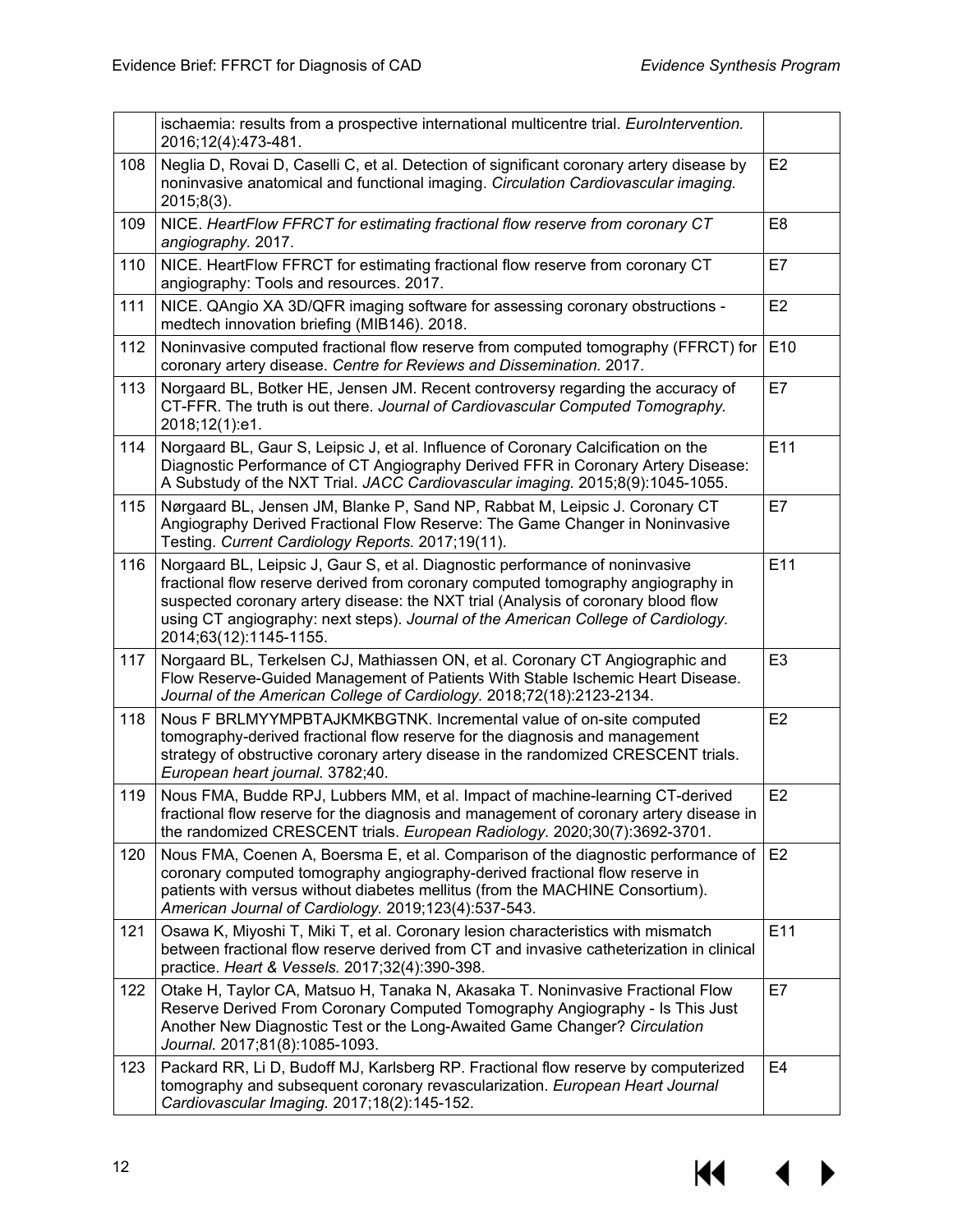| | | |
|---|---|---|
| | ischaemia: results from a prospective international multicentre trial. *EuroIntervention.* 2016;12(4):473-481. | |
| 108 | Neglia D, Rovai D, Caselli C, et al. Detection of significant coronary artery disease by noninvasive anatomical and functional imaging. *Circulation Cardiovascular imaging.* 2015;8(3). | E2 |
| 109 | NICE. *HeartFlow FFRCT for estimating fractional flow reserve from coronary CT angiography*. 2017. | E8 |
| 110 | NICE. HeartFlow FFRCT for estimating fractional flow reserve from coronary CT angiography: Tools and resources. 2017. | E7 |
| 111 | NICE. QAngio XA 3D/QFR imaging software for assessing coronary obstructions - medtech innovation briefing (MIB146). 2018. | E2 |
| 112 | Noninvasive computed fractional flow reserve from computed tomography (FFRCT) for coronary artery disease. *Centre for Reviews and Dissemination.* 2017. | E10 |
| 113 | Norgaard BL, Botker HE, Jensen JM. Recent controversy regarding the accuracy of CT-FFR. The truth is out there. *Journal of Cardiovascular Computed Tomography.* 2018;12(1):e1. | E7 |
| 114 | Norgaard BL, Gaur S, Leipsic J, et al. Influence of Coronary Calcification on the Diagnostic Performance of CT Angiography Derived FFR in Coronary Artery Disease: A Substudy of the NXT Trial. *JACC Cardiovascular imaging.* 2015;8(9):1045-1055. | E11 |
| 115 | Nørgaard BL, Jensen JM, Blanke P, Sand NP, Rabbat M, Leipsic J. Coronary CT Angiography Derived Fractional Flow Reserve: The Game Changer in Noninvasive Testing. *Current Cardiology Reports.* 2017;19(11). | E7 |
| 116 | Norgaard BL, Leipsic J, Gaur S, et al. Diagnostic performance of noninvasive fractional flow reserve derived from coronary computed tomography angiography in suspected coronary artery disease: the NXT trial (Analysis of coronary blood flow using CT angiography: next steps). *Journal of the American College of Cardiology.* 2014;63(12):1145-1155. | E11 |
| 117 | Norgaard BL, Terkelsen CJ, Mathiassen ON, et al. Coronary CT Angiographic and Flow Reserve-Guided Management of Patients With Stable Ischemic Heart Disease. *Journal of the American College of Cardiology.* 2018;72(18):2123-2134. | E3 |
| 118 | Nous F BRLMYYMPBTAJKMKBGTNK. Incremental value of on-site computed tomography-derived fractional flow reserve for the diagnosis and management strategy of obstructive coronary artery disease in the randomized CRESCENT trials. *European heart journal.* 3782;40. | E2 |
| 119 | Nous FMA, Budde RPJ, Lubbers MM, et al. Impact of machine-learning CT-derived fractional flow reserve for the diagnosis and management of coronary artery disease in the randomized CRESCENT trials. *European Radiology.* 2020;30(7):3692-3701. | E2 |
| 120 | Nous FMA, Coenen A, Boersma E, et al. Comparison of the diagnostic performance of coronary computed tomography angiography-derived fractional flow reserve in patients with versus without diabetes mellitus (from the MACHINE Consortium). *American Journal of Cardiology.* 2019;123(4):537-543. | E2 |
| 121 | Osawa K, Miyoshi T, Miki T, et al. Coronary lesion characteristics with mismatch between fractional flow reserve derived from CT and invasive catheterization in clinical practice. *Heart & Vessels.* 2017;32(4):390-398. | E11 |
| 122 | Otake H, Taylor CA, Matsuo H, Tanaka N, Akasaka T. Noninvasive Fractional Flow Reserve Derived From Coronary Computed Tomography Angiography - Is This Just Another New Diagnostic Test or the Long-Awaited Game Changer? *Circulation Journal.* 2017;81(8):1085-1093. | E7 |
| 123 | Packard RR, Li D, Budoff MJ, Karlsberg RP. Fractional flow reserve by computerized tomography and subsequent coronary revascularization. *European Heart Journal Cardiovascular Imaging.* 2017;18(2):145-152. | E4 |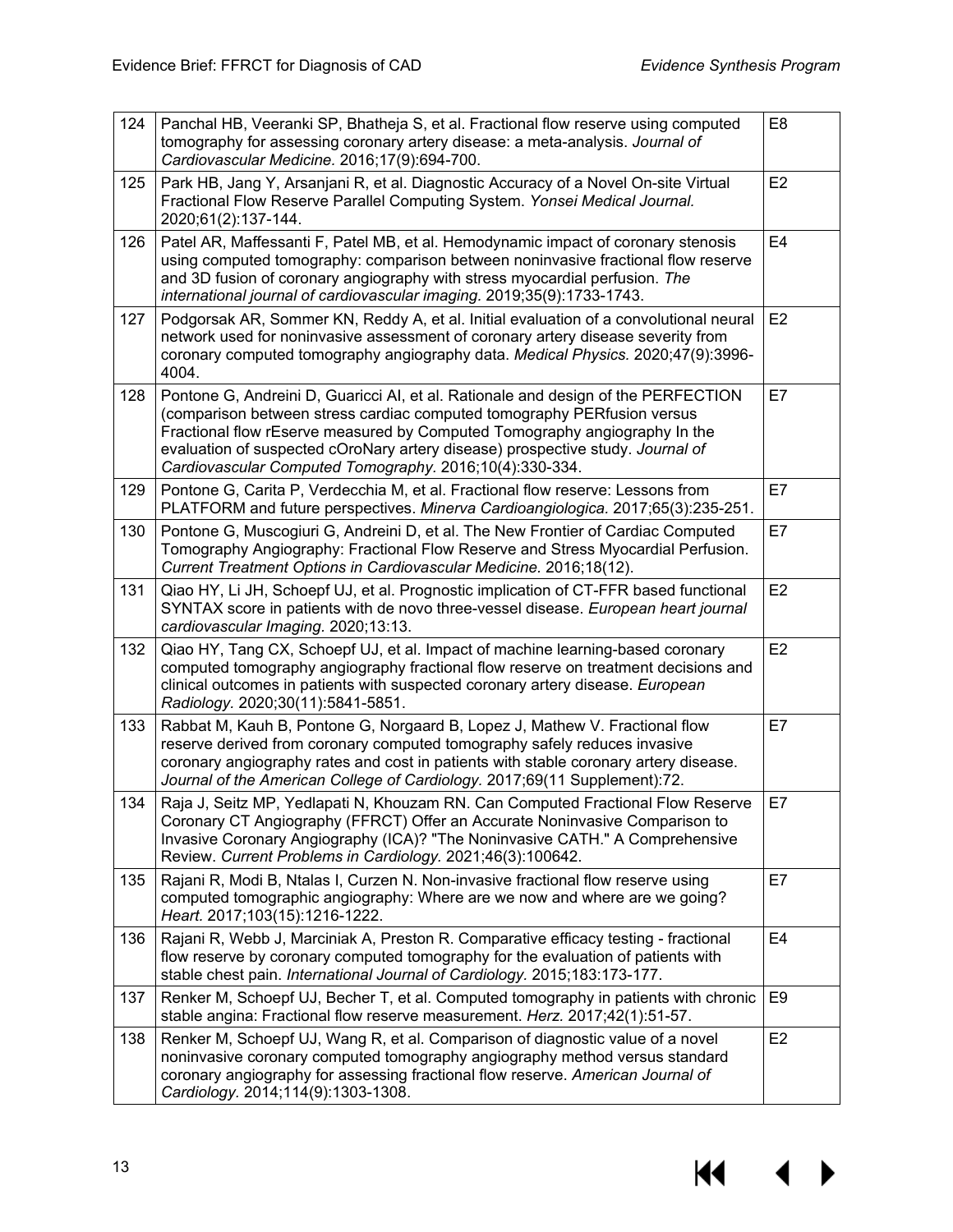| | | |
|---|---|---|
| 124 | Panchal HB, Veeranki SP, Bhatheja S, et al. Fractional flow reserve using computed tomography for assessing coronary artery disease: a meta-analysis. *Journal of Cardiovascular Medicine.* 2016;17(9):694-700. | E8 |
| 125 | Park HB, Jang Y, Arsanjani R, et al. Diagnostic Accuracy of a Novel On-site Virtual Fractional Flow Reserve Parallel Computing System. *Yonsei Medical Journal.* 2020;61(2):137-144. | E2 |
| 126 | Patel AR, Maffessanti F, Patel MB, et al. Hemodynamic impact of coronary stenosis using computed tomography: comparison between noninvasive fractional flow reserve and 3D fusion of coronary angiography with stress myocardial perfusion. *The international journal of cardiovascular imaging.* 2019;35(9):1733-1743. | E4 |
| 127 | Podgorsak AR, Sommer KN, Reddy A, et al. Initial evaluation of a convolutional neural network used for noninvasive assessment of coronary artery disease severity from coronary computed tomography angiography data. *Medical Physics.* 2020;47(9):3996-4004. | E2 |
| 128 | Pontone G, Andreini D, Guaricci AI, et al. Rationale and design of the PERFECTION (comparison between stress cardiac computed tomography PERfusion versus Fractional flow rEserve measured by Computed Tomography angiography In the evaluation of suspected cOroNary artery disease) prospective study. *Journal of Cardiovascular Computed Tomography*. 2016;10(4):330-334. | E7 |
| 129 | Pontone G, Carita P, Verdecchia M, et al. Fractional flow reserve: Lessons from PLATFORM and future perspectives. *Minerva Cardioangiologica.* 2017;65(3):235-251. | E7 |
| 130 | Pontone G, Muscogiuri G, Andreini D, et al. The New Frontier of Cardiac Computed Tomography Angiography: Fractional Flow Reserve and Stress Myocardial Perfusion. *Current Treatment Options in Cardiovascular Medicine.* 2016;18(12). | E7 |
| 131 | Qiao HY, Li JH, Schoepf UJ, et al. Prognostic implication of CT-FFR based functional SYNTAX score in patients with de novo three-vessel disease. *European heart journal cardiovascular Imaging.* 2020;13:13. | E2 |
| 132 | Qiao HY, Tang CX, Schoepf UJ, et al. Impact of machine learning-based coronary computed tomography angiography fractional flow reserve on treatment decisions and clinical outcomes in patients with suspected coronary artery disease. *European Radiology.* 2020;30(11):5841-5851. | E2 |
| 133 | Rabbat M, Kauh B, Pontone G, Norgaard B, Lopez J, Mathew V. Fractional flow reserve derived from coronary computed tomography safely reduces invasive coronary angiography rates and cost in patients with stable coronary artery disease. *Journal of the American College of Cardiology.* 2017;69(11 Supplement):72. | E7 |
| 134 | Raja J, Seitz MP, Yedlapati N, Khouzam RN. Can Computed Fractional Flow Reserve Coronary CT Angiography (FFRCT) Offer an Accurate Noninvasive Comparison to Invasive Coronary Angiography (ICA)? "The Noninvasive CATH." A Comprehensive Review. *Current Problems in Cardiology.* 2021;46(3):100642. | E7 |
| 135 | Rajani R, Modi B, Ntalas I, Curzen N. Non-invasive fractional flow reserve using computed tomographic angiography: Where are we now and where are we going? *Heart.* 2017;103(15):1216-1222. | E7 |
| 136 | Rajani R, Webb J, Marciniak A, Preston R. Comparative efficacy testing - fractional flow reserve by coronary computed tomography for the evaluation of patients with stable chest pain. *International Journal of Cardiology.* 2015;183:173-177. | E4 |
| 137 | Renker M, Schoepf UJ, Becher T, et al. Computed tomography in patients with chronic stable angina: Fractional flow reserve measurement. *Herz.* 2017;42(1):51-57. | E9 |
| 138 | Renker M, Schoepf UJ, Wang R, et al. Comparison of diagnostic value of a novel noninvasive coronary computed tomography angiography method versus standard coronary angiography for assessing fractional flow reserve. *American Journal of Cardiology.* 2014;114(9):1303-1308. | E2 |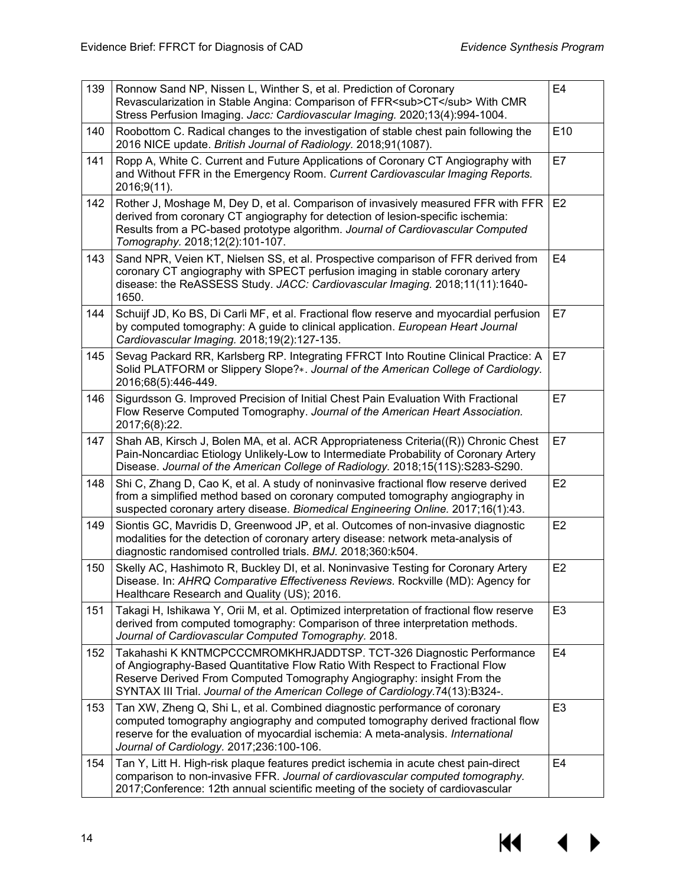| | | |
|---|---|---|
| 139 | Ronnow Sand NP, Nissen L, Winther S, et al. Prediction of Coronary Revascularization in Stable Angina: Comparison of FFR$_{CT}$ With CMR Stress Perfusion Imaging. *Jacc: Cardiovascular Imaging.* 2020;13(4):994-1004. | E4 |
| 140 | Roobottom C. Radical changes to the investigation of stable chest pain following the 2016 NICE update. *British Journal of Radiology.* 2018;91(1087). | E10 |
| 141 | Ropp A, White C. Current and Future Applications of Coronary CT Angiography with and Without FFR in the Emergency Room. *Current Cardiovascular Imaging Reports.* 2016;9(11). | E7 |
| 142 | Rother J, Moshage M, Dey D, et al. Comparison of invasively measured FFR with FFR derived from coronary CT angiography for detection of lesion-specific ischemia: Results from a PC-based prototype algorithm. *Journal of Cardiovascular Computed Tomography.* 2018;12(2):101-107. | E2 |
| 143 | Sand NPR, Veien KT, Nielsen SS, et al. Prospective comparison of FFR derived from coronary CT angiography with SPECT perfusion imaging in stable coronary artery disease: the ReASSESS Study. *JACC: Cardiovascular Imaging.* 2018;11(11):1640-1650. | E4 |
| 144 | Schuijf JD, Ko BS, Di Carli MF, et al. Fractional flow reserve and myocardial perfusion by computed tomography: A guide to clinical application. *European Heart Journal Cardiovascular Imaging.* 2018;19(2):127-135. | E7 |
| 145 | Sevag Packard RR, Karlsberg RP. Integrating FFRCT Into Routine Clinical Practice: A Solid PLATFORM or Slippery Slope?∗. *Journal of the American College of Cardiology.* 2016;68(5):446-449. | E7 |
| 146 | Sigurdsson G. Improved Precision of Initial Chest Pain Evaluation With Fractional Flow Reserve Computed Tomography. *Journal of the American Heart Association.* 2017;6(8):22. | E7 |
| 147 | Shah AB, Kirsch J, Bolen MA, et al. ACR Appropriateness Criteria((R)) Chronic Chest Pain-Noncardiac Etiology Unlikely-Low to Intermediate Probability of Coronary Artery Disease. *Journal of the American College of Radiology.* 2018;15(11S):S283-S290. | E7 |
| 148 | Shi C, Zhang D, Cao K, et al. A study of noninvasive fractional flow reserve derived from a simplified method based on coronary computed tomography angiography in suspected coronary artery disease. *Biomedical Engineering Online.* 2017;16(1):43. | E2 |
| 149 | Siontis GC, Mavridis D, Greenwood JP, et al. Outcomes of non-invasive diagnostic modalities for the detection of coronary artery disease: network meta-analysis of diagnostic randomised controlled trials. *BMJ.* 2018;360:k504. | E2 |
| 150 | Skelly AC, Hashimoto R, Buckley DI, et al. Noninvasive Testing for Coronary Artery Disease. In: *AHRQ Comparative Effectiveness Reviews.* Rockville (MD): Agency for Healthcare Research and Quality (US); 2016. | E2 |
| 151 | Takagi H, Ishikawa Y, Orii M, et al. Optimized interpretation of fractional flow reserve derived from computed tomography: Comparison of three interpretation methods. *Journal of Cardiovascular Computed Tomography.* 2018. | E3 |
| 152 | Takahashi K KNTMCPCCCMROMKHRJADDTSP. TCT-326 Diagnostic Performance of Angiography-Based Quantitative Flow Ratio With Respect to Fractional Flow Reserve Derived From Computed Tomography Angiography: insight From the SYNTAX III Trial. *Journal of the American College of Cardiology.*74(13):B324-. | E4 |
| 153 | Tan XW, Zheng Q, Shi L, et al. Combined diagnostic performance of coronary computed tomography angiography and computed tomography derived fractional flow reserve for the evaluation of myocardial ischemia: A meta-analysis. *International Journal of Cardiology.* 2017;236:100-106. | E3 |
| 154 | Tan Y, Litt H. High-risk plaque features predict ischemia in acute chest pain-direct comparison to non-invasive FFR. *Journal of cardiovascular computed tomography.* 2017;Conference: 12th annual scientific meeting of the society of cardiovascular | E4 |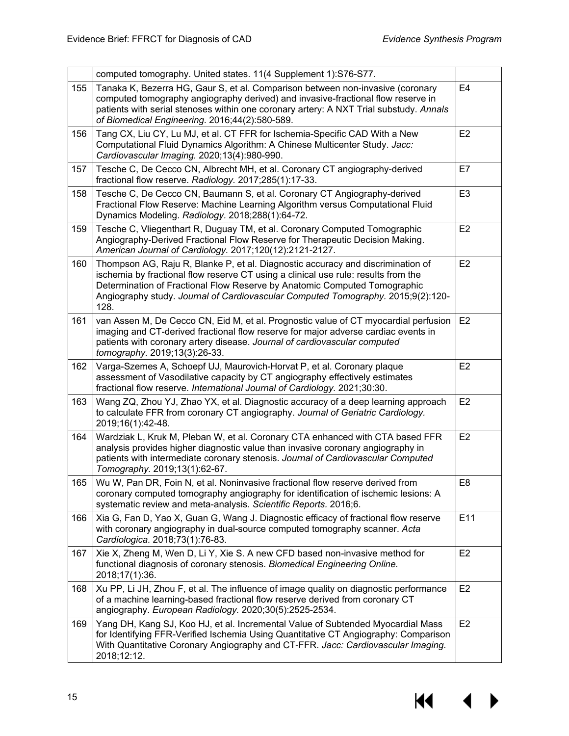| | | |
|---|---|---|
| | computed tomography. United states. 11(4 Supplement 1):S76-S77. | |
| 155 | Tanaka K, Bezerra HG, Gaur S, et al. Comparison between non-invasive (coronary computed tomography angiography derived) and invasive-fractional flow reserve in patients with serial stenoses within one coronary artery: A NXT Trial substudy. *Annals of Biomedical Engineering.* 2016;44(2):580-589. | E4 |
| 156 | Tang CX, Liu CY, Lu MJ, et al. CT FFR for Ischemia-Specific CAD With a New Computational Fluid Dynamics Algorithm: A Chinese Multicenter Study. *Jacc: Cardiovascular Imaging.* 2020;13(4):980-990. | E2 |
| 157 | Tesche C, De Cecco CN, Albrecht MH, et al. Coronary CT angiography-derived fractional flow reserve. *Radiology.* 2017;285(1):17-33. | E7 |
| 158 | Tesche C, De Cecco CN, Baumann S, et al. Coronary CT Angiography-derived Fractional Flow Reserve: Machine Learning Algorithm versus Computational Fluid Dynamics Modeling. *Radiology.* 2018;288(1):64-72. | E3 |
| 159 | Tesche C, Vliegenthart R, Duguay TM, et al. Coronary Computed Tomographic Angiography-Derived Fractional Flow Reserve for Therapeutic Decision Making. *American Journal of Cardiology.* 2017;120(12):2121-2127. | E2 |
| 160 | Thompson AG, Raju R, Blanke P, et al. Diagnostic accuracy and discrimination of ischemia by fractional flow reserve CT using a clinical use rule: results from the Determination of Fractional Flow Reserve by Anatomic Computed Tomographic Angiography study. *Journal of Cardiovascular Computed Tomography.* 2015;9(2):120-128. | E2 |
| 161 | van Assen M, De Cecco CN, Eid M, et al. Prognostic value of CT myocardial perfusion imaging and CT-derived fractional flow reserve for major adverse cardiac events in patients with coronary artery disease. *Journal of cardiovascular computed tomography.* 2019;13(3):26-33. | E2 |
| 162 | Varga-Szemes A, Schoepf UJ, Maurovich-Horvat P, et al. Coronary plaque assessment of Vasodilative capacity by CT angiography effectively estimates fractional flow reserve. *International Journal of Cardiology.* 2021;30:30. | E2 |
| 163 | Wang ZQ, Zhou YJ, Zhao YX, et al. Diagnostic accuracy of a deep learning approach to calculate FFR from coronary CT angiography. *Journal of Geriatric Cardiology.* 2019;16(1):42-48. | E2 |
| 164 | Wardziak L, Kruk M, Pleban W, et al. Coronary CTA enhanced with CTA based FFR analysis provides higher diagnostic value than invasive coronary angiography in patients with intermediate coronary stenosis. *Journal of Cardiovascular Computed Tomography.* 2019;13(1):62-67. | E2 |
| 165 | Wu W, Pan DR, Foin N, et al. Noninvasive fractional flow reserve derived from coronary computed tomography angiography for identification of ischemic lesions: A systematic review and meta-analysis. *Scientific Reports.* 2016;6. | E8 |
| 166 | Xia G, Fan D, Yao X, Guan G, Wang J. Diagnostic efficacy of fractional flow reserve with coronary angiography in dual-source computed tomography scanner. *Acta Cardiologica.* 2018;73(1):76-83. | E11 |
| 167 | Xie X, Zheng M, Wen D, Li Y, Xie S. A new CFD based non-invasive method for functional diagnosis of coronary stenosis. *Biomedical Engineering Online.* 2018;17(1):36. | E2 |
| 168 | Xu PP, Li JH, Zhou F, et al. The influence of image quality on diagnostic performance of a machine learning-based fractional flow reserve derived from coronary CT angiography. *European Radiology.* 2020;30(5):2525-2534. | E2 |
| 169 | Yang DH, Kang SJ, Koo HJ, et al. Incremental Value of Subtended Myocardial Mass for Identifying FFR-Verified Ischemia Using Quantitative CT Angiography: Comparison With Quantitative Coronary Angiography and CT-FFR. *Jacc: Cardiovascular Imaging.* 2018;12:12. | E2 |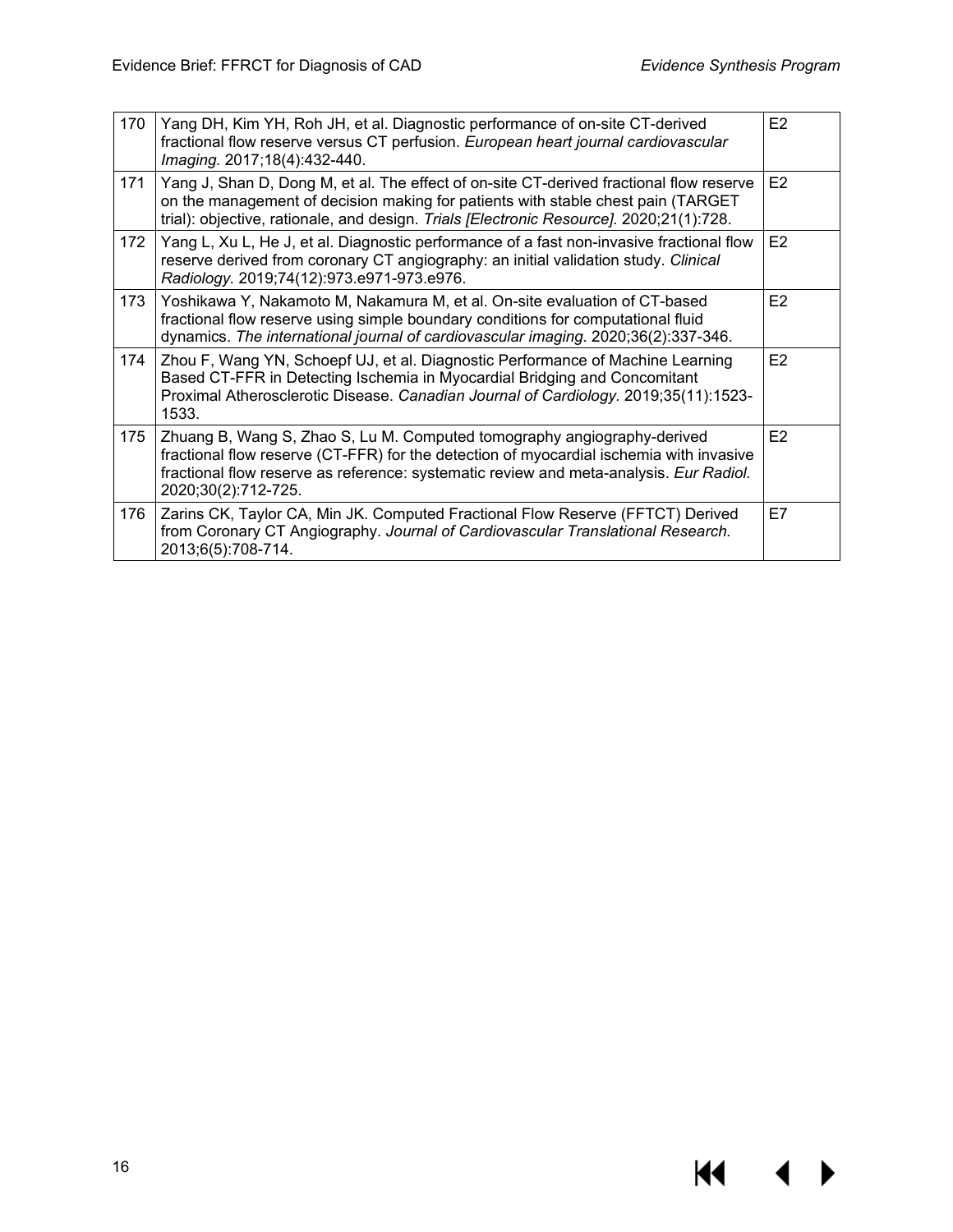| | | |
|---|---|---|
| 170 | Yang DH, Kim YH, Roh JH, et al. Diagnostic performance of on-site CT-derived fractional flow reserve versus CT perfusion. *European heart journal cardiovascular Imaging.* 2017;18(4):432-440. | E2 |
| 171 | Yang J, Shan D, Dong M, et al. The effect of on-site CT-derived fractional flow reserve on the management of decision making for patients with stable chest pain (TARGET trial): objective, rationale, and design. *Trials [Electronic Resource].* 2020;21(1):728. | E2 |
| 172 | Yang L, Xu L, He J, et al. Diagnostic performance of a fast non-invasive fractional flow reserve derived from coronary CT angiography: an initial validation study. *Clinical Radiology.* 2019;74(12):973.e971-973.e976. | E2 |
| 173 | Yoshikawa Y, Nakamoto M, Nakamura M, et al. On-site evaluation of CT-based fractional flow reserve using simple boundary conditions for computational fluid dynamics. *The international journal of cardiovascular imaging.* 2020;36(2):337-346. | E2 |
| 174 | Zhou F, Wang YN, Schoepf UJ, et al. Diagnostic Performance of Machine Learning Based CT-FFR in Detecting Ischemia in Myocardial Bridging and Concomitant Proximal Atherosclerotic Disease. *Canadian Journal of Cardiology.* 2019;35(11):1523-1533. | E2 |
| 175 | Zhuang B, Wang S, Zhao S, Lu M. Computed tomography angiography-derived fractional flow reserve (CT-FFR) for the detection of myocardial ischemia with invasive fractional flow reserve as reference: systematic review and meta-analysis. *Eur Radiol.* 2020;30(2):712-725. | E2 |
| 176 | Zarins CK, Taylor CA, Min JK. Computed Fractional Flow Reserve (FFTCT) Derived from Coronary CT Angiography. *Journal of Cardiovascular Translational Research.* 2013;6(5):708-714. | E7 |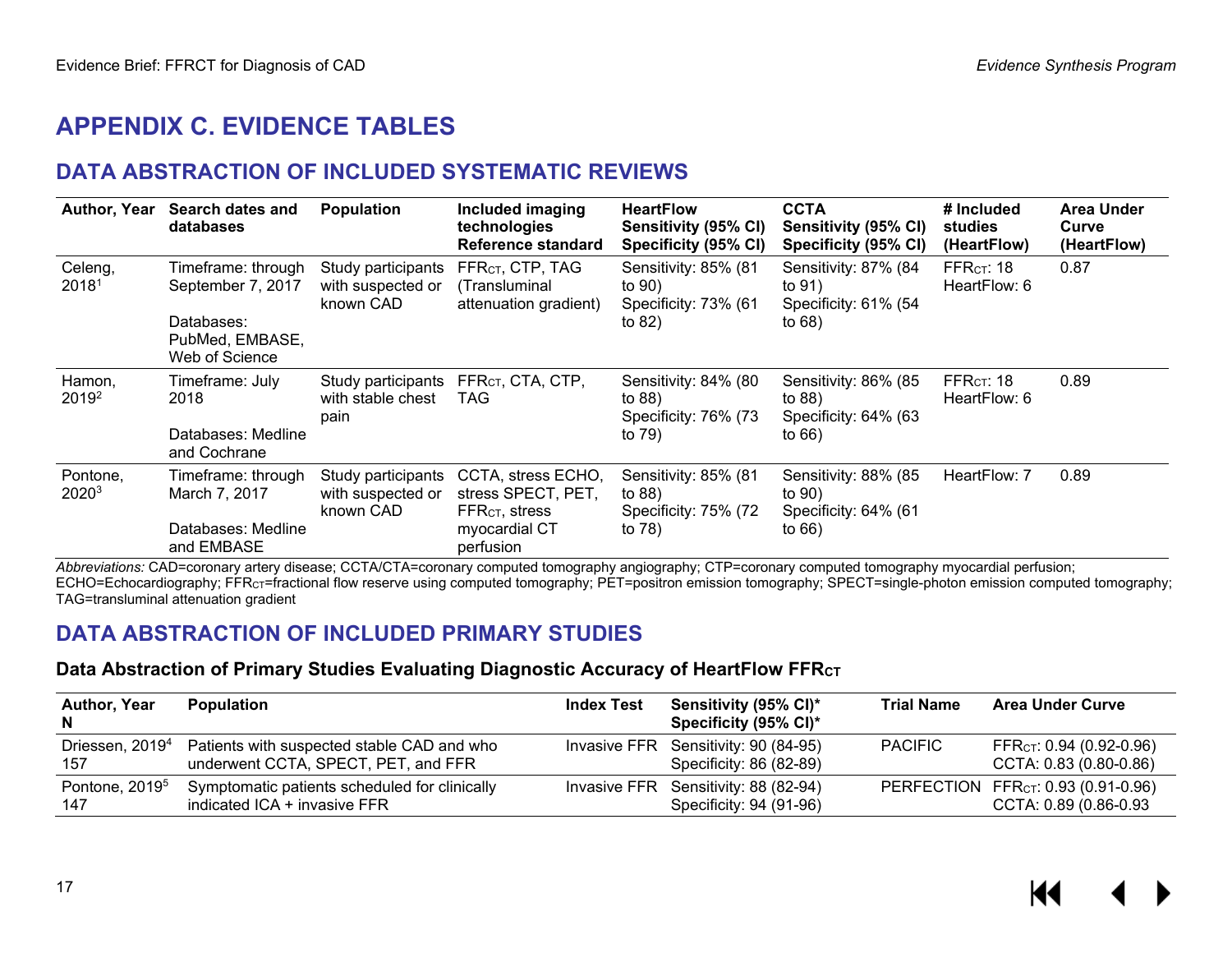# APPENDIX C. EVIDENCE TABLES

## DATA ABSTRACTION OF INCLUDED SYSTEMATIC REVIEWS

| Author, Year | Search dates and databases | Population | Included imaging technologies Reference standard | HeartFlow Sensitivity (95% CI) Specificity (95% CI) | CCTA Sensitivity (95% CI) Specificity (95% CI) | # Included studies (HeartFlow) | Area Under Curve (HeartFlow) |
|---|---|---|---|---|---|---|---|
| Celeng, 2018[1] | Timeframe: through September 7, 2017<br>Databases: PubMed, EMBASE, Web of Science | Study participants with suspected or known CAD | $FFR_{CT}$, CTP, TAG (Transluminal attenuation gradient) | Sensitivity: 85% (81 to 90)<br>Specificity: 73% (61 to 82) | Sensitivity: 87% (84 to 91)<br>Specificity: 61% (54 to 68) | $FFR_{CT}$: 18<br>HeartFlow: 6 | 0.87 |
| Hamon, 2019[2] | Timeframe: July 2018<br>Databases: Medline and Cochrane | Study participants with stable chest pain | $FFR_{CT}$, CTA, CTP, TAG | Sensitivity: 84% (80 to 88)<br>Specificity: 76% (73 to 79) | Sensitivity: 86% (85 to 88)<br>Specificity: 64% (63 to 66) | $FFR_{CT}$: 18<br>HeartFlow: 6 | 0.89 |
| Pontone, 2020[3] | Timeframe: through March 7, 2017<br>Databases: Medline and EMBASE | Study participants with suspected or known CAD | CCTA, stress ECHO, stress SPECT, PET, $FFR_{CT}$, stress myocardial CT perfusion | Sensitivity: 85% (81 to 88)<br>Specificity: 75% (72 to 78) | Sensitivity: 88% (85 to 90)<br>Specificity: 64% (61 to 66) | HeartFlow: 7 | 0.89 |

*Abbreviations:* CAD=coronary artery disease; CCTA/CTA=coronary computed tomography angiography; CTP=coronary computed tomography myocardial perfusion; ECHO=Echocardiography; $FFR_{CT}$=fractional flow reserve using computed tomography; PET=positron emission tomography; SPECT=single-photon emission computed tomography; TAG=transluminal attenuation gradient

## DATA ABSTRACTION OF INCLUDED PRIMARY STUDIES

### Data Abstraction of Primary Studies Evaluating Diagnostic Accuracy of HeartFlow $FFR_{CT}$

| Author, Year N | Population | Index Test | Sensitivity (95% CI)* Specificity (95% CI)* | Trial Name | Area Under Curve |
|---|---|---|---|---|---|
| Driessen, 2019[4]<br>157 | Patients with suspected stable CAD and who underwent CCTA, SPECT, PET, and FFR | Invasive FFR | Sensitivity: 90 (84-95)<br>Specificity: 86 (82-89) | PACIFIC | $FFR_{CT}$: 0.94 (0.92-0.96)<br>CCTA: 0.83 (0.80-0.86) |
| Pontone, 2019[5]<br>147 | Symptomatic patients scheduled for clinically indicated ICA + invasive FFR | Invasive FFR | Sensitivity: 88 (82-94)<br>Specificity: 94 (91-96) | PERFECTION | $FFR_{CT}$: 0.93 (0.91-0.96)<br>CCTA: 0.89 (0.86-0.93 |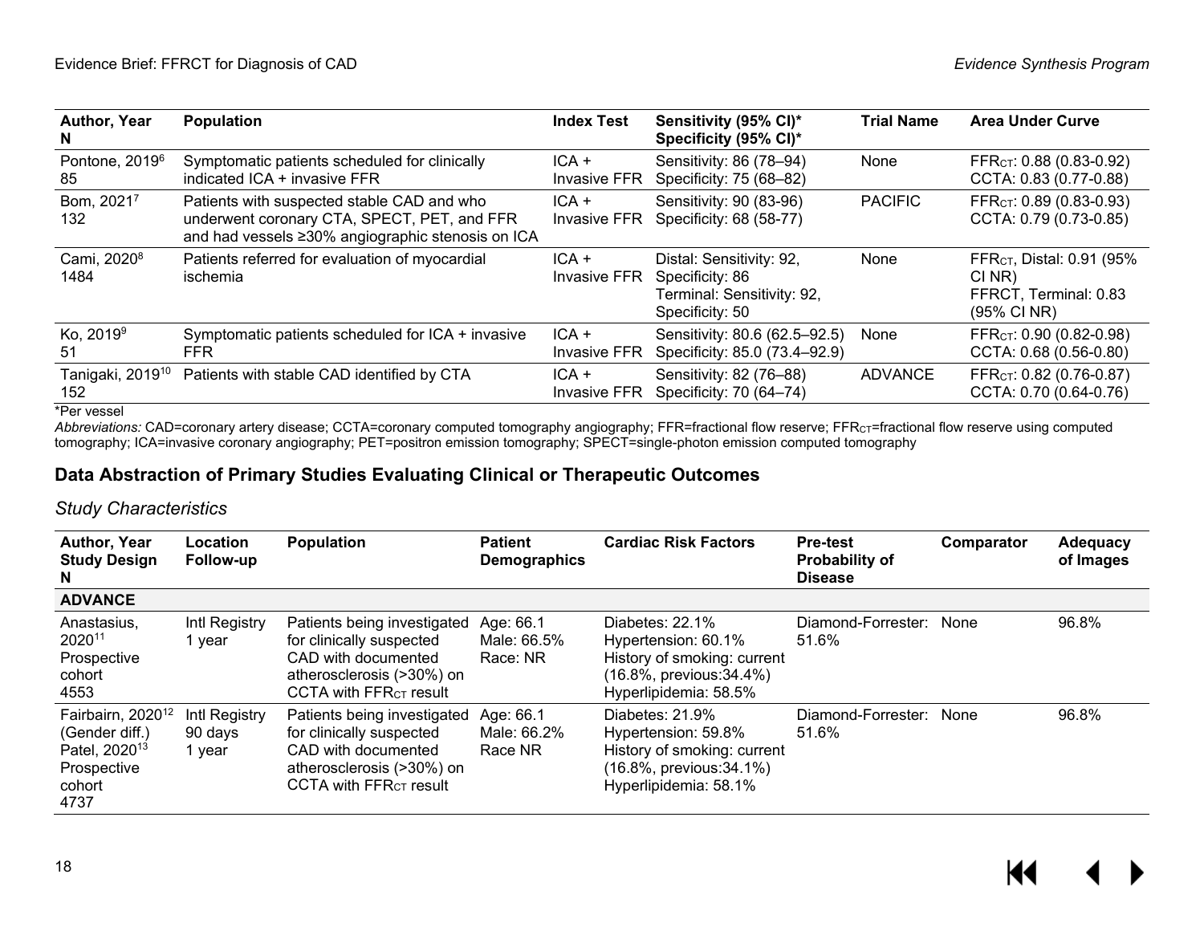| Author, Year N | Population | Index Test | Sensitivity (95% CI)* Specificity (95% CI)* | Trial Name | Area Under Curve |
|---|---|---|---|---|---|
| Pontone, 2019[6] 85 | Symptomatic patients scheduled for clinically indicated ICA + invasive FFR | ICA + Invasive FFR | Sensitivity: 86 (78–94) Specificity: 75 (68–82) | None | $FFR_{CT}$: 0.88 (0.83-0.92) CCTA: 0.83 (0.77-0.88) |
| Bom, 2021[7] 132 | Patients with suspected stable CAD and who underwent coronary CTA, SPECT, PET, and FFR and had vessels ≥30% angiographic stenosis on ICA | ICA + Invasive FFR | Sensitivity: 90 (83-96) Specificity: 68 (58-77) | PACIFIC | $FFR_{CT}$: 0.89 (0.83-0.93) CCTA: 0.79 (0.73-0.85) |
| Cami, 2020[8] 1484 | Patients referred for evaluation of myocardial ischemia | ICA + Invasive FFR | Distal: Sensitivity: 92, Specificity: 86 Terminal: Sensitivity: 92, Specificity: 50 | None | $FFR_{CT}$, Distal: 0.91 (95% CI NR) FFRCT, Terminal: 0.83 (95% CI NR) |
| Ko, 2019[9] 51 | Symptomatic patients scheduled for ICA + invasive FFR | ICA + Invasive FFR | Sensitivity: 80.6 (62.5–92.5) Specificity: 85.0 (73.4–92.9) | None | $FFR_{CT}$: 0.90 (0.82-0.98) CCTA: 0.68 (0.56-0.80) |
| Tanigaki, 2019[10] 152 | Patients with stable CAD identified by CTA | ICA + Invasive FFR | Sensitivity: 82 (76–88) Specificity: 70 (64–74) | ADVANCE | $FFR_{CT}$: 0.82 (0.76-0.87) CCTA: 0.70 (0.64-0.76) |

*Per vessel

*Abbreviations:* CAD=coronary artery disease; CCTA=coronary computed tomography angiography; FFR=fractional flow reserve; $FFR_{CT}$=fractional flow reserve using computed tomography; ICA=invasive coronary angiography; PET=positron emission tomography; SPECT=single-photon emission computed tomography

## Data Abstraction of Primary Studies Evaluating Clinical or Therapeutic Outcomes

### *Study Characteristics*

| Author, Year Study Design N | Location Follow-up | Population | Patient Demographics | Cardiac Risk Factors | Pre-test Probability of Disease | Comparator | Adequacy of Images |
|---|---|---|---|---|---|---|---|
| **ADVANCE** | | | | | | | |
| Anastasius, 2020[11] Prospective cohort 4553 | Intl Registry 1 year | Patients being investigated for clinically suspected CAD with documented atherosclerosis (>30%) on CCTA with $FFR_{CT}$ result | Age: 66.1 Male: 66.5% Race: NR | Diabetes: 22.1% Hypertension: 60.1% History of smoking: current (16.8%, previous:34.4%) Hyperlipidemia: 58.5% | Diamond-Forrester: 51.6% | None | 96.8% |
| Fairbairn, 2020[12] (Gender diff.) Patel, 2020[13] Prospective cohort 4737 | Intl Registry 90 days 1 year | Patients being investigated for clinically suspected CAD with documented atherosclerosis (>30%) on CCTA with $FFR_{CT}$ result | Age: 66.1 Male: 66.2% Race NR | Diabetes: 21.9% Hypertension: 59.8% History of smoking: current (16.8%, previous:34.1%) Hyperlipidemia: 58.1% | Diamond-Forrester: 51.6% | None | 96.8% |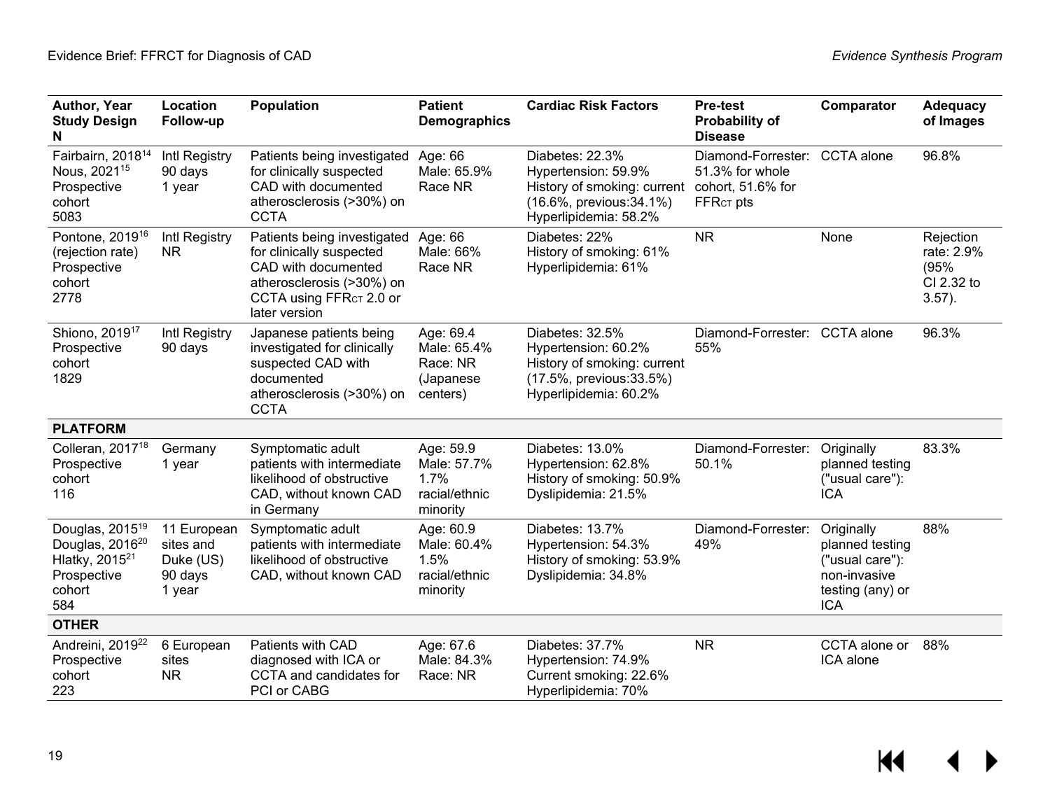| Author, Year Study Design N | Location Follow-up | Population | Patient Demographics | Cardiac Risk Factors | Pre-test Probability of Disease | Comparator | Adequacy of Images |
|---|---|---|---|---|---|---|---|
| Fairbairn, 2018[14] Nous, 2021[15] Prospective cohort 5083 | Intl Registry 90 days 1 year | Patients being investigated for clinically suspected CAD with documented atherosclerosis (>30%) on CCTA | Age: 66 Male: 65.9% Race NR | Diabetes: 22.3% Hypertension: 59.9% History of smoking: current (16.6%, previous:34.1%) Hyperlipidemia: 58.2% | Diamond-Forrester: 51.3% for whole cohort, 51.6% for $FFR_{CT}$ pts | CCTA alone | 96.8% |
| Pontone, 2019[16] (rejection rate) Prospective cohort 2778 | Intl Registry NR | Patients being investigated for clinically suspected CAD with documented atherosclerosis (>30%) on CCTA using $FFR_{CT}$ 2.0 or later version | Age: 66 Male: 66% Race NR | Diabetes: 22% History of smoking: 61% Hyperlipidemia: 61% | NR | None | Rejection rate: 2.9% (95% CI 2.32 to 3.57). |
| Shiono, 2019[17] Prospective cohort 1829 | Intl Registry 90 days | Japanese patients being investigated for clinically suspected CAD with documented atherosclerosis (>30%) on CCTA | Age: 69.4 Male: 65.4% Race: NR (Japanese centers) | Diabetes: 32.5% Hypertension: 60.2% History of smoking: current (17.5%, previous:33.5%) Hyperlipidemia: 60.2% | Diamond-Forrester: 55% | CCTA alone | 96.3% |
| **PLATFORM** | | | | | | | |
| Colleran, 2017[18] Prospective cohort 116 | Germany 1 year | Symptomatic adult patients with intermediate likelihood of obstructive CAD, without known CAD in Germany | Age: 59.9 Male: 57.7% 1.7% racial/ethnic minority | Diabetes: 13.0% Hypertension: 62.8% History of smoking: 50.9% Dyslipidemia: 21.5% | Diamond-Forrester: 50.1% | Originally planned testing ("usual care"): ICA | 83.3% |
| Douglas, 2015[19] Douglas, 2016[20] Hlatky, 2015[21] Prospective cohort 584 | 11 European sites and Duke (US) 90 days 1 year | Symptomatic adult patients with intermediate likelihood of obstructive CAD, without known CAD | Age: 60.9 Male: 60.4% 1.5% racial/ethnic minority | Diabetes: 13.7% Hypertension: 54.3% History of smoking: 53.9% Dyslipidemia: 34.8% | Diamond-Forrester: 49% | Originally planned testing ("usual care"): non-invasive testing (any) or ICA | 88% |
| **OTHER** | | | | | | | |
| Andreini, 2019[22] Prospective cohort 223 | 6 European sites NR | Patients with CAD diagnosed with ICA or CCTA and candidates for PCI or CABG | Age: 67.6 Male: 84.3% Race: NR | Diabetes: 37.7% Hypertension: 74.9% Current smoking: 22.6% Hyperlipidemia: 70% | NR | CCTA alone or ICA alone | 88% |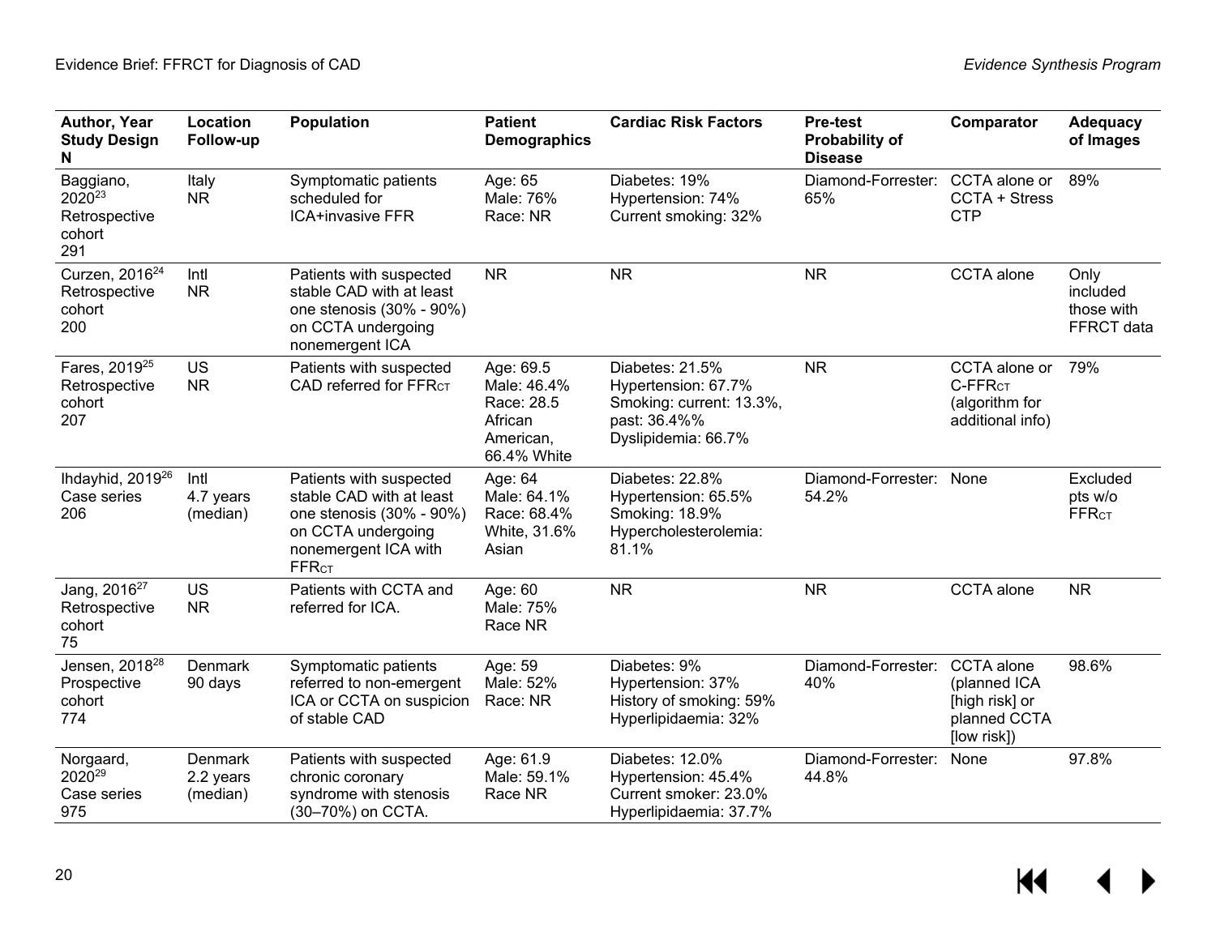| Author, Year Study Design N | Location Follow-up | Population | Patient Demographics | Cardiac Risk Factors | Pre-test Probability of Disease | Comparator | Adequacy of Images |
|---|---|---|---|---|---|---|---|
| Baggiano, 2020[23] Retrospective cohort 291 | Italy NR | Symptomatic patients scheduled for ICA+invasive FFR | Age: 65 Male: 76% Race: NR | Diabetes: 19% Hypertension: 74% Current smoking: 32% | Diamond-Forrester: 65% | CCTA alone or CCTA + Stress CTP | 89% |
| Curzen, 2016[24] Retrospective cohort 200 | Intl NR | Patients with suspected stable CAD with at least one stenosis (30% - 90%) on CCTA undergoing nonemergent ICA | NR | NR | NR | CCTA alone | Only included those with FFRCT data |
| Fares, 2019[25] Retrospective cohort 207 | US NR | Patients with suspected CAD referred for $FFR_{CT}$ | Age: 69.5 Male: 46.4% Race: 28.5 African American, 66.4% White | Diabetes: 21.5% Hypertension: 67.7% Smoking: current: 13.3%, past: 36.4%% Dyslipidemia: 66.7% | NR | CCTA alone or C-$FFR_{CT}$ (algorithm for additional info) | 79% |
| Ihdayhid, 2019[26] Case series 206 | Intl 4.7 years (median) | Patients with suspected stable CAD with at least one stenosis (30% - 90%) on CCTA undergoing nonemergent ICA with $FFR_{CT}$ | Age: 64 Male: 64.1% Race: 68.4% White, 31.6% Asian | Diabetes: 22.8% Hypertension: 65.5% Smoking: 18.9% Hypercholesterolemia: 81.1% | Diamond-Forrester: 54.2% | None | Excluded pts w/o $FFR_{CT}$ |
| Jang, 2016[27] Retrospective cohort 75 | US NR | Patients with CCTA and referred for ICA. | Age: 60 Male: 75% Race NR | NR | NR | CCTA alone | NR |
| Jensen, 2018[28] Prospective cohort 774 | Denmark 90 days | Symptomatic patients referred to non-emergent ICA or CCTA on suspicion of stable CAD | Age: 59 Male: 52% Race: NR | Diabetes: 9% Hypertension: 37% History of smoking: 59% Hyperlipidaemia: 32% | Diamond-Forrester: 40% | CCTA alone (planned ICA [high risk] or planned CCTA [low risk]) | 98.6% |
| Norgaard, 2020[29] Case series 975 | Denmark 2.2 years (median) | Patients with suspected chronic coronary syndrome with stenosis (30–70%) on CCTA. | Age: 61.9 Male: 59.1% Race NR | Diabetes: 12.0% Hypertension: 45.4% Current smoker: 23.0% Hyperlipidaemia: 37.7% | Diamond-Forrester: 44.8% | None | 97.8% |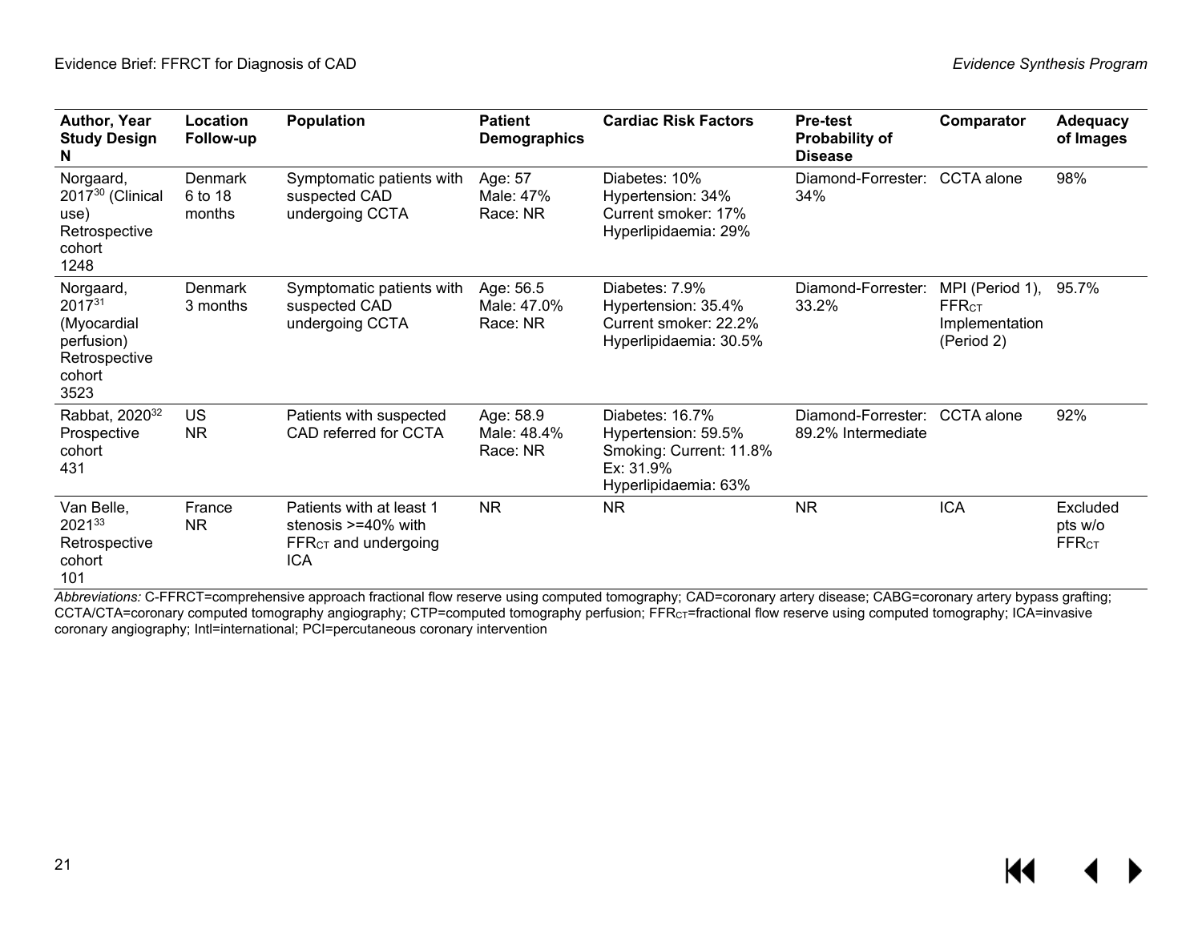| Author, Year Study Design N | Location Follow-up | Population | Patient Demographics | Cardiac Risk Factors | Pre-test Probability of Disease | Comparator | Adequacy of Images |
|---|---|---|---|---|---|---|---|
| Norgaard, 2017[30] (Clinical use) Retrospective cohort 1248 | Denmark 6 to 18 months | Symptomatic patients with suspected CAD undergoing CCTA | Age: 57 Male: 47% Race: NR | Diabetes: 10% Hypertension: 34% Current smoker: 17% Hyperlipidaemia: 29% | Diamond-Forrester: 34% | CCTA alone | 98% |
| Norgaard, 2017[31] (Myocardial perfusion) Retrospective cohort 3523 | Denmark 3 months | Symptomatic patients with suspected CAD undergoing CCTA | Age: 56.5 Male: 47.0% Race: NR | Diabetes: 7.9% Hypertension: 35.4% Current smoker: 22.2% Hyperlipidaemia: 30.5% | Diamond-Forrester: 33.2% | MPI (Period 1), $FFR_{CT}$ Implementation (Period 2) | 95.7% |
| Rabbat, 2020[32] Prospective cohort 431 | US NR | Patients with suspected CAD referred for CCTA | Age: 58.9 Male: 48.4% Race: NR | Diabetes: 16.7% Hypertension: 59.5% Smoking: Current: 11.8% Ex: 31.9% Hyperlipidaemia: 63% | Diamond-Forrester: 89.2% Intermediate | CCTA alone | 92% |
| Van Belle, 2021[33] Retrospective cohort 101 | France NR | Patients with at least 1 stenosis >=40% with $FFR_{CT}$ and undergoing ICA | NR | NR | NR | ICA | Excluded pts w/o $FFR_{CT}$ |

*Abbreviations:* C-FFRCT=comprehensive approach fractional flow reserve using computed tomography; CAD=coronary artery disease; CABG=coronary artery bypass grafting; CCTA/CTA=coronary computed tomography angiography; CTP=computed tomography perfusion; $FFR_{CT}$=fractional flow reserve using computed tomography; ICA=invasive coronary angiography; Intl=international; PCI=percutaneous coronary intervention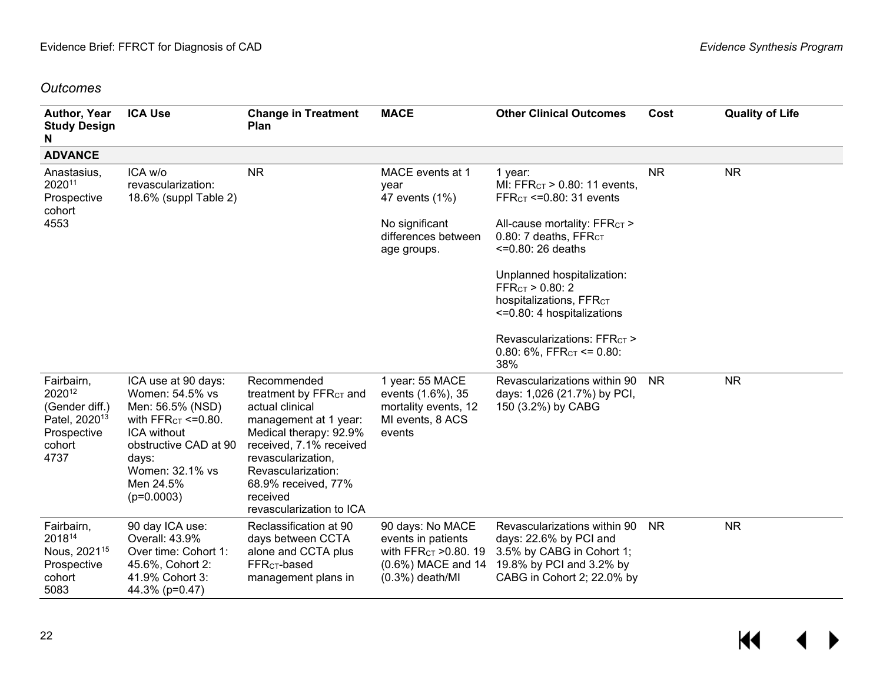*Outcomes*

| Author, Year Study Design N | ICA Use | Change in Treatment Plan | MACE | Other Clinical Outcomes | Cost | Quality of Life |
|---|---|---|---|---|---|---|
| **ADVANCE** | | | | | | |
| Anastasius, 2020[11] Prospective cohort 4553 | ICA w/o revascularization: 18.6% (suppl Table 2) | NR | MACE events at 1 year 47 events (1%)<br><br>No significant differences between age groups. | 1 year: MI: $FFR_{CT}$ > 0.80: 11 events, $FFR_{CT}$ <=0.80: 31 events<br><br>All-cause mortality: $FFR_{CT}$ > 0.80: 7 deaths, $FFR_{CT}$ <=0.80: 26 deaths<br><br>Unplanned hospitalization: $FFR_{CT}$ > 0.80: 2 hospitalizations, $FFR_{CT}$ <=0.80: 4 hospitalizations<br><br>Revascularizations: $FFR_{CT}$ > 0.80: 6%, $FFR_{CT}$ <= 0.80: 38% | NR | NR |
| Fairbairn, 2020[12] (Gender diff.) Patel, 2020[13] Prospective cohort 4737 | ICA use at 90 days: Women: 54.5% vs Men: 56.5% (NSD) with $FFR_{CT}$ <=0.80. ICA without obstructive CAD at 90 days: Women: 32.1% vs Men 24.5% (p=0.0003) | Recommended treatment by $FFR_{CT}$ and actual clinical management at 1 year: Medical therapy: 92.9% received, 7.1% received revascularization, Revascularization: 68.9% received, 77% received revascularization to ICA | 1 year: 55 MACE events (1.6%), 35 mortality events, 12 MI events, 8 ACS events | Revascularizations within 90 days: 1,026 (21.7%) by PCI, 150 (3.2%) by CABG | NR | NR |
| Fairbairn, 2018[14] Nous, 2021[15] Prospective cohort 5083 | 90 day ICA use: Overall: 43.9% Over time: Cohort 1: 45.6%, Cohort 2: 41.9% Cohort 3: 44.3% (p=0.47) | Reclassification at 90 days between CCTA alone and CCTA plus $FFR_{CT}$-based management plans in | 90 days: No MACE events in patients with $FFR_{CT}$ >0.80. 19 (0.6%) MACE and 14 (0.3%) death/MI | Revascularizations within 90 days: 22.6% by PCI and 3.5% by CABG in Cohort 1; 19.8% by PCI and 3.2% by CABG in Cohort 2; 22.0% by | NR | NR |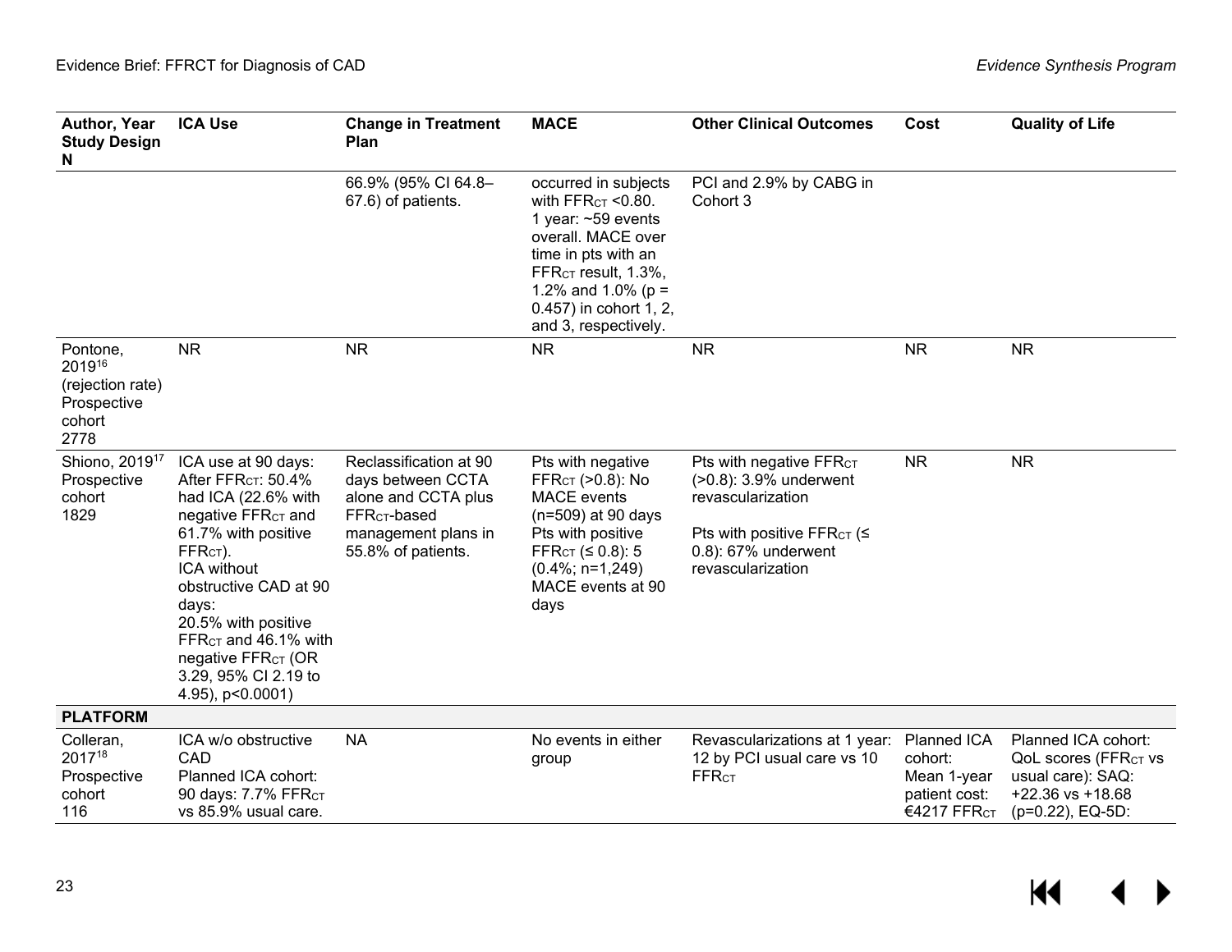| Author, Year Study Design N | ICA Use | Change in Treatment Plan | MACE | Other Clinical Outcomes | Cost | Quality of Life |
|---|---|---|---|---|---|---|
| | | 66.9% (95% CI 64.8–67.6) of patients. | occurred in subjects with $FFR_{CT}$ <0.80. 1 year: ~59 events overall. MACE over time in pts with an $FFR_{CT}$ result, 1.3%, 1.2% and 1.0% (p = 0.457) in cohort 1, 2, and 3, respectively. | PCI and 2.9% by CABG in Cohort 3 | | |
| Pontone, 2019[16] (rejection rate) Prospective cohort 2778 | NR | NR | NR | NR | NR | NR |
| Shiono, 2019[17] Prospective cohort 1829 | ICA use at 90 days: After $FFR_{CT}$: 50.4% had ICA (22.6% with negative $FFR_{CT}$ and 61.7% with positive $FFR_{CT}$). ICA without obstructive CAD at 90 days: 20.5% with positive $FFR_{CT}$ and 46.1% with negative $FFR_{CT}$ (OR 3.29, 95% CI 2.19 to 4.95), p<0.0001) | Reclassification at 90 days between CCTA alone and CCTA plus $FFR_{CT}$-based management plans in 55.8% of patients. | Pts with negative $FFR_{CT}$ (>0.8): No MACE events (n=509) at 90 days Pts with positive $FFR_{CT}$ (≤ 0.8): 5 (0.4%; n=1,249) MACE events at 90 days | Pts with negative $FFR_{CT}$ (>0.8): 3.9% underwent revascularization<br><br>Pts with positive $FFR_{CT}$ (≤ 0.8): 67% underwent revascularization | NR | NR |
| **PLATFORM** | | | | | | |
| Colleran, 2017[18] Prospective cohort 116 | ICA w/o obstructive CAD Planned ICA cohort: 90 days: 7.7% $FFR_{CT}$ vs 85.9% usual care. | NA | No events in either group | Revascularizations at 1 year: 12 by PCI usual care vs 10 $FFR_{CT}$ | Planned ICA cohort: Mean 1-year patient cost: €4217 $FFR_{CT}$ | Planned ICA cohort: QoL scores ($FFR_{CT}$ vs usual care): SAQ: +22.36 vs +18.68 (p=0.22), EQ-5D: |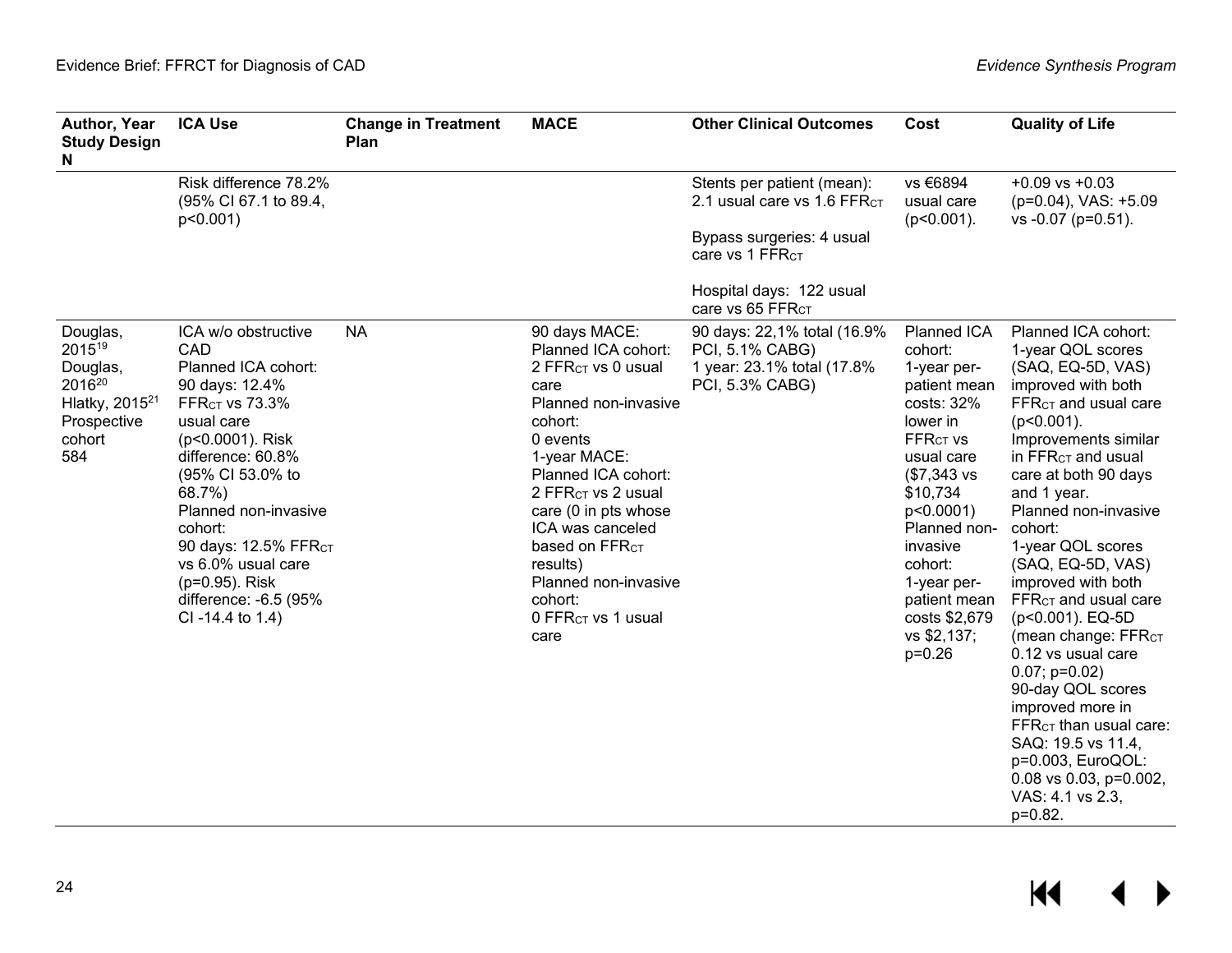| Author, Year Study Design N | ICA Use | Change in Treatment Plan | MACE | Other Clinical Outcomes | Cost | Quality of Life |
|---|---|---|---|---|---|---|
| | Risk difference 78.2% (95% CI 67.1 to 89.4, p<0.001) | | | Stents per patient (mean): 2.1 usual care vs 1.6 $FFR_{CT}$<br><br>Bypass surgeries: 4 usual care vs 1 $FFR_{CT}$<br><br>Hospital days: 122 usual care vs 65 $FFR_{CT}$ | vs €6894 usual care (p<0.001). | +0.09 vs +0.03 (p=0.04), VAS: +5.09 vs -0.07 (p=0.51). |
| Douglas, 2015[19]<br>Douglas, 2016[20]<br>Hlatky, 2015[21]<br>Prospective cohort<br>584 | ICA w/o obstructive CAD<br>Planned ICA cohort:<br>90 days: 12.4% $FFR_{CT}$ vs 73.3% usual care (p<0.0001). Risk difference: 60.8% (95% CI 53.0% to 68.7%)<br>Planned non-invasive cohort:<br>90 days: 12.5% $FFR_{CT}$ vs 6.0% usual care (p=0.95). Risk difference: -6.5 (95% CI -14.4 to 1.4) | NA | 90 days MACE:<br>Planned ICA cohort:<br>2 $FFR_{CT}$ vs 0 usual care<br>Planned non-invasive cohort:<br>0 events<br>1-year MACE:<br>Planned ICA cohort:<br>2 $FFR_{CT}$ vs 2 usual care (0 in pts whose ICA was canceled based on $FFR_{CT}$ results)<br>Planned non-invasive cohort:<br>0 $FFR_{CT}$ vs 1 usual care | 90 days: 22,1% total (16.9% PCI, 5.1% CABG)<br>1 year: 23.1% total (17.8% PCI, 5.3% CABG) | Planned ICA cohort:<br>1-year per-patient mean costs: 32% lower in $FFR_{CT}$ vs usual care ($7,343 vs $10,734 p<0.0001)<br>Planned non-invasive cohort:<br>1-year per-patient mean costs $2,679 vs $2,137; p=0.26 | Planned ICA cohort:<br>1-year QOL scores (SAQ, EQ-5D, VAS) improved with both $FFR_{CT}$ and usual care (p<0.001).<br>Improvements similar in $FFR_{CT}$ and usual care at both 90 days and 1 year.<br>Planned non-invasive cohort:<br>1-year QOL scores (SAQ, EQ-5D, VAS) improved with both $FFR_{CT}$ and usual care (p<0.001). EQ-5D (mean change: $FFR_{CT}$ 0.12 vs usual care 0.07; p=0.02)<br>90-day QOL scores improved more in $FFR_{CT}$ than usual care: SAQ: 19.5 vs 11.4, p=0.003, EuroQOL: 0.08 vs 0.03, p=0.002, VAS: 4.1 vs 2.3, p=0.82. |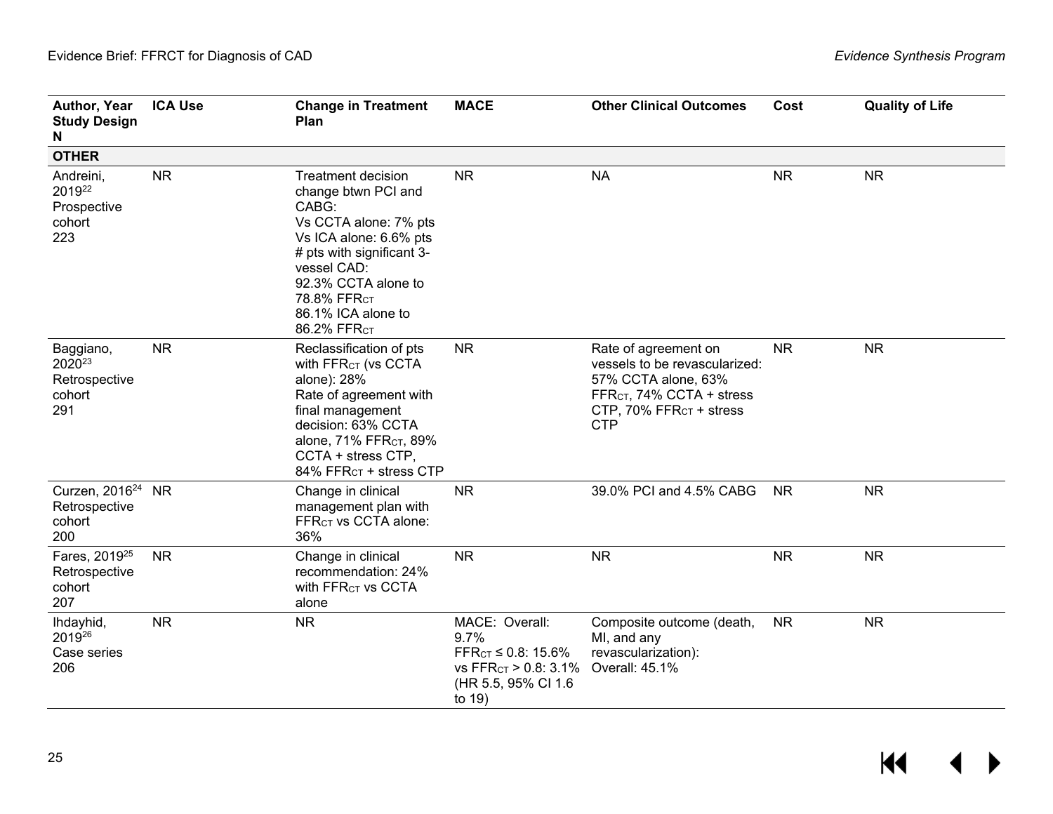| Author, Year Study Design N | ICA Use | Change in Treatment Plan | MACE | Other Clinical Outcomes | Cost | Quality of Life |
|---|---|---|---|---|---|---|
| **OTHER** | | | | | | |
| Andreini, 2019[22] Prospective cohort 223 | NR | Treatment decision change btwn PCI and CABG: Vs CCTA alone: 7% pts Vs ICA alone: 6.6% pts # pts with significant 3-vessel CAD: 92.3% CCTA alone to 78.8% $FFR_{CT}$ 86.1% ICA alone to 86.2% $FFR_{CT}$ | NR | NA | NR | NR |
| Baggiano, 2020[23] Retrospective cohort 291 | NR | Reclassification of pts with $FFR_{CT}$ (vs CCTA alone): 28% Rate of agreement with final management decision: 63% CCTA alone, 71% $FFR_{CT}$, 89% CCTA + stress CTP, 84% $FFR_{CT}$ + stress CTP | NR | Rate of agreement on vessels to be revascularized: 57% CCTA alone, 63% $FFR_{CT}$, 74% CCTA + stress CTP, 70% $FFR_{CT}$ + stress CTP | NR | NR |
| Curzen, 2016[24] Retrospective cohort 200 | NR | Change in clinical management plan with $FFR_{CT}$ vs CCTA alone: 36% | NR | 39.0% PCI and 4.5% CABG | NR | NR |
| Fares, 2019[25] Retrospective cohort 207 | NR | Change in clinical recommendation: 24% with $FFR_{CT}$ vs CCTA alone | NR | NR | NR | NR |
| Ihdayhid, 2019[26] Case series 206 | NR | NR | MACE: Overall: 9.7% $FFR_{CT} \leq 0.8$: 15.6% vs $FFR_{CT} > 0.8$: 3.1% (HR 5.5, 95% CI 1.6 to 19) | Composite outcome (death, MI, and any revascularization): Overall: 45.1% | NR | NR |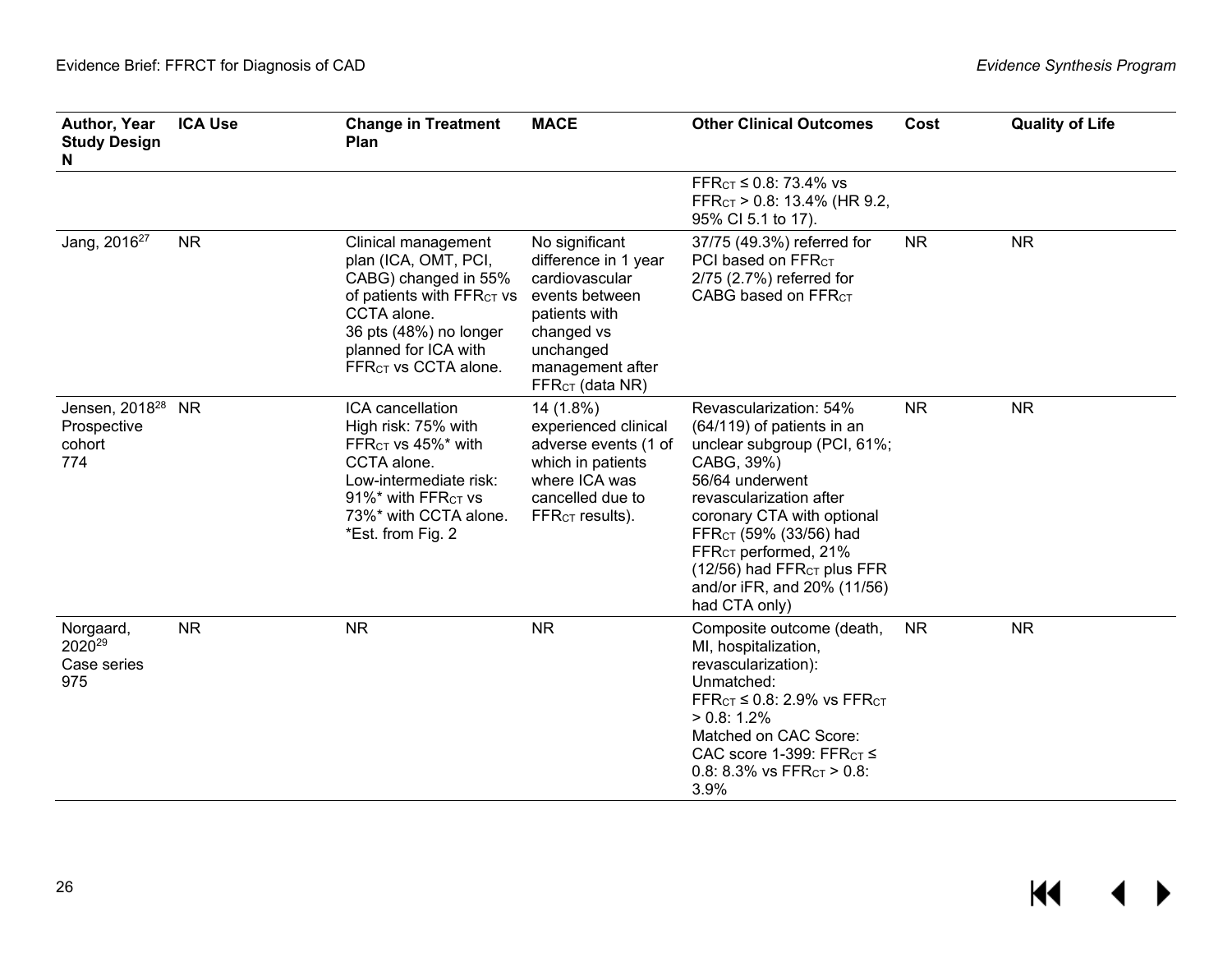| Author, Year Study Design N | ICA Use | Change in Treatment Plan | MACE | Other Clinical Outcomes | Cost | Quality of Life |
|---|---|---|---|---|---|---|
| | | | | $FFR_{CT}$ ≤ 0.8: 73.4% vs $FFR_{CT}$ > 0.8: 13.4% (HR 9.2, 95% CI 5.1 to 17). | | |
| Jang, 2016[27] | NR | Clinical management plan (ICA, OMT, PCI, CABG) changed in 55% of patients with $FFR_{CT}$ vs CCTA alone. 36 pts (48%) no longer planned for ICA with $FFR_{CT}$ vs CCTA alone. | No significant difference in 1 year cardiovascular events between patients with changed vs unchanged management after $FFR_{CT}$ (data NR) | 37/75 (49.3%) referred for PCI based on $FFR_{CT}$ 2/75 (2.7%) referred for CABG based on $FFR_{CT}$ | NR | NR |
| Jensen, 2018[28] Prospective cohort 774 | NR | ICA cancellation High risk: 75% with $FFR_{CT}$ vs 45%* with CCTA alone. Low-intermediate risk: 91%* with $FFR_{CT}$ vs 73%* with CCTA alone. *Est. from Fig. 2 | 14 (1.8%) experienced clinical adverse events (1 of which in patients where ICA was cancelled due to $FFR_{CT}$ results). | Revascularization: 54% (64/119) of patients in an unclear subgroup (PCI, 61%; CABG, 39%) 56/64 underwent revascularization after coronary CTA with optional $FFR_{CT}$ (59% (33/56) had $FFR_{CT}$ performed, 21% (12/56) had $FFR_{CT}$ plus FFR and/or iFR, and 20% (11/56) had CTA only) | NR | NR |
| Norgaard, 2020[29] Case series 975 | NR | NR | NR | Composite outcome (death, MI, hospitalization, revascularization): Unmatched: $FFR_{CT}$ ≤ 0.8: 2.9% vs $FFR_{CT}$ > 0.8: 1.2% Matched on CAC Score: CAC score 1-399: $FFR_{CT}$ ≤ 0.8: 8.3% vs $FFR_{CT}$ > 0.8: 3.9% | NR | NR |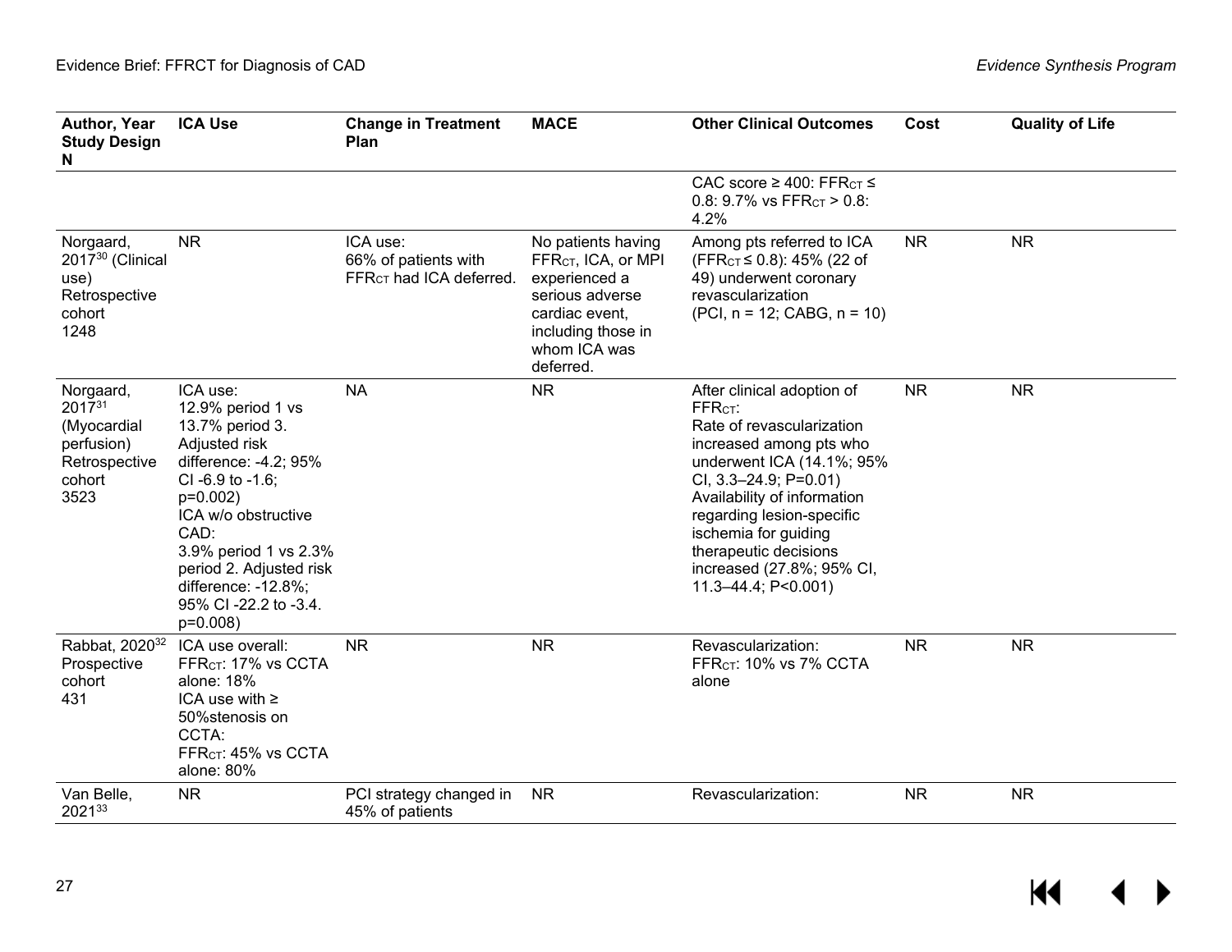| Author, Year Study Design N | ICA Use | Change in Treatment Plan | MACE | Other Clinical Outcomes | Cost | Quality of Life |
|---|---|---|---|---|---|---|
| | | | | CAC score ≥ 400: $FFR_{CT}$ ≤ 0.8: 9.7% vs $FFR_{CT}$ > 0.8: 4.2% | | |
| Norgaard, 2017[30] (Clinical use) Retrospective cohort 1248 | NR | ICA use: 66% of patients with $FFR_{CT}$ had ICA deferred. | No patients having $FFR_{CT}$, ICA, or MPI experienced a serious adverse cardiac event, including those in whom ICA was deferred. | Among pts referred to ICA ($FFR_{CT}$ ≤ 0.8): 45% (22 of 49) underwent coronary revascularization (PCI, n = 12; CABG, n = 10) | NR | NR |
| Norgaard, 2017[31] (Myocardial perfusion) Retrospective cohort 3523 | ICA use: 12.9% period 1 vs 13.7% period 3. Adjusted risk difference: -4.2; 95% CI -6.9 to -1.6; p=0.002) ICA w/o obstructive CAD: 3.9% period 1 vs 2.3% period 2. Adjusted risk difference: -12.8%; 95% CI -22.2 to -3.4. p=0.008) | NA | NR | After clinical adoption of $FFR_{CT}$: Rate of revascularization increased among pts who underwent ICA (14.1%; 95% CI, 3.3–24.9; P=0.01) Availability of information regarding lesion-specific ischemia for guiding therapeutic decisions increased (27.8%; 95% CI, 11.3–44.4; P<0.001) | NR | NR |
| Rabbat, 2020[32] Prospective cohort 431 | ICA use overall: $FFR_{CT}$: 17% vs CCTA alone: 18% ICA use with ≥ 50%stenosis on CCTA: $FFR_{CT}$: 45% vs CCTA alone: 80% | NR | NR | Revascularization: $FFR_{CT}$: 10% vs 7% CCTA alone | NR | NR |
| Van Belle, 2021[33] | NR | PCI strategy changed in 45% of patients | NR | Revascularization: | NR | NR |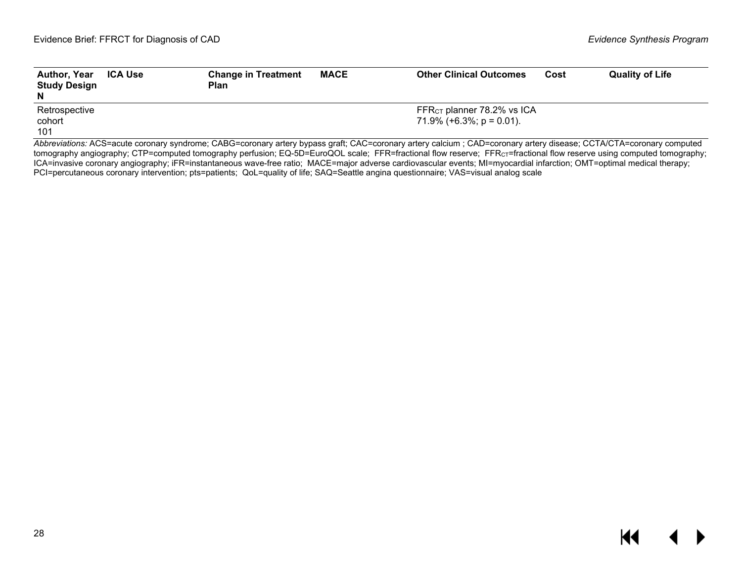| Author, Year Study Design N | ICA Use | Change in Treatment Plan | MACE | Other Clinical Outcomes | Cost | Quality of Life |
|---|---|---|---|---|---|---|
| Retrospective cohort 101 | | | | $FFR_{CT}$ planner 78.2% vs ICA 71.9% (+6.3%; $p = 0.01$). | | |

*Abbreviations:* ACS=acute coronary syndrome; CABG=coronary artery bypass graft; CAC=coronary artery calcium ; CAD=coronary artery disease; CCTA/CTA=coronary computed tomography angiography; CTP=computed tomography perfusion; EQ-5D=EuroQOL scale; FFR=fractional flow reserve; $FFR_{CT}$=fractional flow reserve using computed tomography; ICA=invasive coronary angiography; iFR=instantaneous wave-free ratio; MACE=major adverse cardiovascular events; MI=myocardial infarction; OMT=optimal medical therapy; PCI=percutaneous coronary intervention; pts=patients; QoL=quality of life; SAQ=Seattle angina questionnaire; VAS=visual analog scale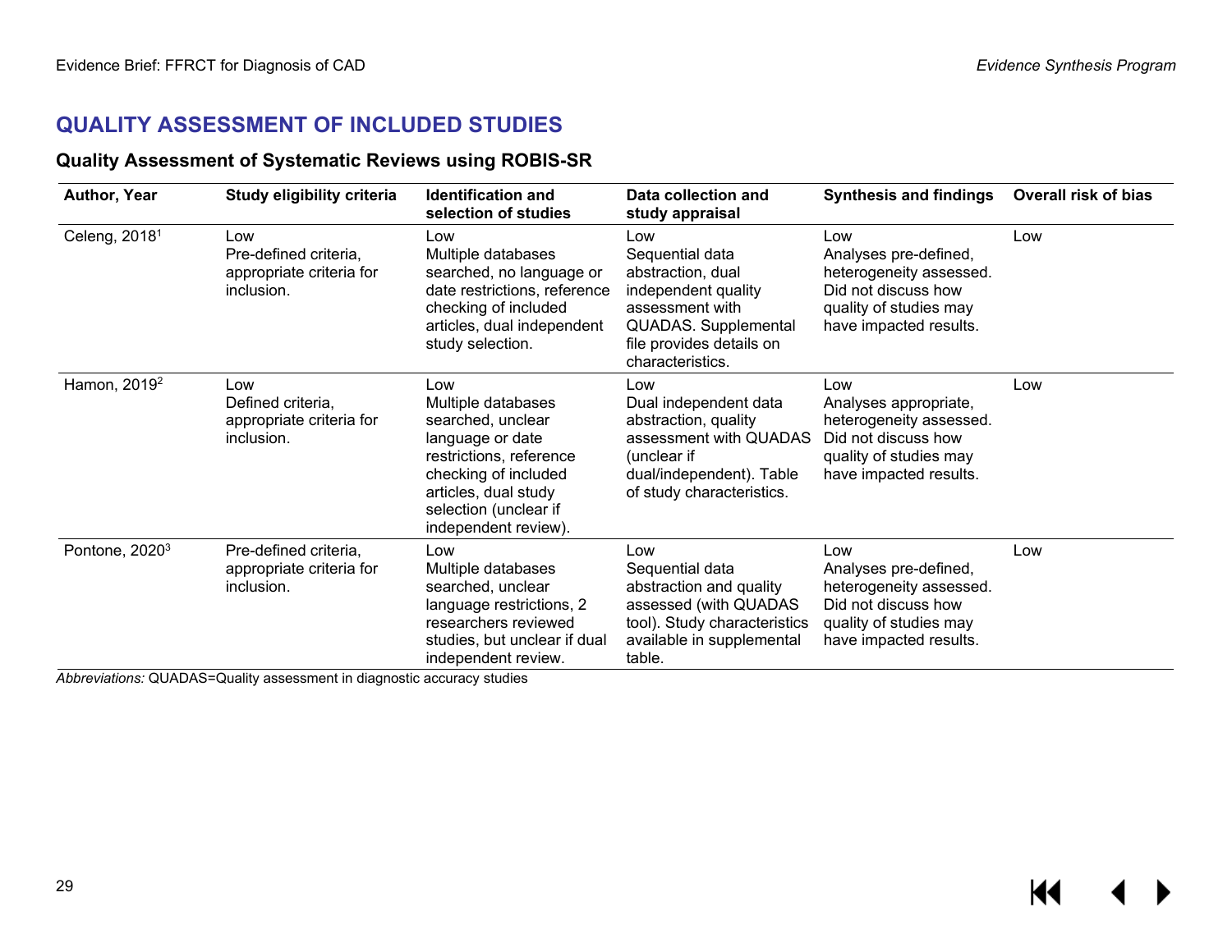## QUALITY ASSESSMENT OF INCLUDED STUDIES

### Quality Assessment of Systematic Reviews using ROBIS-SR

| Author, Year | Study eligibility criteria | Identification and selection of studies | Data collection and study appraisal | Synthesis and findings | Overall risk of bias |
|---|---|---|---|---|---|
| Celeng, 2018[1] | Low<br>Pre-defined criteria, appropriate criteria for inclusion. | Low<br>Multiple databases searched, no language or date restrictions, reference checking of included articles, dual independent study selection. | Low<br>Sequential data abstraction, dual independent quality assessment with QUADAS. Supplemental file provides details on characteristics. | Low<br>Analyses pre-defined, heterogeneity assessed. Did not discuss how quality of studies may have impacted results. | Low |
| Hamon, 2019[2] | Low<br>Defined criteria, appropriate criteria for inclusion. | Low<br>Multiple databases searched, unclear language or date restrictions, reference checking of included articles, dual study selection (unclear if independent review). | Low<br>Dual independent data abstraction, quality assessment with QUADAS (unclear if dual/independent). Table of study characteristics. | Low<br>Analyses appropriate, heterogeneity assessed. Did not discuss how quality of studies may have impacted results. | Low |
| Pontone, 2020[3] | Pre-defined criteria, appropriate criteria for inclusion. | Low<br>Multiple databases searched, unclear language restrictions, 2 researchers reviewed studies, but unclear if dual independent review. | Low<br>Sequential data abstraction and quality assessed (with QUADAS tool). Study characteristics available in supplemental table. | Low<br>Analyses pre-defined, heterogeneity assessed. Did not discuss how quality of studies may have impacted results. | Low |

*Abbreviations:* QUADAS=Quality assessment in diagnostic accuracy studies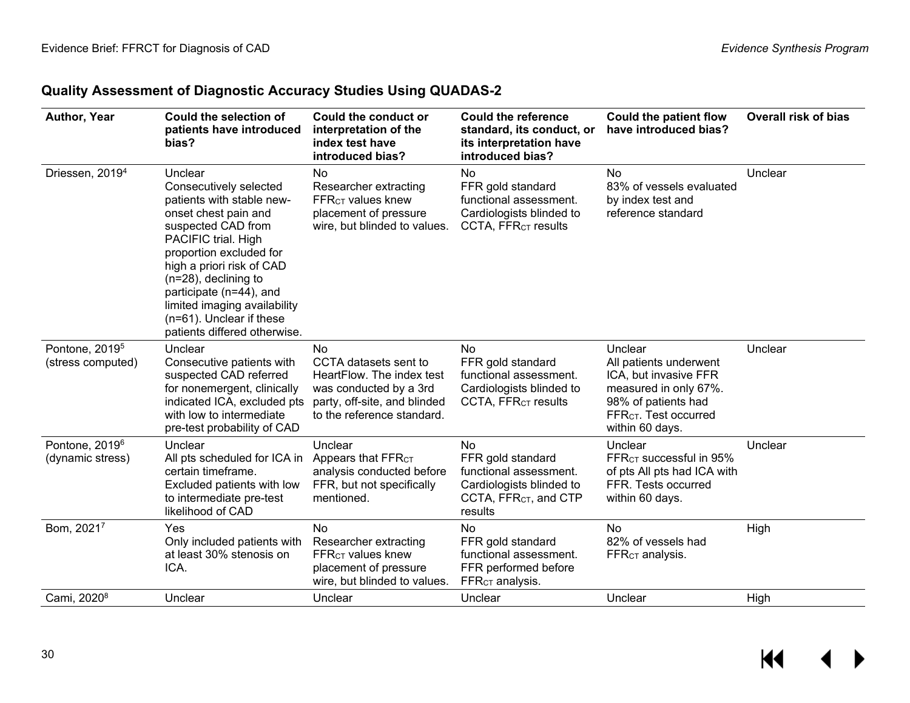## Quality Assessment of Diagnostic Accuracy Studies Using QUADAS-2

| Author, Year | Could the selection of patients have introduced bias? | Could the conduct or interpretation of the index test have introduced bias? | Could the reference standard, its conduct, or its interpretation have introduced bias? | Could the patient flow have introduced bias? | Overall risk of bias |
|---|---|---|---|---|---|
| Driessen, 2019[4] | Unclear<br>Consecutively selected patients with stable new-onset chest pain and suspected CAD from PACIFIC trial. High proportion excluded for high a priori risk of CAD (n=28), declining to participate (n=44), and limited imaging availability (n=61). Unclear if these patients differed otherwise. | No<br>Researcher extracting $FFR_{CT}$ values knew placement of pressure wire, but blinded to values. | No<br>FFR gold standard functional assessment. Cardiologists blinded to CCTA, $FFR_{CT}$ results | No<br>83% of vessels evaluated by index test and reference standard | Unclear |
| Pontone, 2019[5] (stress computed) | Unclear<br>Consecutive patients with suspected CAD referred for nonemergent, clinically indicated ICA, excluded pts with low to intermediate pre-test probability of CAD | No<br>CCTA datasets sent to HeartFlow. The index test was conducted by a 3rd party, off-site, and blinded to the reference standard. | No<br>FFR gold standard functional assessment. Cardiologists blinded to CCTA, $FFR_{CT}$ results | Unclear<br>All patients underwent ICA, but invasive FFR measured in only 67%. 98% of patients had $FFR_{CT}$. Test occurred within 60 days. | Unclear |
| Pontone, 2019[6] (dynamic stress) | Unclear<br>All pts scheduled for ICA in certain timeframe. Excluded patients with low to intermediate pre-test likelihood of CAD | Unclear<br>Appears that $FFR_{CT}$ analysis conducted before FFR, but not specifically mentioned. | No<br>FFR gold standard functional assessment. Cardiologists blinded to CCTA, $FFR_{CT}$, and CTP results | Unclear<br>$FFR_{CT}$ successful in 95% of pts All pts had ICA with FFR. Tests occurred within 60 days. | Unclear |
| Bom, 2021[7] | Yes<br>Only included patients with at least 30% stenosis on ICA. | No<br>Researcher extracting $FFR_{CT}$ values knew placement of pressure wire, but blinded to values. | No<br>FFR gold standard functional assessment. FFR performed before $FFR_{CT}$ analysis. | No<br>82% of vessels had $FFR_{CT}$ analysis. | High |
| Cami, 2020[8] | Unclear | Unclear | Unclear | Unclear | High |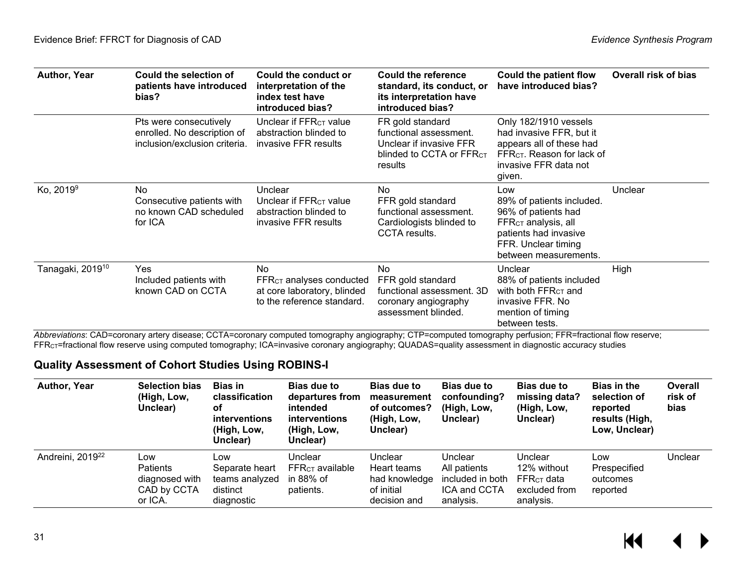| Author, Year | Could the selection of patients have introduced bias? | Could the conduct or interpretation of the index test have introduced bias? | Could the reference standard, its conduct, or its interpretation have introduced bias? | Could the patient flow have introduced bias? | Overall risk of bias |
|---|---|---|---|---|---|
| | Pts were consecutively enrolled. No description of inclusion/exclusion criteria. | Unclear if $FFR_{CT}$ value abstraction blinded to invasive FFR results | FR gold standard functional assessment. Unclear if invasive FFR blinded to CCTA or $FFR_{CT}$ results | Only 182/1910 vessels had invasive FFR, but it appears all of these had $FFR_{CT}$. Reason for lack of invasive FFR data not given. | |
| Ko, 2019[9] | No<br>Consecutive patients with no known CAD scheduled for ICA | Unclear<br>Unclear if $FFR_{CT}$ value abstraction blinded to invasive FFR results | No<br>FFR gold standard functional assessment. Cardiologists blinded to CCTA results. | Low<br>89% of patients included. 96% of patients had $FFR_{CT}$ analysis, all patients had invasive FFR. Unclear timing between measurements. | Unclear |
| Tanagaki, 2019[10] | Yes<br>Included patients with known CAD on CCTA | No<br>$FFR_{CT}$ analyses conducted at core laboratory, blinded to the reference standard. | No<br>FFR gold standard functional assessment. 3D coronary angiography assessment blinded. | Unclear<br>88% of patients included with both $FFR_{CT}$ and invasive FFR. No mention of timing between tests. | High |

*Abbreviations*: CAD=coronary artery disease; CCTA=coronary computed tomography angiography; CTP=computed tomography perfusion; FFR=fractional flow reserve; $FFR_{CT}$=fractional flow reserve using computed tomography; ICA=invasive coronary angiography; QUADAS=quality assessment in diagnostic accuracy studies

## Quality Assessment of Cohort Studies Using ROBINS-I

| Author, Year | Selection bias (High, Low, Unclear) | Bias in classification of interventions (High, Low, Unclear) | Bias due to departures from intended interventions (High, Low, Unclear) | Bias due to measurement of outcomes? (High, Low, Unclear) | Bias due to confounding? (High, Low, Unclear) | Bias due to missing data? (High, Low, Unclear) | Bias in the selection of reported results (High, Low, Unclear) | Overall risk of bias |
|---|---|---|---|---|---|---|---|---|
| Andreini, 2019[22] | Low<br>Patients diagnosed with CAD by CCTA or ICA. | Low<br>Separate heart teams analyzed distinct diagnostic | Unclear<br>$FFR_{CT}$ available in 88% of patients. | Unclear<br>Heart teams had knowledge of initial decision and | Unclear<br>All patients included in both ICA and CCTA analysis. | Unclear<br>12% without $FFR_{CT}$ data excluded from analysis. | Low<br>Prespecified outcomes reported | Unclear |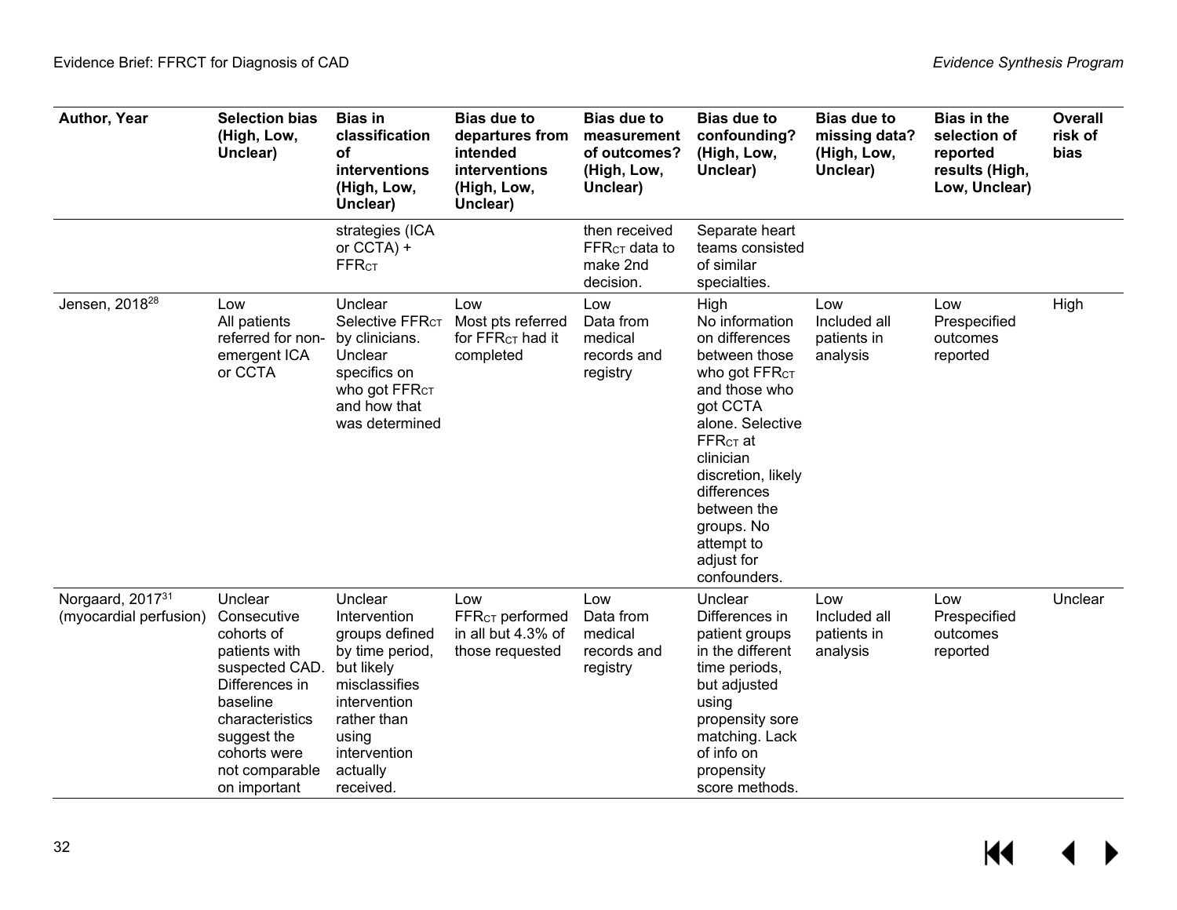| Author, Year | Selection bias (High, Low, Unclear) | Bias in classification of interventions (High, Low, Unclear) | Bias due to departures from intended interventions (High, Low, Unclear) | Bias due to measurement of outcomes? (High, Low, Unclear) | Bias due to confounding? (High, Low, Unclear) | Bias due to missing data? (High, Low, Unclear) | Bias in the selection of reported results (High, Low, Unclear) | Overall risk of bias |
|---|---|---|---|---|---|---|---|---|
| | | strategies (ICA or CCTA) + $FFR_{CT}$ | | then received $FFR_{CT}$ data to make 2nd decision. | Separate heart teams consisted of similar specialties. | | | |
| Jensen, 2018[28] | Low<br>All patients referred for non-emergent ICA or CCTA | Unclear<br>Selective $FFR_{CT}$ by clinicians. Unclear specifics on who got $FFR_{CT}$ and how that was determined | Low<br>Most pts referred for $FFR_{CT}$ had it completed | Low<br>Data from medical records and registry | High<br>No information on differences between those who got $FFR_{CT}$ and those who got CCTA alone. Selective $FFR_{CT}$ at clinician discretion, likely differences between the groups. No attempt to adjust for confounders. | Low<br>Included all patients in analysis | Low<br>Prespecified outcomes reported | High |
| Norgaard, 2017[31] (myocardial perfusion) | Unclear<br>Consecutive cohorts of patients with suspected CAD. Differences in baseline characteristics suggest the cohorts were not comparable on important | Unclear<br>Intervention groups defined by time period, but likely misclassifies intervention rather than using intervention actually received. | Low<br>$FFR_{CT}$ performed in all but 4.3% of those requested | Low<br>Data from medical records and registry | Unclear<br>Differences in patient groups in the different time periods, but adjusted using propensity sore matching. Lack of info on propensity score methods. | Low<br>Included all patients in analysis | Low<br>Prespecified outcomes reported | Unclear |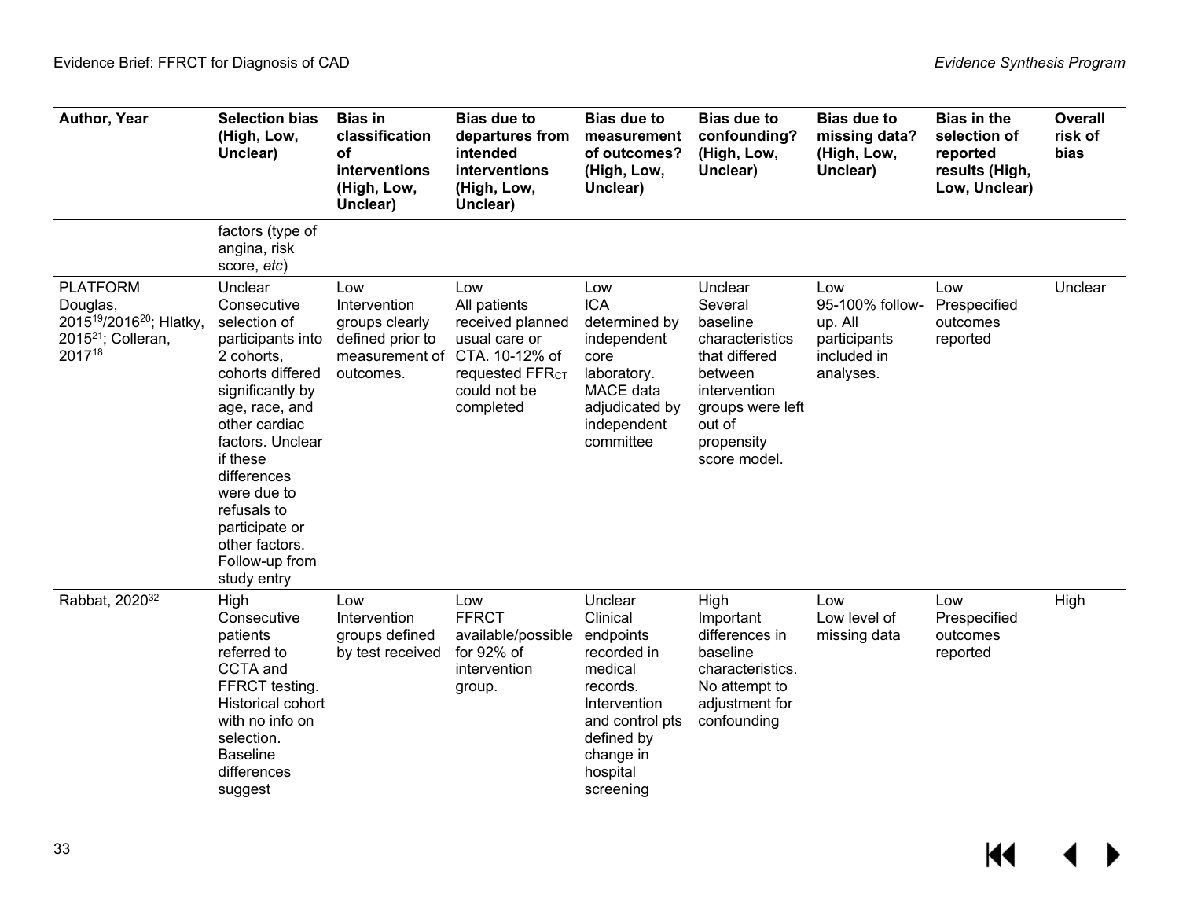| Author, Year | Selection bias (High, Low, Unclear) | Bias in classification of interventions (High, Low, Unclear) | Bias due to departures from intended interventions (High, Low, Unclear) | Bias due to measurement of outcomes? (High, Low, Unclear) | Bias due to confounding? (High, Low, Unclear) | Bias due to missing data? (High, Low, Unclear) | Bias in the selection of reported results (High, Low, Unclear) | Overall risk of bias |
|---|---|---|---|---|---|---|---|---|
| | factors (type of angina, risk score, *etc*) | | | | | | | |
| PLATFORM Douglas, 2015[19]/2016[20]; Hlatky, 2015[21]; Colleran, 2017[18] | Unclear Consecutive selection of participants into 2 cohorts, cohorts differed significantly by age, race, and other cardiac factors. Unclear if these differences were due to refusals to participate or other factors. Follow-up from study entry | Low Intervention groups clearly defined prior to measurement of outcomes. | Low All patients received planned usual care or CTA. 10-12% of requested $FFR_{CT}$ could not be completed | Low ICA determined by independent core laboratory. MACE data adjudicated by independent committee | Unclear Several baseline characteristics that differed between intervention groups were left out of propensity score model. | Low 95-100% follow-up. All participants included in analyses. | Low Prespecified outcomes reported | Unclear |
| Rabbat, 2020[32] | High Consecutive patients referred to CCTA and FFRCT testing. Historical cohort with no info on selection. Baseline differences suggest | Low Intervention groups defined by test received | Low FFRCT available/possible for 92% of intervention group. | Unclear Clinical endpoints recorded in medical records. Intervention and control pts defined by change in hospital screening | High Important differences in baseline characteristics. No attempt to adjustment for confounding | Low Low level of missing data | Low Prespecified outcomes reported | High |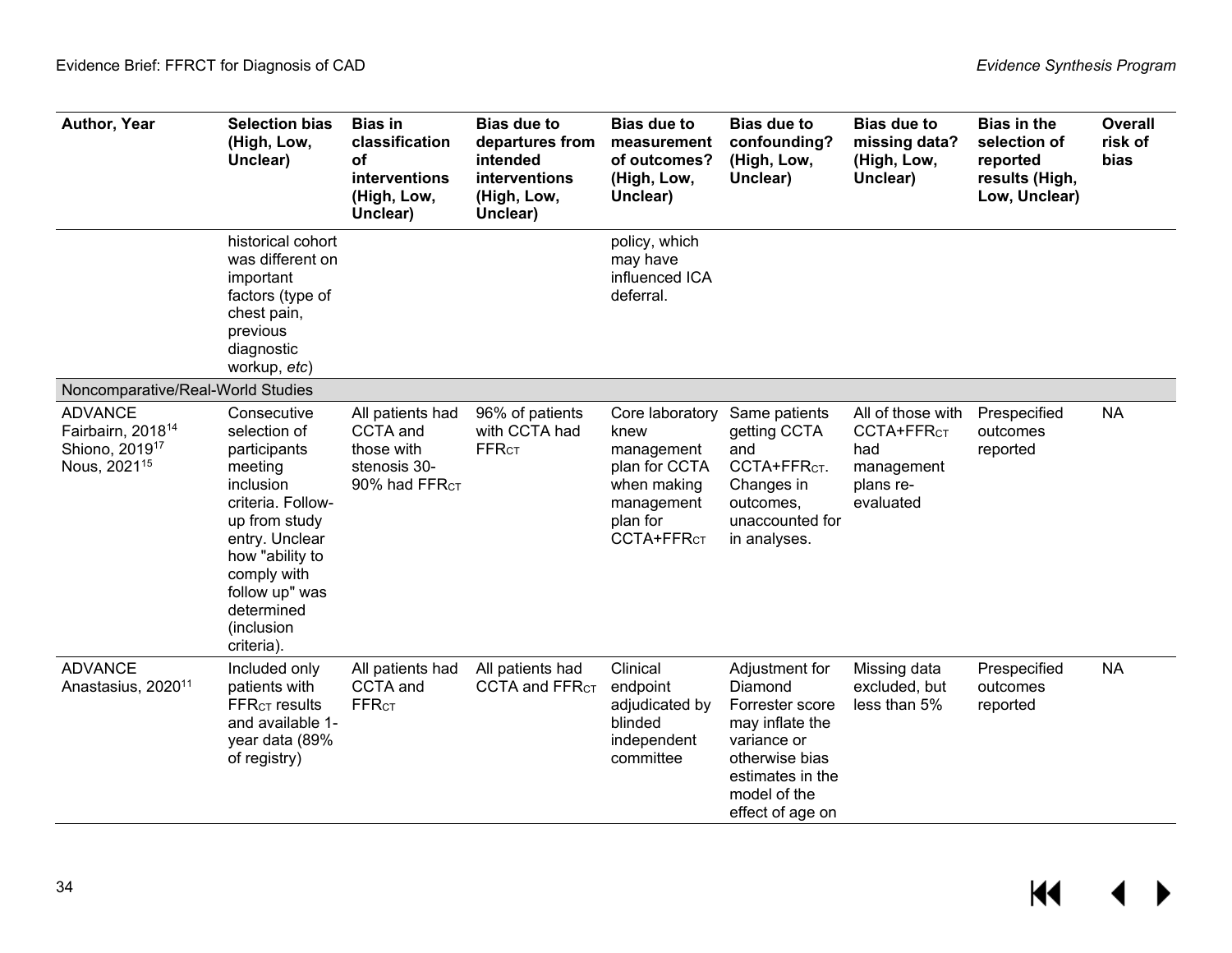| Author, Year | Selection bias (High, Low, Unclear) | Bias in classification of interventions (High, Low, Unclear) | Bias due to departures from intended interventions (High, Low, Unclear) | Bias due to measurement of outcomes? (High, Low, Unclear) | Bias due to confounding? (High, Low, Unclear) | Bias due to missing data? (High, Low, Unclear) | Bias in the selection of reported results (High, Low, Unclear) | Overall risk of bias |
|---|---|---|---|---|---|---|---|---|
| | historical cohort was different on important factors (type of chest pain, previous diagnostic workup, *etc*) | | | policy, which may have influenced ICA deferral. | | | | |
| Noncomparative/Real-World Studies | | | | | | | | |
| ADVANCE Fairbairn, 2018[14] Shiono, 2019[17] Nous, 2021[15] | Consecutive selection of participants meeting inclusion criteria. Follow-up from study entry. Unclear how "ability to comply with follow up" was determined (inclusion criteria). | All patients had CCTA and those with stenosis 30-90% had $FFR_{CT}$ | 96% of patients with CCTA had $FFR_{CT}$ | Core laboratory knew management plan for CCTA when making management plan for CCTA+$FFR_{CT}$ | Same patients getting CCTA and CCTA+$FFR_{CT}$. Changes in outcomes, unaccounted for in analyses. | All of those with CCTA+$FFR_{CT}$ had management plans re-evaluated | Prespecified outcomes reported | NA |
| ADVANCE Anastasius, 2020[11] | Included only patients with $FFR_{CT}$ results and available 1-year data (89% of registry) | All patients had CCTA and $FFR_{CT}$ | All patients had CCTA and $FFR_{CT}$ | Clinical endpoint adjudicated by blinded independent committee | Adjustment for Diamond Forrester score may inflate the variance or otherwise bias estimates in the model of the effect of age on | Missing data excluded, but less than 5% | Prespecified outcomes reported | NA |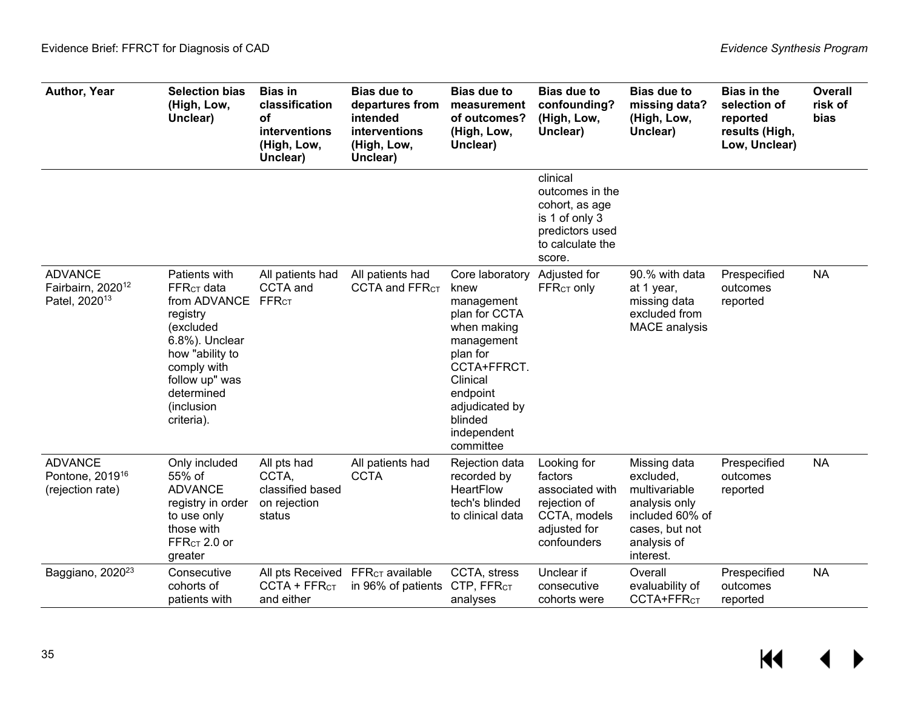| Author, Year | Selection bias (High, Low, Unclear) | Bias in classification of interventions (High, Low, Unclear) | Bias due to departures from intended interventions (High, Low, Unclear) | Bias due to measurement of outcomes? (High, Low, Unclear) | Bias due to confounding? (High, Low, Unclear) | Bias due to missing data? (High, Low, Unclear) | Bias in the selection of reported results (High, Low, Unclear) | Overall risk of bias |
|---|---|---|---|---|---|---|---|---|
| | | | | | clinical outcomes in the cohort, as age is 1 of only 3 predictors used to calculate the score. | | | |
| ADVANCE Fairbairn, 2020[12] Patel, 2020[13] | Patients with $FFR_{CT}$ data from ADVANCE registry (excluded 6.8%). Unclear how "ability to comply with follow up" was determined (inclusion criteria). | All patients had CCTA and $FFR_{CT}$ | All patients had CCTA and $FFR_{CT}$ | Core laboratory knew management plan for CCTA when making management plan for CCTA+FFRCT. Clinical endpoint adjudicated by blinded independent committee | Adjusted for $FFR_{CT}$ only | 90.% with data at 1 year, missing data excluded from MACE analysis | Prespecified outcomes reported | NA |
| ADVANCE Pontone, 2019[16] (rejection rate) | Only included 55% of ADVANCE registry in order to use only those with $FFR_{CT}$ 2.0 or greater | All pts had CCTA, classified based on rejection status | All patients had CCTA | Rejection data recorded by HeartFlow tech's blinded to clinical data | Looking for factors associated with rejection of CCTA, models adjusted for confounders | Missing data excluded, multivariable analysis only included 60% of cases, but not analysis of interest. | Prespecified outcomes reported | NA |
| Baggiano, 2020[23] | Consecutive cohorts of patients with | All pts Received CCTA + $FFR_{CT}$ and either | $FFR_{CT}$ available in 96% of patients | CCTA, stress CTP, $FFR_{CT}$ analyses | Unclear if consecutive cohorts were | Overall evaluability of CCTA+$FFR_{CT}$ | Prespecified outcomes reported | NA |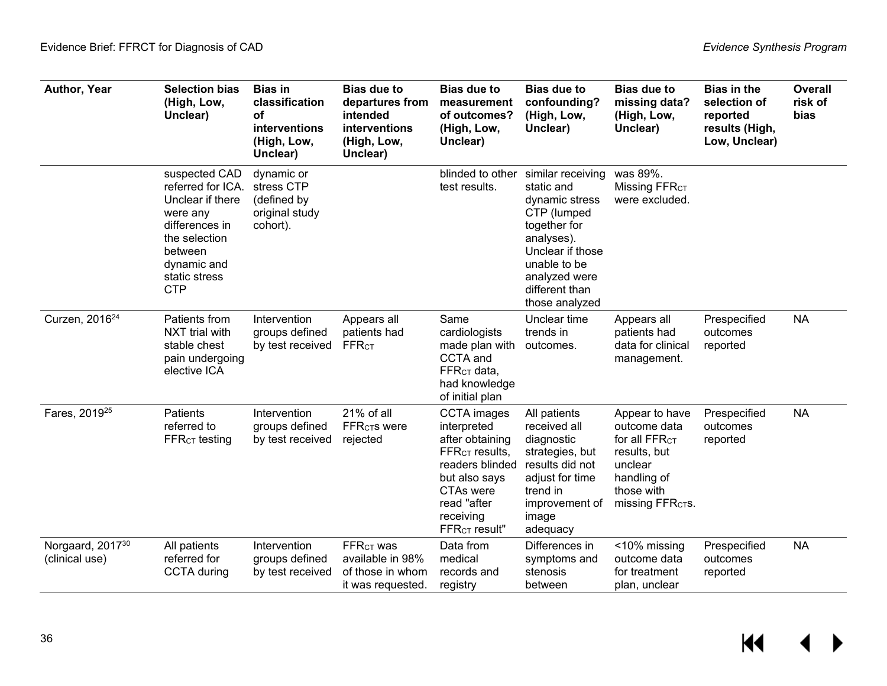| Author, Year | Selection bias (High, Low, Unclear) | Bias in classification of interventions (High, Low, Unclear) | Bias due to departures from intended interventions (High, Low, Unclear) | Bias due to measurement of outcomes? (High, Low, Unclear) | Bias due to confounding? (High, Low, Unclear) | Bias due to missing data? (High, Low, Unclear) | Bias in the selection of reported results (High, Low, Unclear) | Overall risk of bias |
|---|---|---|---|---|---|---|---|---|
| | suspected CAD referred for ICA. Unclear if there were any differences in the selection between dynamic and static stress CTP | dynamic or stress CTP (defined by original study cohort). | | blinded to other test results. | similar receiving static and dynamic stress CTP (lumped together for analyses). Unclear if those unable to be analyzed were different than those analyzed | was 89%. Missing $FFR_{CT}$ were excluded. | | |
| Curzen, 2016[24] | Patients from NXT trial with stable chest pain undergoing elective ICA | Intervention groups defined by test received | Appears all patients had $FFR_{CT}$ | Same cardiologists made plan with CCTA and $FFR_{CT}$ data, had knowledge of initial plan | Unclear time trends in outcomes. | Appears all patients had data for clinical management. | Prespecified outcomes reported | NA |
| Fares, 2019[25] | Patients referred to $FFR_{CT}$ testing | Intervention groups defined by test received | 21% of all $FFR_{CT}$s were rejected | CCTA images interpreted after obtaining $FFR_{CT}$ results, readers blinded but also says CTAs were read "after receiving $FFR_{CT}$ result" | All patients received all diagnostic strategies, but results did not adjust for time trend in improvement of image adequacy | Appear to have outcome data for all $FFR_{CT}$ results, but unclear handling of those with missing $FFR_{CT}$s. | Prespecified outcomes reported | NA |
| Norgaard, 2017[30] (clinical use) | All patients referred for CCTA during | Intervention groups defined by test received | $FFR_{CT}$ was available in 98% of those in whom it was requested. | Data from medical records and registry | Differences in symptoms and stenosis between | <10% missing outcome data for treatment plan, unclear | Prespecified outcomes reported | NA |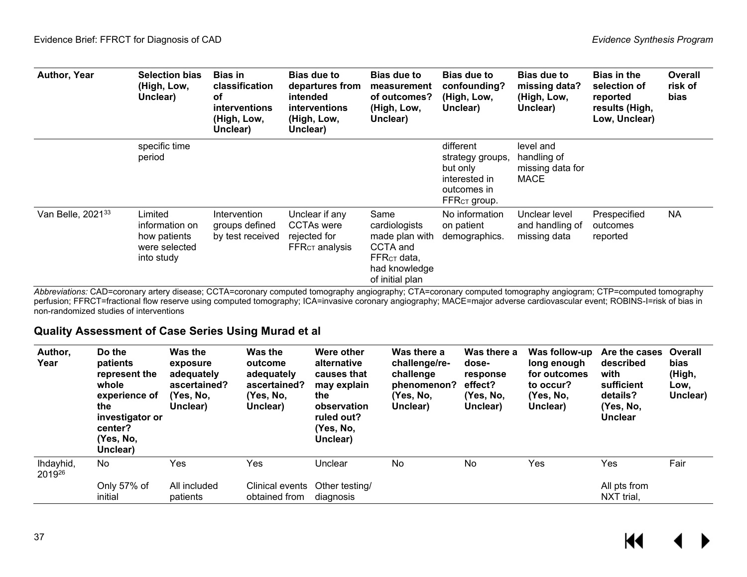| Author, Year | Selection bias (High, Low, Unclear) | Bias in classification of interventions (High, Low, Unclear) | Bias due to departures from intended interventions (High, Low, Unclear) | Bias due to measurement of outcomes? (High, Low, Unclear) | Bias due to confounding? (High, Low, Unclear) | Bias due to missing data? (High, Low, Unclear) | Bias in the selection of reported results (High, Low, Unclear) | Overall risk of bias |
|---|---|---|---|---|---|---|---|---|
| | specific time period | | | | different strategy groups, but only interested in outcomes in $FFR_{CT}$ group. | level and handling of missing data for MACE | | |
| Van Belle, 2021[33] | Limited information on how patients were selected into study | Intervention groups defined by test received | Unclear if any CCTAs were rejected for $FFR_{CT}$ analysis | Same cardiologists made plan with CCTA and $FFR_{CT}$ data, had knowledge of initial plan | No information on patient demographics. | Unclear level and handling of missing data | Prespecified outcomes reported | NA |

*Abbreviations:* CAD=coronary artery disease; CCTA=coronary computed tomography angiography; CTA=coronary computed tomography angiogram; CTP=computed tomography perfusion; FFRCT=fractional flow reserve using computed tomography; ICA=invasive coronary angiography; MACE=major adverse cardiovascular event; ROBINS-I=risk of bias in non-randomized studies of interventions

## Quality Assessment of Case Series Using Murad et al

| Author, Year | Do the patients represent the whole experience of the investigator or center? (Yes, No, Unclear) | Was the exposure adequately ascertained? (Yes, No, Unclear) | Was the outcome adequately ascertained? (Yes, No, Unclear) | Were other alternative causes that may explain the observation ruled out? (Yes, No, Unclear) | Was there a challenge/re-challenge phenomenon? (Yes, No, Unclear) | Was there a dose-response effect? (Yes, No, Unclear) | Was follow-up long enough for outcomes to occur? (Yes, No, Unclear) | Are the cases described with sufficient details? (Yes, No, Unclear | Overall bias (High, Low, Unclear) |
|---|---|---|---|---|---|---|---|---|---|
| Ihdayhid, 2019[26] | No<br><br>Only 57% of initial | Yes<br><br>All included patients | Yes<br><br>Clinical events obtained from | Unclear<br><br>Other testing/ diagnosis | No | No | Yes | Yes<br><br>All pts from NXT trial, | Fair |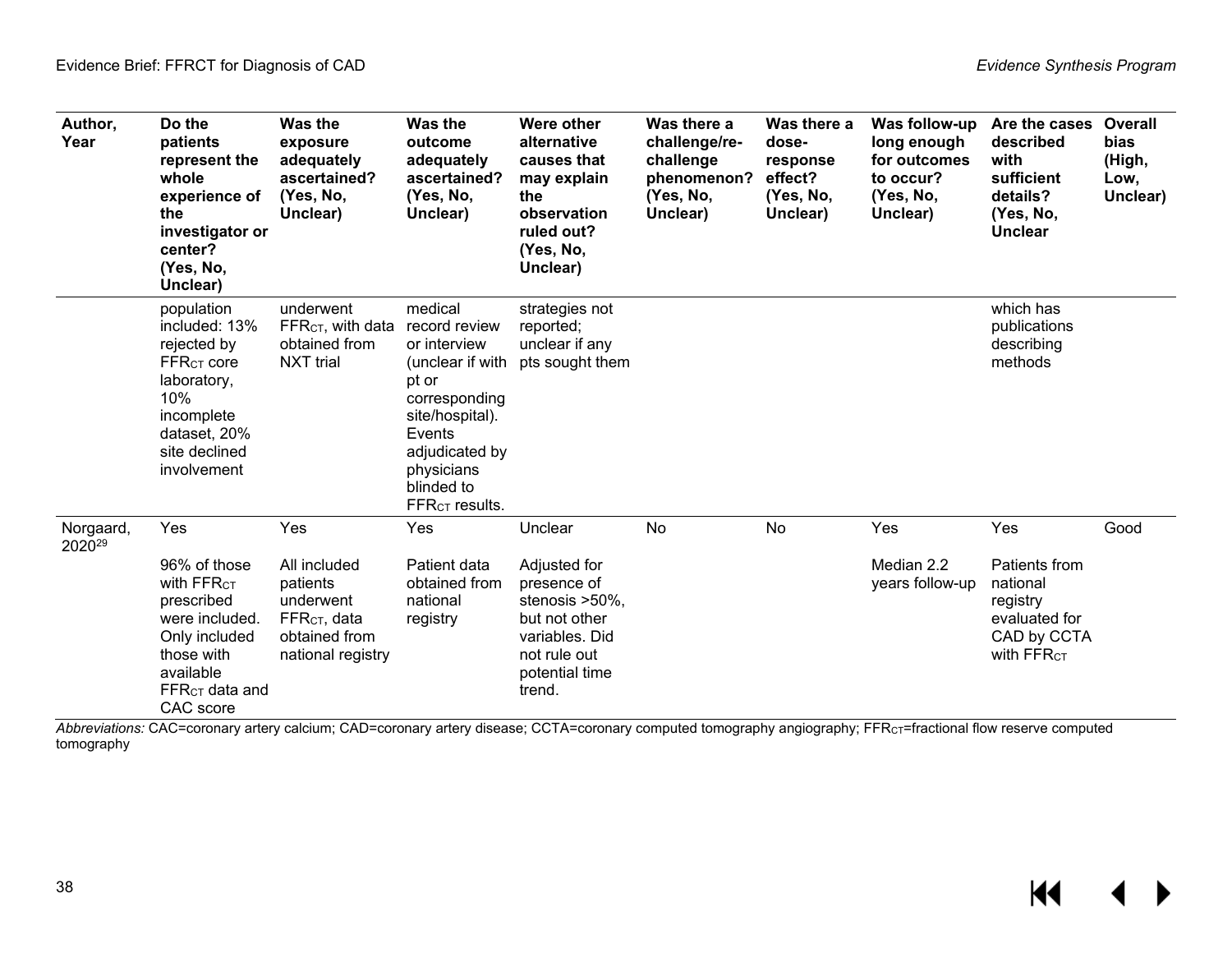| Author, Year | Do the patients represent the whole experience of the investigator or center? (Yes, No, Unclear) | Was the exposure adequately ascertained? (Yes, No, Unclear) | Was the outcome adequately ascertained? (Yes, No, Unclear) | Were other alternative causes that may explain the observation ruled out? (Yes, No, Unclear) | Was there a challenge/re-challenge phenomenon? (Yes, No, Unclear) | Was there a dose-response effect? (Yes, No, Unclear) | Was follow-up long enough for outcomes to occur? (Yes, No, Unclear) | Are the cases described with sufficient details? (Yes, No, Unclear | Overall bias (High, Low, Unclear) |
|---|---|---|---|---|---|---|---|---|---|
| | population included: 13% rejected by $FFR_{CT}$ core laboratory, 10% incomplete dataset, 20% site declined involvement | underwent $FFR_{CT}$, with data obtained from NXT trial | medical record review or interview (unclear if with pt or corresponding site/hospital). Events adjudicated by physicians blinded to $FFR_{CT}$ results. | strategies not reported; unclear if any pts sought them | | | | which has publications describing methods | |
| Norgaard, 2020[29] | Yes<br><br>96% of those with $FFR_{CT}$ prescribed were included. Only included those with available $FFR_{CT}$ data and CAC score | Yes<br><br>All included patients underwent $FFR_{CT}$, data obtained from national registry | Yes<br><br>Patient data obtained from national registry | Unclear<br><br>Adjusted for presence of stenosis >50%, but not other variables. Did not rule out potential time trend. | No | No | Yes<br><br>Median 2.2 years follow-up | Yes<br><br>Patients from national registry evaluated for CAD by CCTA with $FFR_{CT}$ | Good |

*Abbreviations:* CAC=coronary artery calcium; CAD=coronary artery disease; CCTA=coronary computed tomography angiography; $FFR_{CT}$=fractional flow reserve computed tomography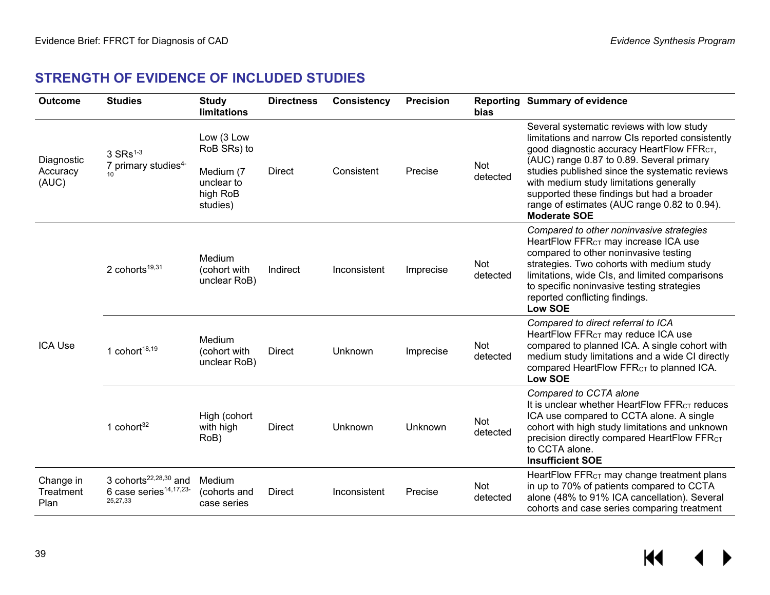## STRENGTH OF EVIDENCE OF INCLUDED STUDIES

| Outcome | Studies | Study limitations | Directness | Consistency | Precision | Reporting bias | Summary of evidence |
|---|---|---|---|---|---|---|---|
| Diagnostic Accuracy (AUC) | 3 SRs[1-3] 7 primary studies[4-10] | Low (3 Low RoB SRs) to Medium (7 unclear to high RoB studies) | Direct | Consistent | Precise | Not detected | Several systematic reviews with low study limitations and narrow CIs reported consistently good diagnostic accuracy HeartFlow $FFR_{CT}$, (AUC) range 0.87 to 0.89. Several primary studies published since the systematic reviews with medium study limitations generally supported these findings but had a broader range of estimates (AUC range 0.82 to 0.94). **Moderate SOE** |
| ICA Use | 2 cohorts[19,31] | Medium (cohort with unclear RoB) | Indirect | Inconsistent | Imprecise | Not detected | *Compared to other noninvasive strategies* HeartFlow $FFR_{CT}$ may increase ICA use compared to other noninvasive testing strategies. Two cohorts with medium study limitations, wide CIs, and limited comparisons to specific noninvasive testing strategies reported conflicting findings. **Low SOE** |
| | 1 cohort[18,19] | Medium (cohort with unclear RoB) | Direct | Unknown | Imprecise | Not detected | *Compared to direct referral to ICA* HeartFlow $FFR_{CT}$ may reduce ICA use compared to planned ICA. A single cohort with medium study limitations and a wide CI directly compared HeartFlow $FFR_{CT}$ to planned ICA. **Low SOE** |
| | 1 cohort[32] | High (cohort with high RoB) | Direct | Unknown | Unknown | Not detected | *Compared to CCTA alone* It is unclear whether HeartFlow $FFR_{CT}$ reduces ICA use compared to CCTA alone. A single cohort with high study limitations and unknown precision directly compared HeartFlow $FFR_{CT}$ to CCTA alone. **Insufficient SOE** |
| Change in Treatment Plan | 3 cohorts[22,28,30] and 6 case series[14,17,23-25,27,33] | Medium (cohorts and case series | Direct | Inconsistent | Precise | Not detected | HeartFlow $FFR_{CT}$ may change treatment plans in up to 70% of patients compared to CCTA alone (48% to 91% ICA cancellation). Several cohorts and case series comparing treatment |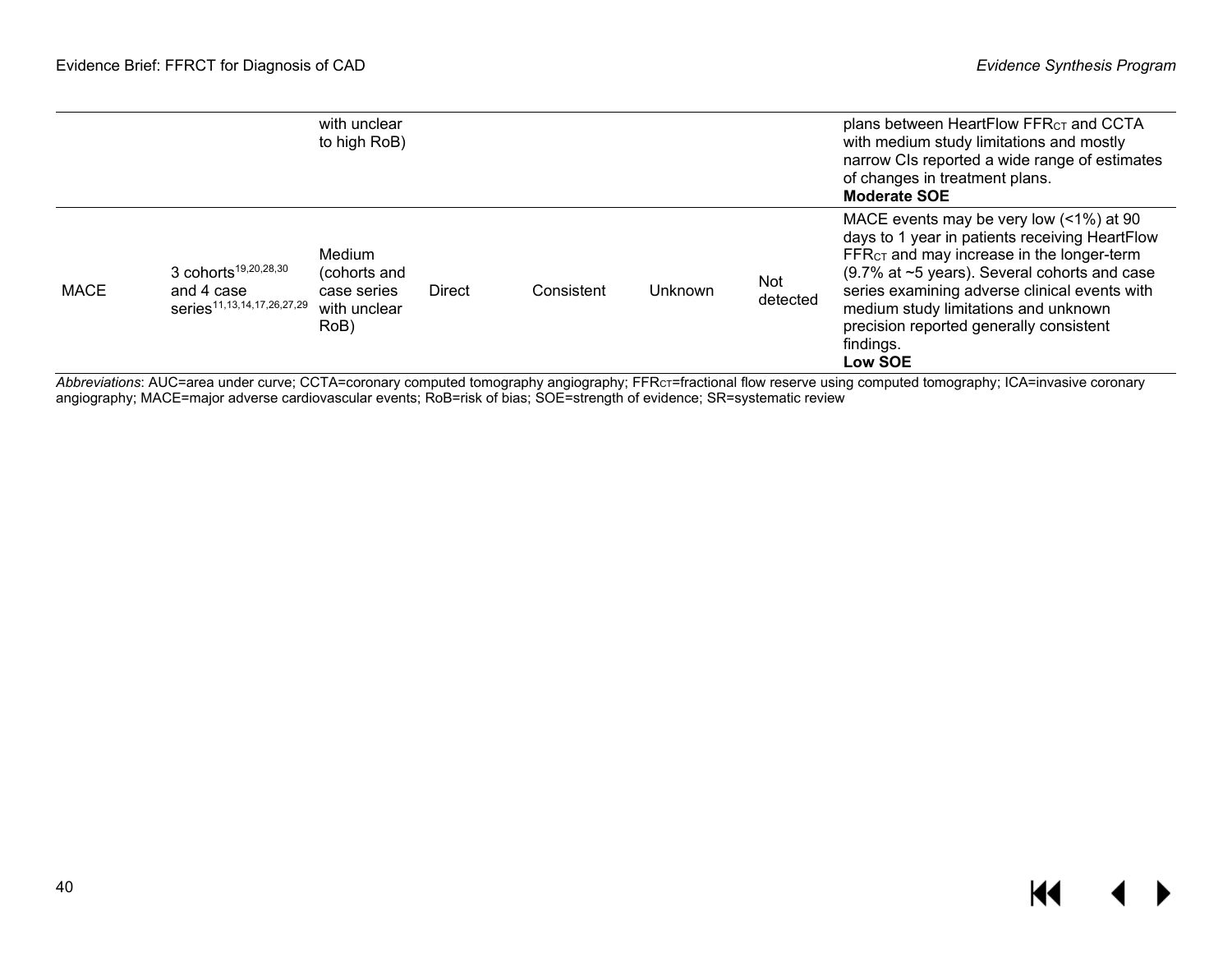| | | | | | | | |
|---|---|---|---|---|---|---|---|
| | | with unclear to high RoB) | | | | | plans between HeartFlow $FFR_{CT}$ and CCTA with medium study limitations and mostly narrow CIs reported a wide range of estimates of changes in treatment plans. **Moderate SOE** |
| MACE | 3 cohorts[19,20,28,30] and 4 case series[11,13,14,17,26,27,29] | Medium (cohorts and case series with unclear RoB) | Direct | Consistent | Unknown | Not detected | MACE events may be very low (<1%) at 90 days to 1 year in patients receiving HeartFlow $FFR_{CT}$ and may increase in the longer-term (9.7% at ~5 years). Several cohorts and case series examining adverse clinical events with medium study limitations and unknown precision reported generally consistent findings. **Low SOE** |

*Abbreviations*: AUC=area under curve; CCTA=coronary computed tomography angiography; $FFR_{CT}$=fractional flow reserve using computed tomography; ICA=invasive coronary angiography; MACE=major adverse cardiovascular events; RoB=risk of bias; SOE=strength of evidence; SR=systematic review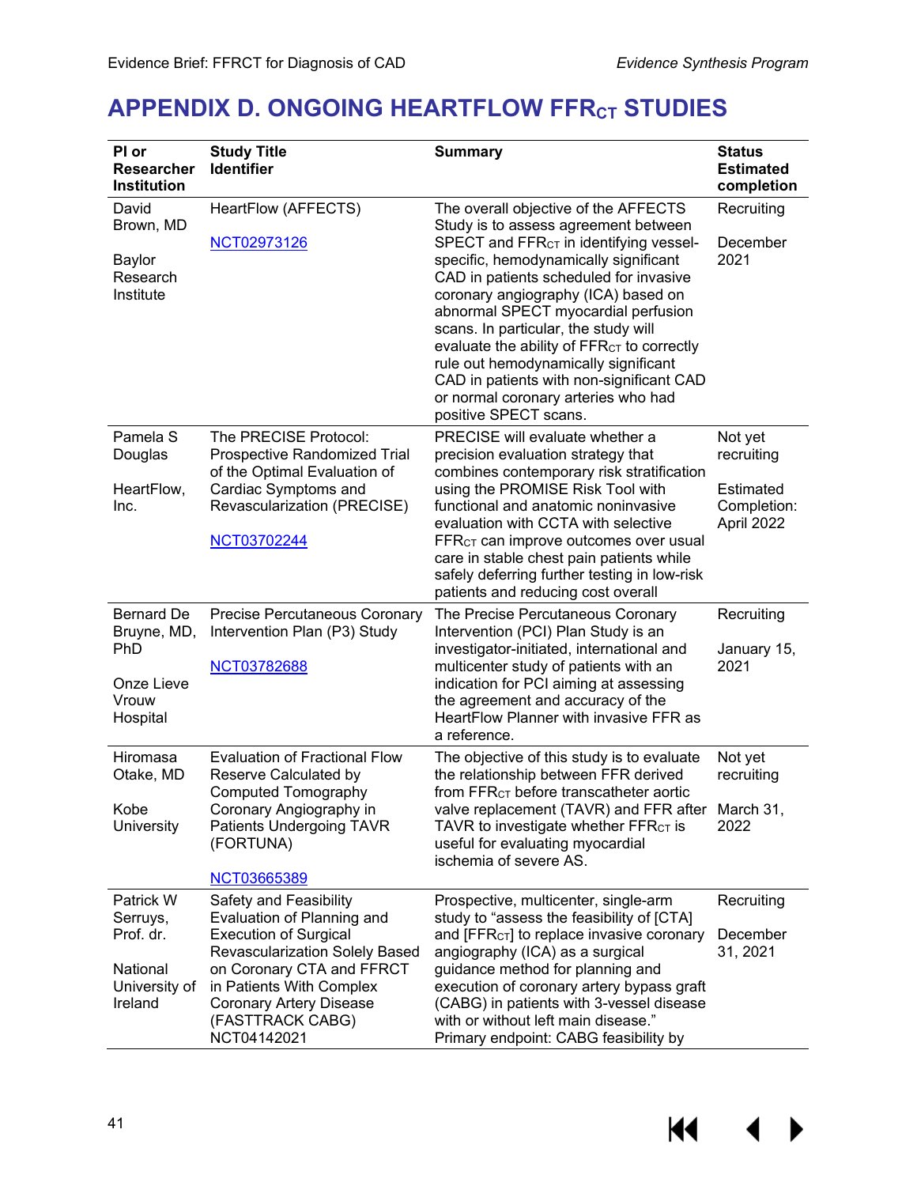# APPENDIX D. ONGOING HEARTFLOW $FFR_{CT}$ STUDIES

| PI or Researcher Institution | Study Title Identifier | Summary | Status Estimated completion |
|---|---|---|---|
| David Brown, MD<br><br>Baylor Research Institute | HeartFlow (AFFECTS)<br><br>NCT02973126 | The overall objective of the AFFECTS Study is to assess agreement between SPECT and $FFR_{CT}$ in identifying vessel-specific, hemodynamically significant CAD in patients scheduled for invasive coronary angiography (ICA) based on abnormal SPECT myocardial perfusion scans. In particular, the study will evaluate the ability of $FFR_{CT}$ to correctly rule out hemodynamically significant CAD in patients with non-significant CAD or normal coronary arteries who had positive SPECT scans. | Recruiting<br><br>December 2021 |
| Pamela S Douglas<br><br>HeartFlow, Inc. | The PRECISE Protocol: Prospective Randomized Trial of the Optimal Evaluation of Cardiac Symptoms and Revascularization (PRECISE)<br><br>NCT03702244 | PRECISE will evaluate whether a precision evaluation strategy that combines contemporary risk stratification using the PROMISE Risk Tool with functional and anatomic noninvasive evaluation with CCTA with selective $FFR_{CT}$ can improve outcomes over usual care in stable chest pain patients while safely deferring further testing in low-risk patients and reducing cost overall | Not yet recruiting<br><br>Estimated Completion: April 2022 |
| Bernard De Bruyne, MD, PhD<br><br>Onze Lieve Vrouw Hospital | Precise Percutaneous Coronary Intervention Plan (P3) Study<br><br>NCT03782688 | The Precise Percutaneous Coronary Intervention (PCI) Plan Study is an investigator-initiated, international and multicenter study of patients with an indication for PCI aiming at assessing the agreement and accuracy of the HeartFlow Planner with invasive FFR as a reference. | Recruiting<br><br>January 15, 2021 |
| Hiromasa Otake, MD<br><br>Kobe University | Evaluation of Fractional Flow Reserve Calculated by Computed Tomography Coronary Angiography in Patients Undergoing TAVR (FORTUNA)<br><br>NCT03665389 | The objective of this study is to evaluate the relationship between FFR derived from $FFR_{CT}$ before transcatheter aortic valve replacement (TAVR) and FFR after TAVR to investigate whether $FFR_{CT}$ is useful for evaluating myocardial ischemia of severe AS. | Not yet recruiting<br><br>March 31, 2022 |
| Patrick W Serruys, Prof. dr.<br><br>National University of Ireland | Safety and Feasibility Evaluation of Planning and Execution of Surgical Revascularization Solely Based on Coronary CTA and FFRCT in Patients With Complex Coronary Artery Disease (FASTTRACK CABG)<br>NCT04142021 | Prospective, multicenter, single-arm study to "assess the feasibility of [CTA] and [$FFR_{CT}$] to replace invasive coronary angiography (ICA) as a surgical guidance method for planning and execution of coronary artery bypass graft (CABG) in patients with 3-vessel disease with or without left main disease."<br>Primary endpoint: CABG feasibility by | Recruiting<br><br>December 31, 2021 |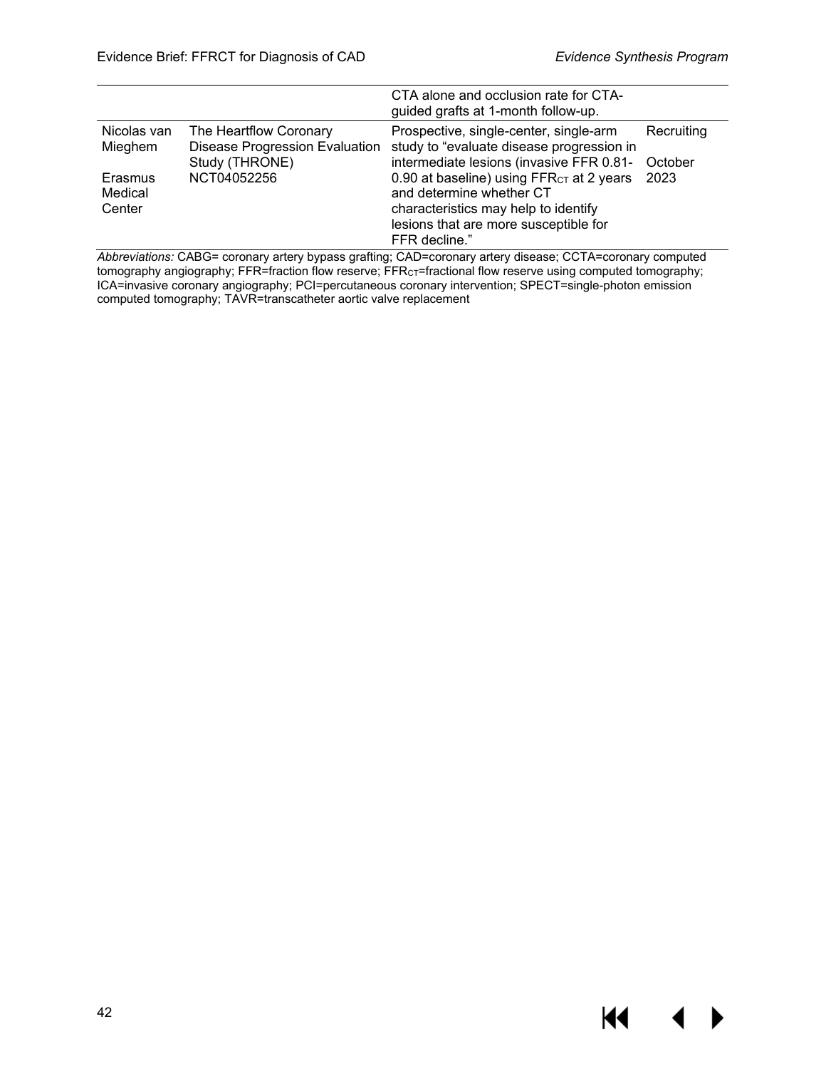| | | | |
|---|---|---|---|
| | | CTA alone and occlusion rate for CTA-guided grafts at 1-month follow-up. | |
| Nicolas van Mieghem<br><br>Erasmus Medical Center | The Heartflow Coronary Disease Progression Evaluation Study (THRONE)<br>NCT04052256 | Prospective, single-center, single-arm study to "evaluate disease progression in intermediate lesions (invasive FFR 0.81-0.90 at baseline) using $FFR_{CT}$ at 2 years and determine whether CT characteristics may help to identify lesions that are more susceptible for FFR decline." | Recruiting<br><br>October 2023 |

*Abbreviations:* CABG= coronary artery bypass grafting; CAD=coronary artery disease; CCTA=coronary computed tomography angiography; FFR=fraction flow reserve; $FFR_{CT}$=fractional flow reserve using computed tomography; ICA=invasive coronary angiography; PCI=percutaneous coronary intervention; SPECT=single-photon emission computed tomography; TAVR=transcatheter aortic valve replacement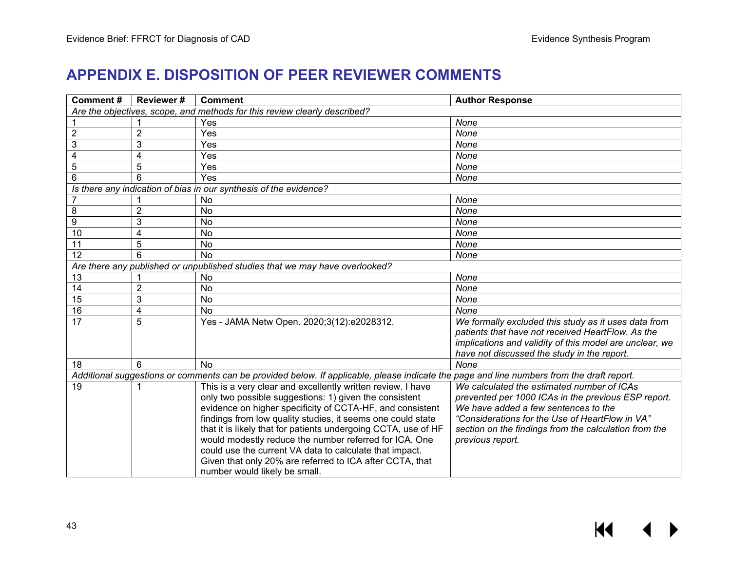# APPENDIX E. DISPOSITION OF PEER REVIEWER COMMENTS

| Comment # | Reviewer # | Comment | Author Response |
|---|---|---|---|
| *Are the objectives, scope, and methods for this review clearly described?* | | | |
| 1 | 1 | Yes | *None* |
| 2 | 2 | Yes | *None* |
| 3 | 3 | Yes | *None* |
| 4 | 4 | Yes | *None* |
| 5 | 5 | Yes | *None* |
| 6 | 6 | Yes | *None* |
| *Is there any indication of bias in our synthesis of the evidence?* | | | |
| 7 | 1 | No | *None* |
| 8 | 2 | No | *None* |
| 9 | 3 | No | *None* |
| 10 | 4 | No | *None* |
| 11 | 5 | No | *None* |
| 12 | 6 | No | *None* |
| *Are there any published or unpublished studies that we may have overlooked?* | | | |
| 13 | 1 | No | *None* |
| 14 | 2 | No | *None* |
| 15 | 3 | No | *None* |
| 16 | 4 | No | *None* |
| 17 | 5 | Yes - JAMA Netw Open. 2020;3(12):e2028312. | *We formally excluded this study as it uses data from patients that have not received HeartFlow. As the implications and validity of this model are unclear, we have not discussed the study in the report.* |
| 18 | 6 | No | *None* |
| *Additional suggestions or comments can be provided below. If applicable, please indicate the page and line numbers from the draft report.* | | | |
| 19 | 1 | This is a very clear and excellently written review. I have only two possible suggestions: 1) given the consistent evidence on higher specificity of CCTA-HF, and consistent findings from low quality studies, it seems one could state that it is likely that for patients undergoing CCTA, use of HF would modestly reduce the number referred for ICA. One could use the current VA data to calculate that impact. Given that only 20% are referred to ICA after CCTA, that number would likely be small. | *We calculated the estimated number of ICAs prevented per 1000 ICAs in the previous ESP report. We have added a few sentences to the "Considerations for the Use of HeartFlow in VA" section on the findings from the calculation from the previous report.* |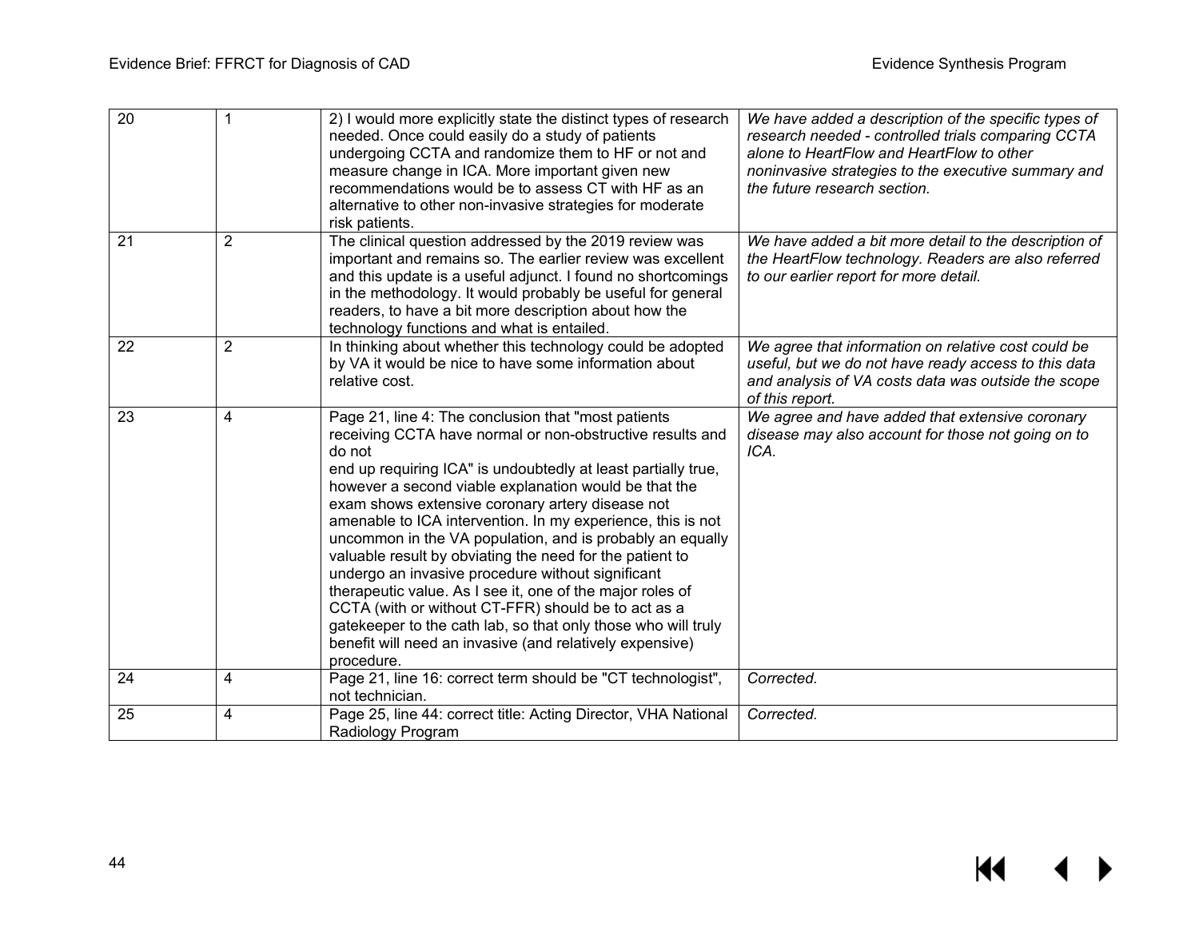| | | | |
|---|---|---|---|
| 20 | 1 | 2) I would more explicitly state the distinct types of research needed. Once could easily do a study of patients undergoing CCTA and randomize them to HF or not and measure change in ICA. More important given new recommendations would be to assess CT with HF as an alternative to other non-invasive strategies for moderate risk patients. | *We have added a description of the specific types of research needed - controlled trials comparing CCTA alone to HeartFlow and HeartFlow to other noninvasive strategies to the executive summary and the future research section.* |
| 21 | 2 | The clinical question addressed by the 2019 review was important and remains so. The earlier review was excellent and this update is a useful adjunct. I found no shortcomings in the methodology. It would probably be useful for general readers, to have a bit more description about how the technology functions and what is entailed. | *We have added a bit more detail to the description of the HeartFlow technology. Readers are also referred to our earlier report for more detail.* |
| 22 | 2 | In thinking about whether this technology could be adopted by VA it would be nice to have some information about relative cost. | *We agree that information on relative cost could be useful, but we do not have ready access to this data and analysis of VA costs data was outside the scope of this report.* |
| 23 | 4 | Page 21, line 4: The conclusion that "most patients receiving CCTA have normal or non-obstructive results and do not end up requiring ICA" is undoubtedly at least partially true, however a second viable explanation would be that the exam shows extensive coronary artery disease not amenable to ICA intervention. In my experience, this is not uncommon in the VA population, and is probably an equally valuable result by obviating the need for the patient to undergo an invasive procedure without significant therapeutic value. As I see it, one of the major roles of CCTA (with or without CT-FFR) should be to act as a gatekeeper to the cath lab, so that only those who will truly benefit will need an invasive (and relatively expensive) procedure. | *We agree and have added that extensive coronary disease may also account for those not going on to ICA.* |
| 24 | 4 | Page 21, line 16: correct term should be "CT technologist", not technician. | *Corrected.* |
| 25 | 4 | Page 25, line 44: correct title: Acting Director, VHA National Radiology Program | *Corrected.* |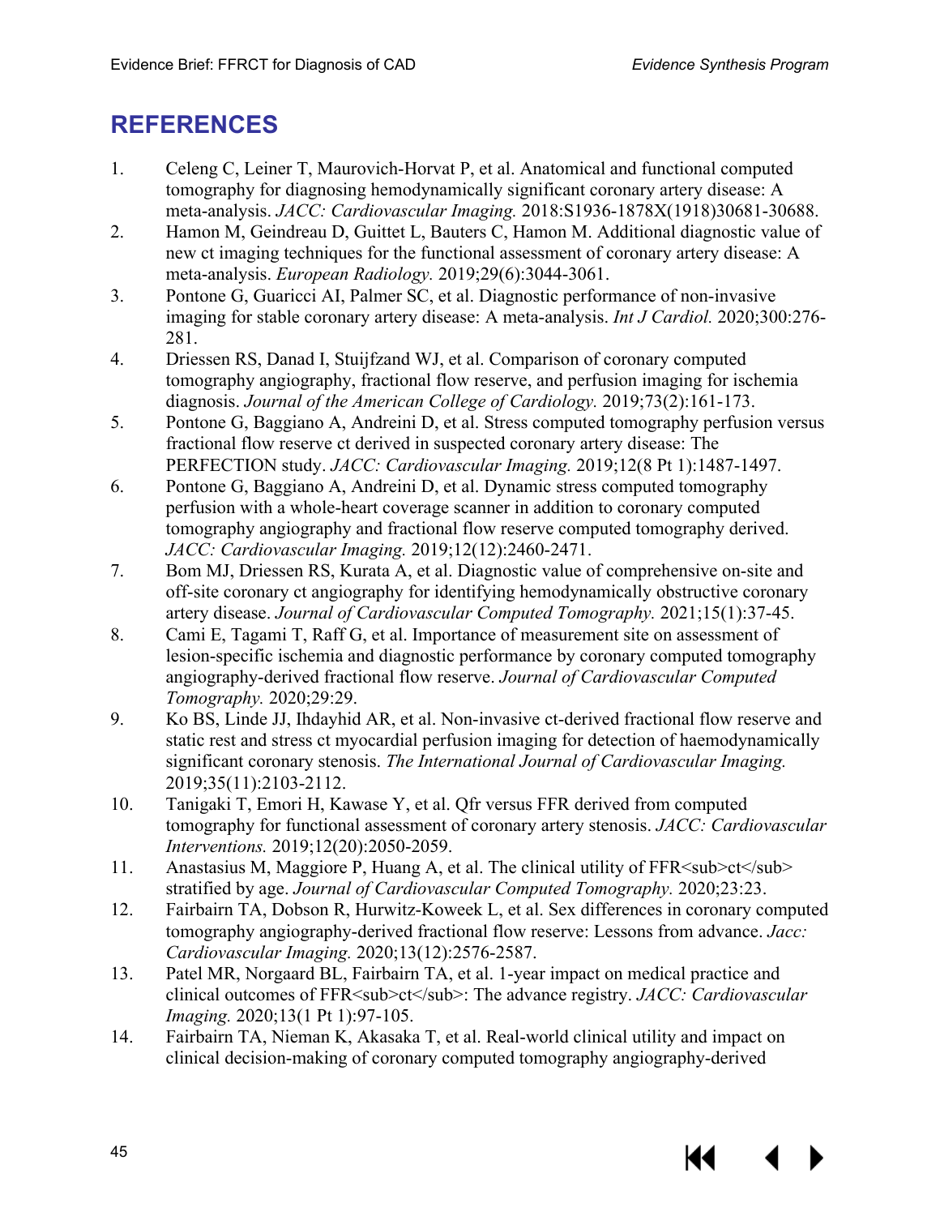## REFERENCES

1. Celeng C, Leiner T, Maurovich-Horvat P, et al. Anatomical and functional computed tomography for diagnosing hemodynamically significant coronary artery disease: A meta-analysis. *JACC: Cardiovascular Imaging.* 2018:S1936-1878X(1918)30681-30688.
2. Hamon M, Geindreau D, Guittet L, Bauters C, Hamon M. Additional diagnostic value of new ct imaging techniques for the functional assessment of coronary artery disease: A meta-analysis. *European Radiology.* 2019;29(6):3044-3061.
3. Pontone G, Guaricci AI, Palmer SC, et al. Diagnostic performance of non-invasive imaging for stable coronary artery disease: A meta-analysis. *Int J Cardiol.* 2020;300:276-281.
4. Driessen RS, Danad I, Stuijfzand WJ, et al. Comparison of coronary computed tomography angiography, fractional flow reserve, and perfusion imaging for ischemia diagnosis. *Journal of the American College of Cardiology.* 2019;73(2):161-173.
5. Pontone G, Baggiano A, Andreini D, et al. Stress computed tomography perfusion versus fractional flow reserve ct derived in suspected coronary artery disease: The PERFECTION study. *JACC: Cardiovascular Imaging.* 2019;12(8 Pt 1):1487-1497.
6. Pontone G, Baggiano A, Andreini D, et al. Dynamic stress computed tomography perfusion with a whole-heart coverage scanner in addition to coronary computed tomography angiography and fractional flow reserve computed tomography derived. *JACC: Cardiovascular Imaging.* 2019;12(12):2460-2471.
7. Bom MJ, Driessen RS, Kurata A, et al. Diagnostic value of comprehensive on-site and off-site coronary ct angiography for identifying hemodynamically obstructive coronary artery disease. *Journal of Cardiovascular Computed Tomography.* 2021;15(1):37-45.
8. Cami E, Tagami T, Raff G, et al. Importance of measurement site on assessment of lesion-specific ischemia and diagnostic performance by coronary computed tomography angiography-derived fractional flow reserve. *Journal of Cardiovascular Computed Tomography.* 2020;29:29.
9. Ko BS, Linde JJ, Ihdayhid AR, et al. Non-invasive ct-derived fractional flow reserve and static rest and stress ct myocardial perfusion imaging for detection of haemodynamically significant coronary stenosis. *The International Journal of Cardiovascular Imaging.* 2019;35(11):2103-2112.
10. Tanigaki T, Emori H, Kawase Y, et al. Qfr versus FFR derived from computed tomography for functional assessment of coronary artery stenosis. *JACC: Cardiovascular Interventions.* 2019;12(20):2050-2059.
11. Anastasius M, Maggiore P, Huang A, et al. The clinical utility of $FFR_{ct}$ stratified by age. *Journal of Cardiovascular Computed Tomography.* 2020;23:23.
12. Fairbairn TA, Dobson R, Hurwitz-Koweek L, et al. Sex differences in coronary computed tomography angiography-derived fractional flow reserve: Lessons from advance. *Jacc: Cardiovascular Imaging.* 2020;13(12):2576-2587.
13. Patel MR, Norgaard BL, Fairbairn TA, et al. 1-year impact on medical practice and clinical outcomes of $FFR_{ct}$: The advance registry. *JACC: Cardiovascular Imaging.* 2020;13(1 Pt 1):97-105.
14. Fairbairn TA, Nieman K, Akasaka T, et al. Real-world clinical utility and impact on clinical decision-making of coronary computed tomography angiography-derived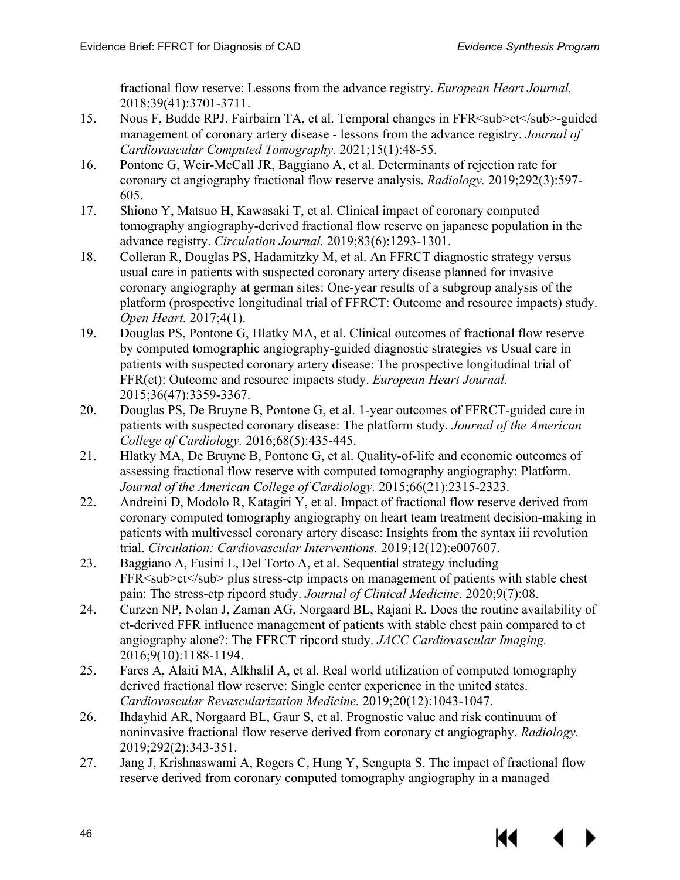fractional flow reserve: Lessons from the advance registry. *European Heart Journal.* 2018;39(41):3701-3711.

15. Nous F, Budde RPJ, Fairbairn TA, et al. Temporal changes in FFR<sub>ct</sub>-guided management of coronary artery disease - lessons from the advance registry. *Journal of Cardiovascular Computed Tomography.* 2021;15(1):48-55.
16. Pontone G, Weir-McCall JR, Baggiano A, et al. Determinants of rejection rate for coronary ct angiography fractional flow reserve analysis. *Radiology.* 2019;292(3):597-605.
17. Shiono Y, Matsuo H, Kawasaki T, et al. Clinical impact of coronary computed tomography angiography-derived fractional flow reserve on japanese population in the advance registry. *Circulation Journal.* 2019;83(6):1293-1301.
18. Colleran R, Douglas PS, Hadamitzky M, et al. An FFRCT diagnostic strategy versus usual care in patients with suspected coronary artery disease planned for invasive coronary angiography at german sites: One-year results of a subgroup analysis of the platform (prospective longitudinal trial of FFRCT: Outcome and resource impacts) study. *Open Heart.* 2017;4(1).
19. Douglas PS, Pontone G, Hlatky MA, et al. Clinical outcomes of fractional flow reserve by computed tomographic angiography-guided diagnostic strategies vs Usual care in patients with suspected coronary artery disease: The prospective longitudinal trial of FFR(ct): Outcome and resource impacts study. *European Heart Journal.* 2015;36(47):3359-3367.
20. Douglas PS, De Bruyne B, Pontone G, et al. 1-year outcomes of FFRCT-guided care in patients with suspected coronary disease: The platform study. *Journal of the American College of Cardiology.* 2016;68(5):435-445.
21. Hlatky MA, De Bruyne B, Pontone G, et al. Quality-of-life and economic outcomes of assessing fractional flow reserve with computed tomography angiography: Platform. *Journal of the American College of Cardiology.* 2015;66(21):2315-2323.
22. Andreini D, Modolo R, Katagiri Y, et al. Impact of fractional flow reserve derived from coronary computed tomography angiography on heart team treatment decision-making in patients with multivessel coronary artery disease: Insights from the syntax iii revolution trial. *Circulation: Cardiovascular Interventions.* 2019;12(12):e007607.
23. Baggiano A, Fusini L, Del Torto A, et al. Sequential strategy including FFR<sub>ct</sub> plus stress-ctp impacts on management of patients with stable chest pain: The stress-ctp ripcord study. *Journal of Clinical Medicine.* 2020;9(7):08.
24. Curzen NP, Nolan J, Zaman AG, Norgaard BL, Rajani R. Does the routine availability of ct-derived FFR influence management of patients with stable chest pain compared to ct angiography alone?: The FFRCT ripcord study. *JACC Cardiovascular Imaging.* 2016;9(10):1188-1194.
25. Fares A, Alaiti MA, Alkhalil A, et al. Real world utilization of computed tomography derived fractional flow reserve: Single center experience in the united states. *Cardiovascular Revascularization Medicine.* 2019;20(12):1043-1047.
26. Ihdayhid AR, Norgaard BL, Gaur S, et al. Prognostic value and risk continuum of noninvasive fractional flow reserve derived from coronary ct angiography. *Radiology.* 2019;292(2):343-351.
27. Jang J, Krishnaswami A, Rogers C, Hung Y, Sengupta S. The impact of fractional flow reserve derived from coronary computed tomography angiography in a managed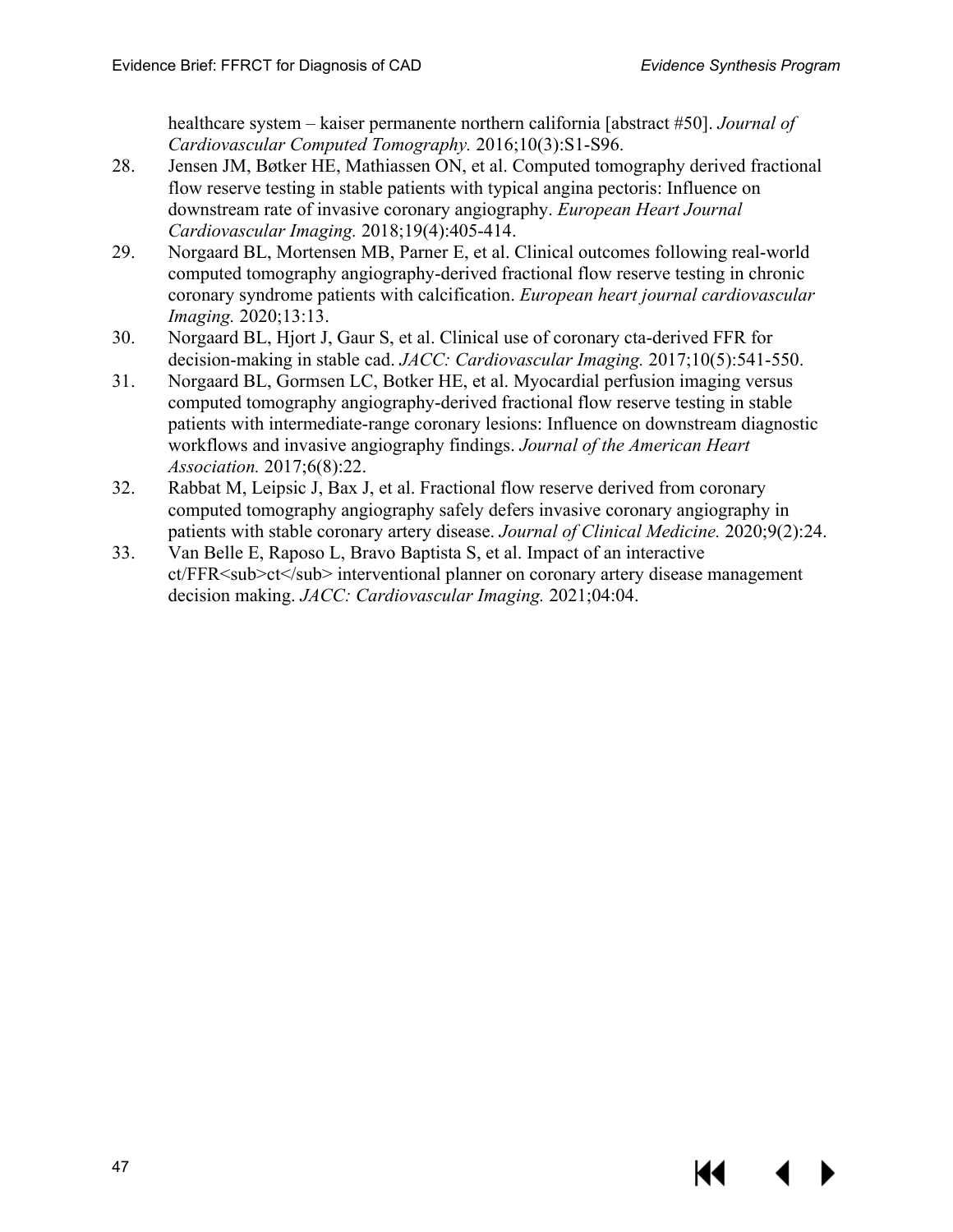healthcare system – kaiser permanente northern california [abstract #50]. *Journal of Cardiovascular Computed Tomography.* 2016;10(3):S1-S96.

28. Jensen JM, Bøtker HE, Mathiassen ON, et al. Computed tomography derived fractional flow reserve testing in stable patients with typical angina pectoris: Influence on downstream rate of invasive coronary angiography. *European Heart Journal Cardiovascular Imaging.* 2018;19(4):405-414.
29. Norgaard BL, Mortensen MB, Parner E, et al. Clinical outcomes following real-world computed tomography angiography-derived fractional flow reserve testing in chronic coronary syndrome patients with calcification. *European heart journal cardiovascular Imaging.* 2020;13:13.
30. Norgaard BL, Hjort J, Gaur S, et al. Clinical use of coronary cta-derived FFR for decision-making in stable cad. *JACC: Cardiovascular Imaging.* 2017;10(5):541-550.
31. Norgaard BL, Gormsen LC, Botker HE, et al. Myocardial perfusion imaging versus computed tomography angiography-derived fractional flow reserve testing in stable patients with intermediate-range coronary lesions: Influence on downstream diagnostic workflows and invasive angiography findings. *Journal of the American Heart Association.* 2017;6(8):22.
32. Rabbat M, Leipsic J, Bax J, et al. Fractional flow reserve derived from coronary computed tomography angiography safely defers invasive coronary angiography in patients with stable coronary artery disease. *Journal of Clinical Medicine.* 2020;9(2):24.
33. Van Belle E, Raposo L, Bravo Baptista S, et al. Impact of an interactive ct/FFR<sub>ct</sub> interventional planner on coronary artery disease management decision making. *JACC: Cardiovascular Imaging.* 2021;04:04.